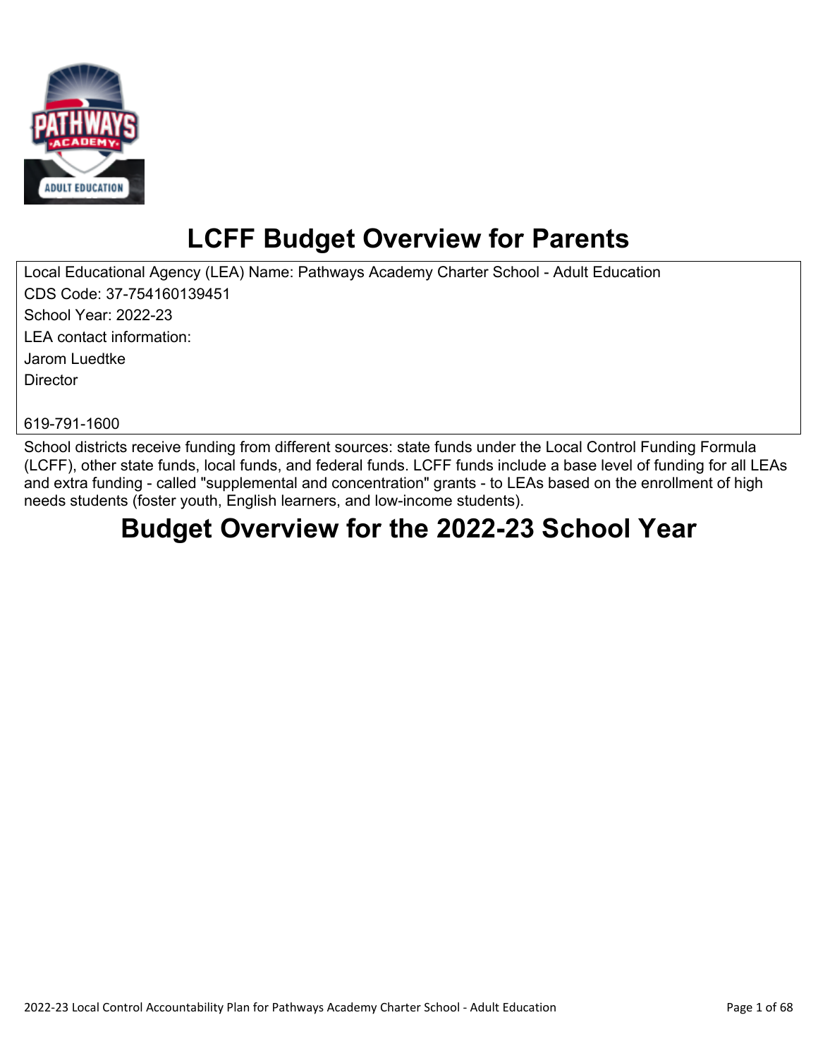# LCFF Budget Overview for Parents

Local Educational Agency (LEA) Name: Pathways Academy Charter School - Adult Education
CDS Code: 37-754160139451
School Year: 2022-23
LEA contact information:
Jarom Luedtke
Director

619-791-1600

School districts receive funding from different sources: state funds under the Local Control Funding Formula (LCFF), other state funds, local funds, and federal funds. LCFF funds include a base level of funding for all LEAs and extra funding - called "supplemental and concentration" grants - to LEAs based on the enrollment of high needs students (foster youth, English learners, and low-income students).

# Budget Overview for the 2022-23 School Year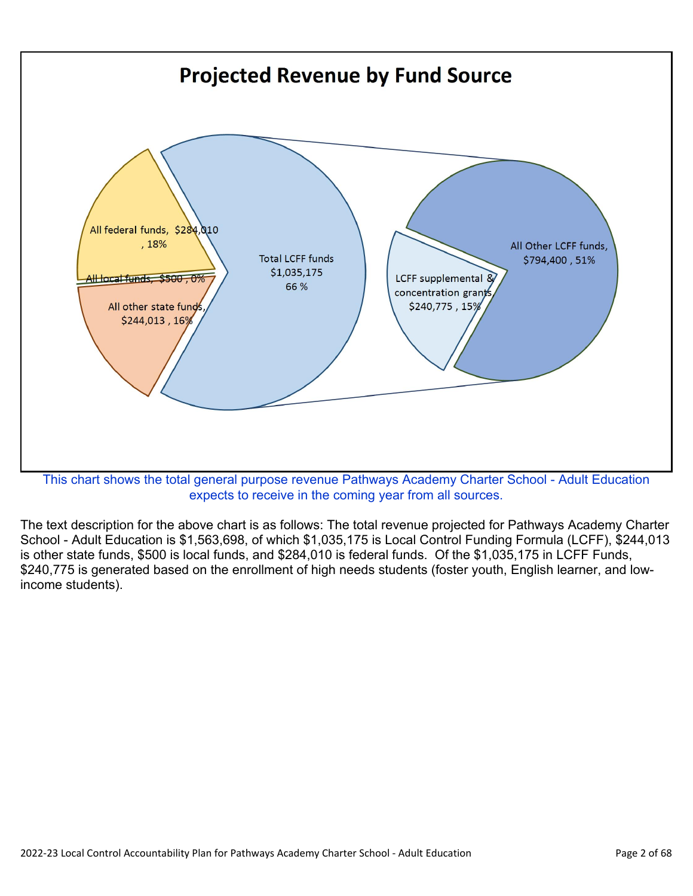## Projected Revenue by Fund Source

- All federal funds, $284,010 , 18%
- All local funds, $500 , 0%
- All other state funds, $244,013 , 16%
- Total LCFF funds $1,035,175 66 %
  - LCFF supplemental & concentration grants, $240,775 , 15%
  - All Other LCFF funds, $794,400 , 51%

This chart shows the total general purpose revenue Pathways Academy Charter School - Adult Education expects to receive in the coming year from all sources.

The text description for the above chart is as follows: The total revenue projected for Pathways Academy Charter School - Adult Education is $1,563,698, of which $1,035,175 is Local Control Funding Formula (LCFF), $244,013 is other state funds, $500 is local funds, and $284,010 is federal funds. Of the $1,035,175 in LCFF Funds, $240,775 is generated based on the enrollment of high needs students (foster youth, English learner, and low-income students).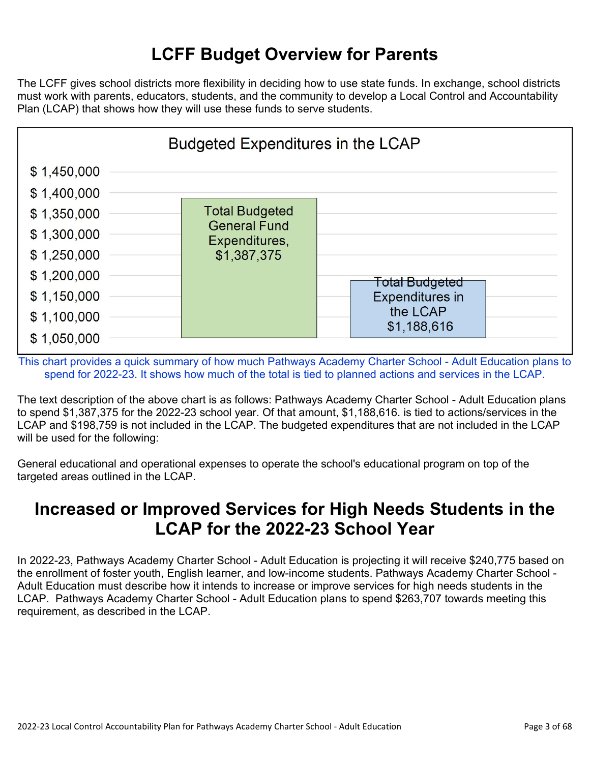# LCFF Budget Overview for Parents

The LCFF gives school districts more flexibility in deciding how to use state funds. In exchange, school districts must work with parents, educators, students, and the community to develop a Local Control and Accountability Plan (LCAP) that shows how they will use these funds to serve students.

**Budgeted Expenditures in the LCAP**

| Category | Amount |
|---|---|
| Total Budgeted General Fund Expenditures | $1,387,375 |
| Total Budgeted Expenditures in the LCAP | $1,188,616 |

This chart provides a quick summary of how much Pathways Academy Charter School - Adult Education plans to spend for 2022-23. It shows how much of the total is tied to planned actions and services in the LCAP.

The text description of the above chart is as follows: Pathways Academy Charter School - Adult Education plans to spend $1,387,375 for the 2022-23 school year. Of that amount, $1,188,616. is tied to actions/services in the LCAP and $198,759 is not included in the LCAP. The budgeted expenditures that are not included in the LCAP will be used for the following:

General educational and operational expenses to operate the school's educational program on top of the targeted areas outlined in the LCAP.

# Increased or Improved Services for High Needs Students in the LCAP for the 2022-23 School Year

In 2022-23, Pathways Academy Charter School - Adult Education is projecting it will receive $240,775 based on the enrollment of foster youth, English learner, and low-income students. Pathways Academy Charter School - Adult Education must describe how it intends to increase or improve services for high needs students in the LCAP. Pathways Academy Charter School - Adult Education plans to spend $263,707 towards meeting this requirement, as described in the LCAP.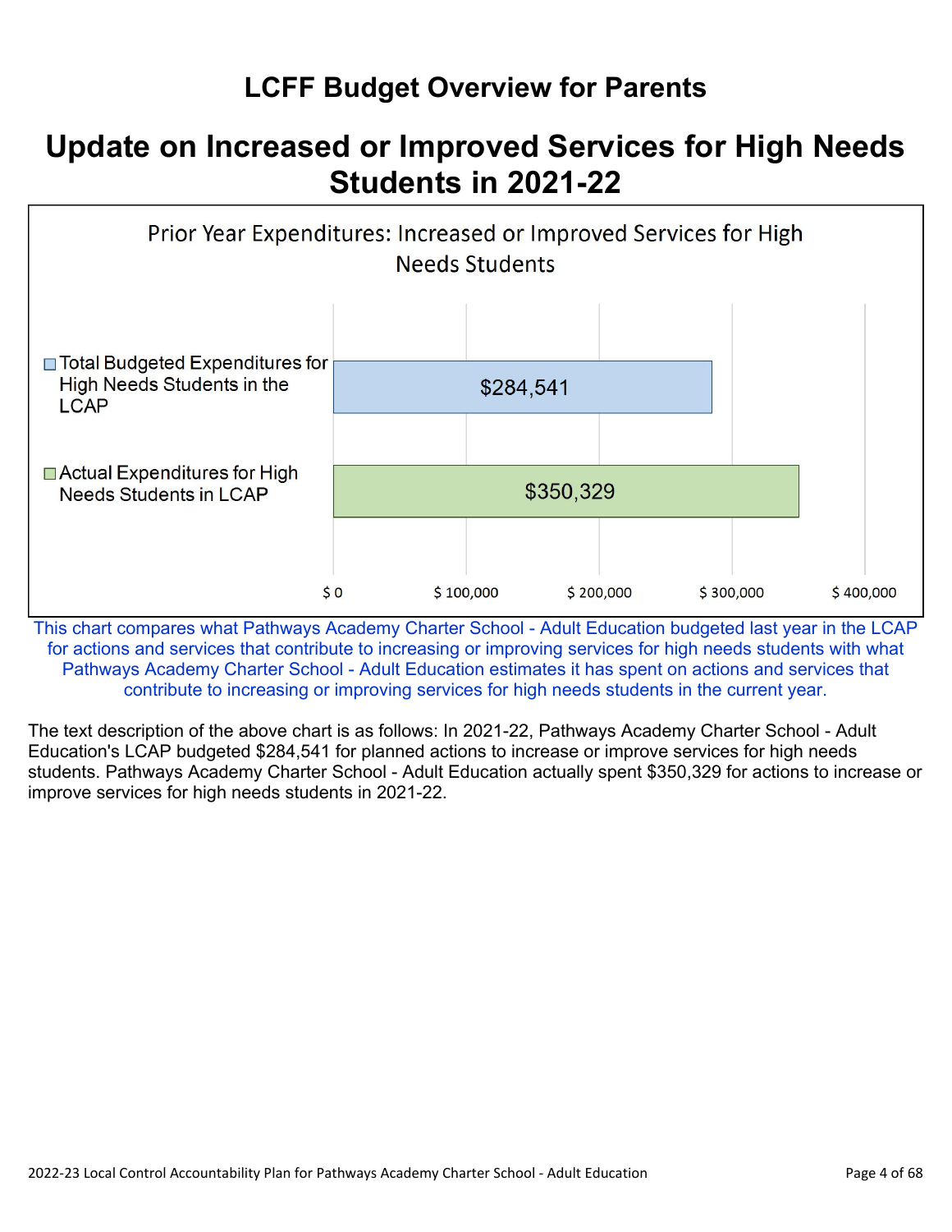# LCFF Budget Overview for Parents

## Update on Increased or Improved Services for High Needs Students in 2021-22

Prior Year Expenditures: Increased or Improved Services for High Needs Students

| | Amount |
| --- | --- |
| Total Budgeted Expenditures for High Needs Students in the LCAP | $284,541 |
| Actual Expenditures for High Needs Students in LCAP | $350,329 |

This chart compares what Pathways Academy Charter School - Adult Education budgeted last year in the LCAP for actions and services that contribute to increasing or improving services for high needs students with what Pathways Academy Charter School - Adult Education estimates it has spent on actions and services that contribute to increasing or improving services for high needs students in the current year.

The text description of the above chart is as follows: In 2021-22, Pathways Academy Charter School - Adult Education's LCAP budgeted $284,541 for planned actions to increase or improve services for high needs students. Pathways Academy Charter School - Adult Education actually spent $350,329 for actions to increase or improve services for high needs students in 2021-22.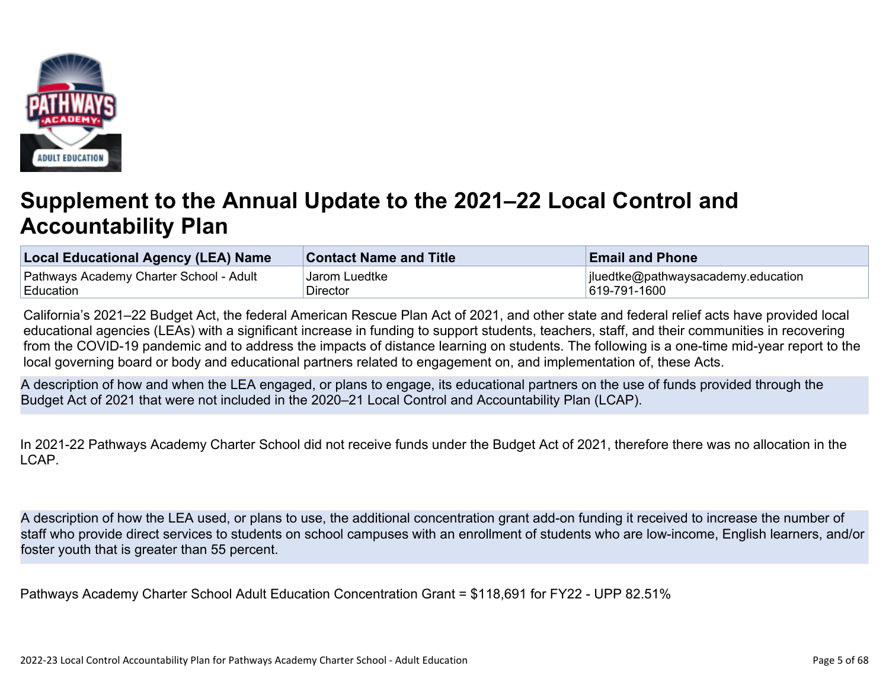# Supplement to the Annual Update to the 2021–22 Local Control and Accountability Plan

| Local Educational Agency (LEA) Name | Contact Name and Title | Email and Phone |
|---|---|---|
| Pathways Academy Charter School - Adult Education | Jarom Luedtke<br>Director | jluedtke@pathwaysacademy.education<br>619-791-1600 |

California's 2021–22 Budget Act, the federal American Rescue Plan Act of 2021, and other state and federal relief acts have provided local educational agencies (LEAs) with a significant increase in funding to support students, teachers, staff, and their communities in recovering from the COVID-19 pandemic and to address the impacts of distance learning on students. The following is a one-time mid-year report to the local governing board or body and educational partners related to engagement on, and implementation of, these Acts.

A description of how and when the LEA engaged, or plans to engage, its educational partners on the use of funds provided through the Budget Act of 2021 that were not included in the 2020–21 Local Control and Accountability Plan (LCAP).

In 2021-22 Pathways Academy Charter School did not receive funds under the Budget Act of 2021, therefore there was no allocation in the LCAP.

A description of how the LEA used, or plans to use, the additional concentration grant add-on funding it received to increase the number of staff who provide direct services to students on school campuses with an enrollment of students who are low-income, English learners, and/or foster youth that is greater than 55 percent.

Pathways Academy Charter School Adult Education Concentration Grant = $118,691 for FY22 - UPP 82.51%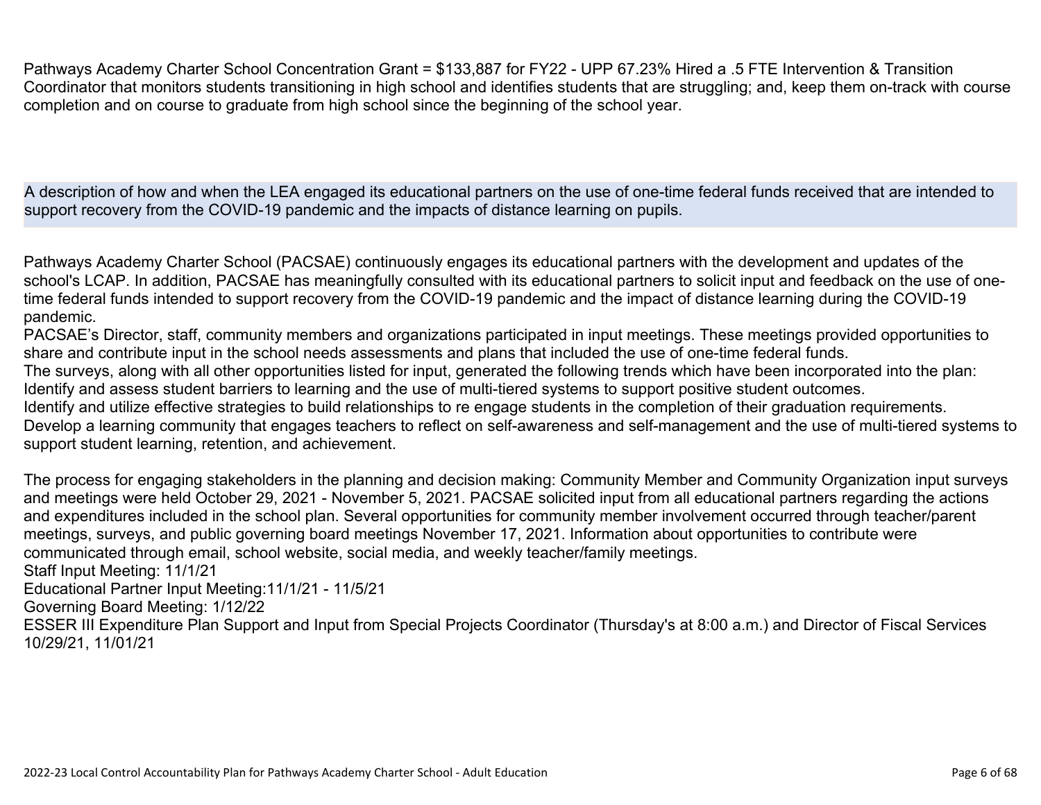Pathways Academy Charter School Concentration Grant = $133,887 for FY22 - UPP 67.23% Hired a .5 FTE Intervention & Transition Coordinator that monitors students transitioning in high school and identifies students that are struggling; and, keep them on-track with course completion and on course to graduate from high school since the beginning of the school year.

**A description of how and when the LEA engaged its educational partners on the use of one-time federal funds received that are intended to support recovery from the COVID-19 pandemic and the impacts of distance learning on pupils.**

Pathways Academy Charter School (PACSAE) continuously engages its educational partners with the development and updates of the school's LCAP. In addition, PACSAE has meaningfully consulted with its educational partners to solicit input and feedback on the use of one-time federal funds intended to support recovery from the COVID-19 pandemic and the impact of distance learning during the COVID-19 pandemic.
PACSAE's Director, staff, community members and organizations participated in input meetings. These meetings provided opportunities to share and contribute input in the school needs assessments and plans that included the use of one-time federal funds.
The surveys, along with all other opportunities listed for input, generated the following trends which have been incorporated into the plan:
Identify and assess student barriers to learning and the use of multi-tiered systems to support positive student outcomes.
Identify and utilize effective strategies to build relationships to re engage students in the completion of their graduation requirements.
Develop a learning community that engages teachers to reflect on self-awareness and self-management and the use of multi-tiered systems to support student learning, retention, and achievement.

The process for engaging stakeholders in the planning and decision making: Community Member and Community Organization input surveys and meetings were held October 29, 2021 - November 5, 2021. PACSAE solicited input from all educational partners regarding the actions and expenditures included in the school plan. Several opportunities for community member involvement occurred through teacher/parent meetings, surveys, and public governing board meetings November 17, 2021. Information about opportunities to contribute were communicated through email, school website, social media, and weekly teacher/family meetings.
Staff Input Meeting: 11/1/21
Educational Partner Input Meeting:11/1/21 - 11/5/21
Governing Board Meeting: 1/12/22
ESSER III Expenditure Plan Support and Input from Special Projects Coordinator (Thursday's at 8:00 a.m.) and Director of Fiscal Services 10/29/21, 11/01/21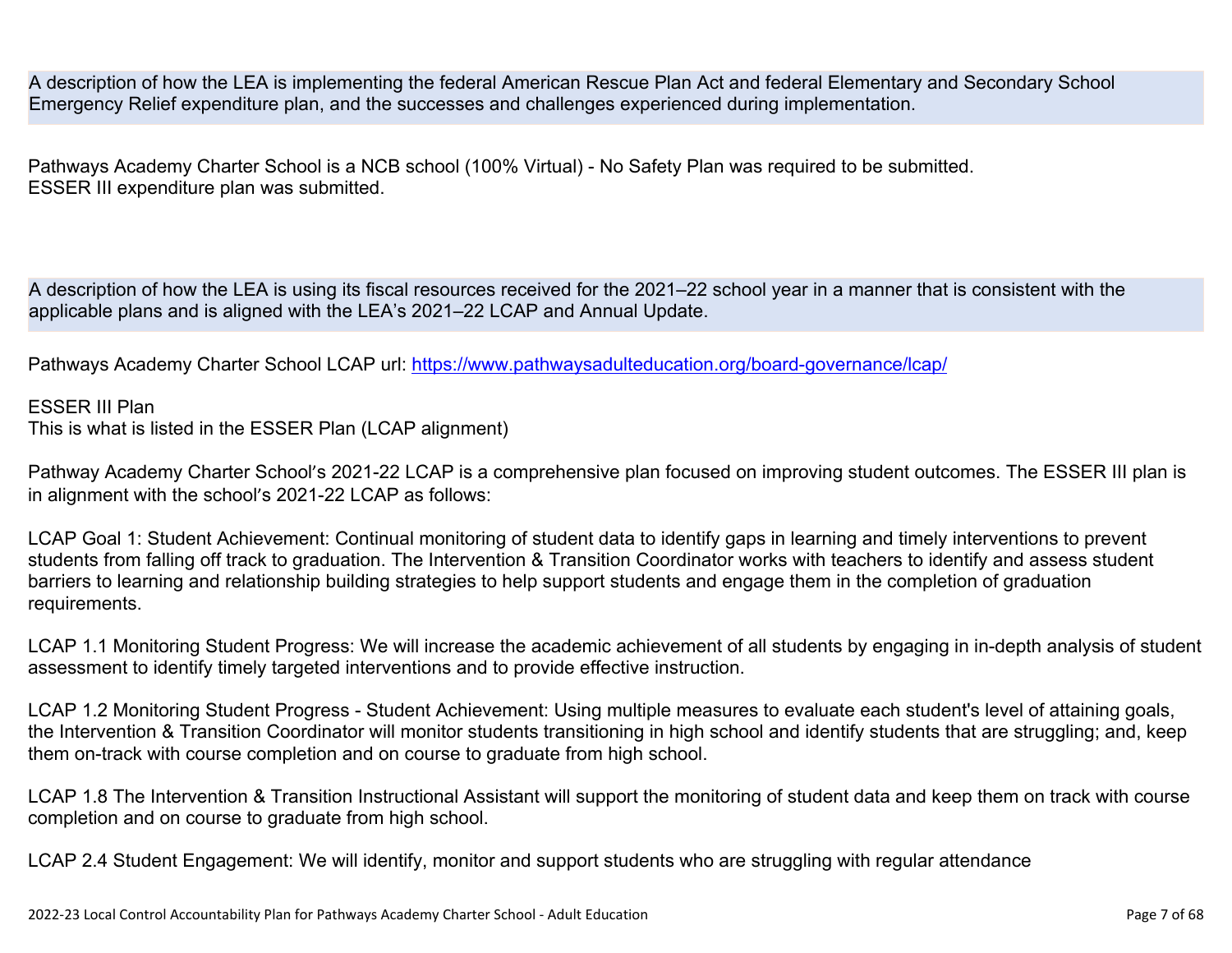A description of how the LEA is implementing the federal American Rescue Plan Act and federal Elementary and Secondary School Emergency Relief expenditure plan, and the successes and challenges experienced during implementation.

Pathways Academy Charter School is a NCB school (100% Virtual) - No Safety Plan was required to be submitted.
ESSER III expenditure plan was submitted.

A description of how the LEA is using its fiscal resources received for the 2021–22 school year in a manner that is consistent with the applicable plans and is aligned with the LEA's 2021–22 LCAP and Annual Update.

Pathways Academy Charter School LCAP url: [https://www.pathwaysadulteducation.org/board-governance/lcap/](https://www.pathwaysadulteducation.org/board-governance/lcap/)

ESSER III Plan
This is what is listed in the ESSER Plan (LCAP alignment)

Pathway Academy Charter School's 2021-22 LCAP is a comprehensive plan focused on improving student outcomes. The ESSER III plan is in alignment with the school's 2021-22 LCAP as follows:

LCAP Goal 1: Student Achievement: Continual monitoring of student data to identify gaps in learning and timely interventions to prevent students from falling off track to graduation. The Intervention & Transition Coordinator works with teachers to identify and assess student barriers to learning and relationship building strategies to help support students and engage them in the completion of graduation requirements.

LCAP 1.1 Monitoring Student Progress: We will increase the academic achievement of all students by engaging in in-depth analysis of student assessment to identify timely targeted interventions and to provide effective instruction.

LCAP 1.2 Monitoring Student Progress - Student Achievement: Using multiple measures to evaluate each student's level of attaining goals, the Intervention & Transition Coordinator will monitor students transitioning in high school and identify students that are struggling; and, keep them on-track with course completion and on course to graduate from high school.

LCAP 1.8 The Intervention & Transition Instructional Assistant will support the monitoring of student data and keep them on track with course completion and on course to graduate from high school.

LCAP 2.4 Student Engagement: We will identify, monitor and support students who are struggling with regular attendance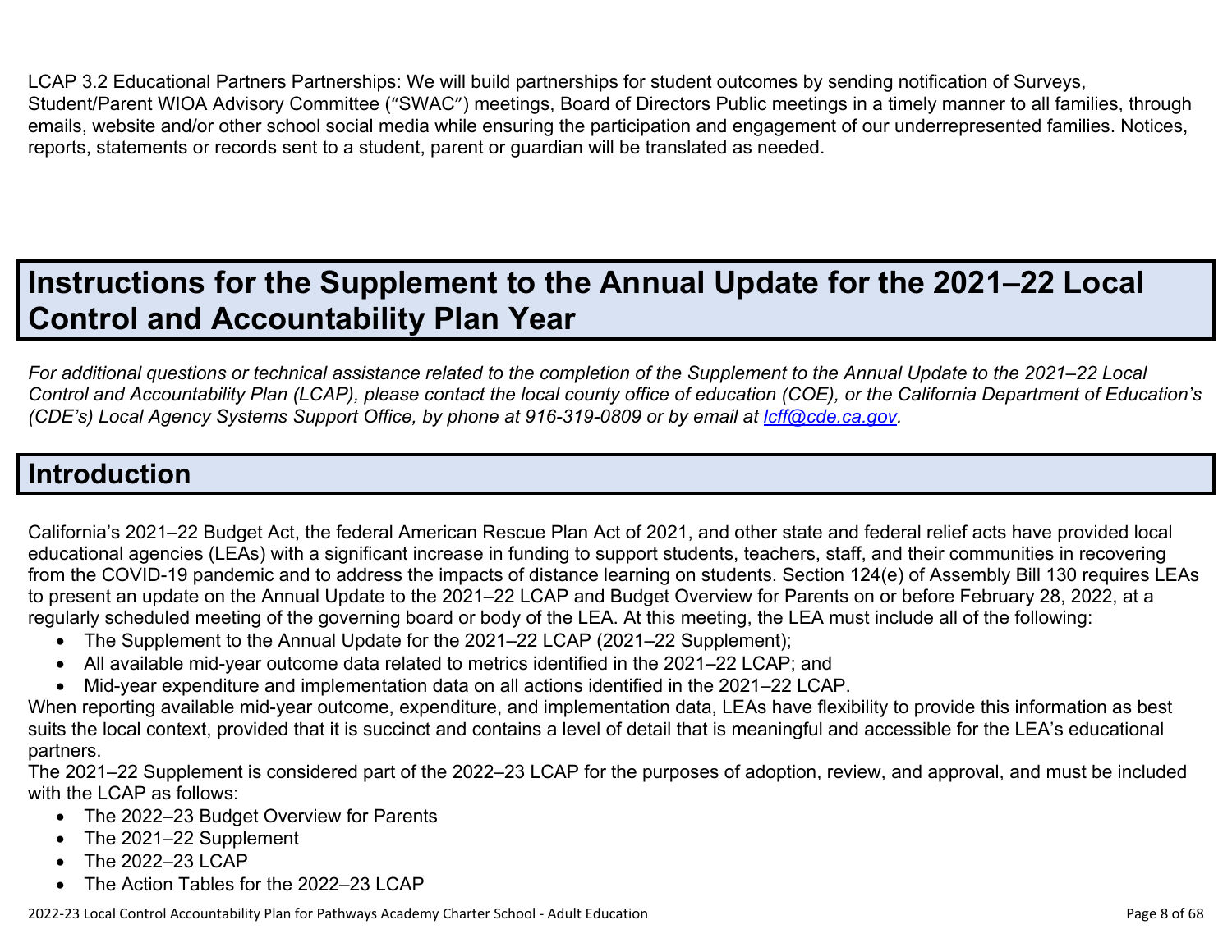LCAP 3.2 Educational Partners Partnerships: We will build partnerships for student outcomes by sending notification of Surveys, Student/Parent WIOA Advisory Committee (“SWAC”) meetings, Board of Directors Public meetings in a timely manner to all families, through emails, website and/or other school social media while ensuring the participation and engagement of our underrepresented families. Notices, reports, statements or records sent to a student, parent or guardian will be translated as needed.

# Instructions for the Supplement to the Annual Update for the 2021–22 Local Control and Accountability Plan Year

*For additional questions or technical assistance related to the completion of the Supplement to the Annual Update to the 2021–22 Local Control and Accountability Plan (LCAP), please contact the local county office of education (COE), or the California Department of Education’s (CDE’s) Local Agency Systems Support Office, by phone at 916-319-0809 or by email at [lcff@cde.ca.gov](mailto:lcff@cde.ca.gov).*

## Introduction

California’s 2021–22 Budget Act, the federal American Rescue Plan Act of 2021, and other state and federal relief acts have provided local educational agencies (LEAs) with a significant increase in funding to support students, teachers, staff, and their communities in recovering from the COVID-19 pandemic and to address the impacts of distance learning on students. Section 124(e) of Assembly Bill 130 requires LEAs to present an update on the Annual Update to the 2021–22 LCAP and Budget Overview for Parents on or before February 28, 2022, at a regularly scheduled meeting of the governing board or body of the LEA. At this meeting, the LEA must include all of the following:

- The Supplement to the Annual Update for the 2021–22 LCAP (2021–22 Supplement);
- All available mid-year outcome data related to metrics identified in the 2021–22 LCAP; and
- Mid-year expenditure and implementation data on all actions identified in the 2021–22 LCAP.

When reporting available mid-year outcome, expenditure, and implementation data, LEAs have flexibility to provide this information as best suits the local context, provided that it is succinct and contains a level of detail that is meaningful and accessible for the LEA’s educational partners.

The 2021–22 Supplement is considered part of the 2022–23 LCAP for the purposes of adoption, review, and approval, and must be included with the LCAP as follows:

- The 2022–23 Budget Overview for Parents
- The 2021–22 Supplement
- The 2022–23 LCAP
- The Action Tables for the 2022–23 LCAP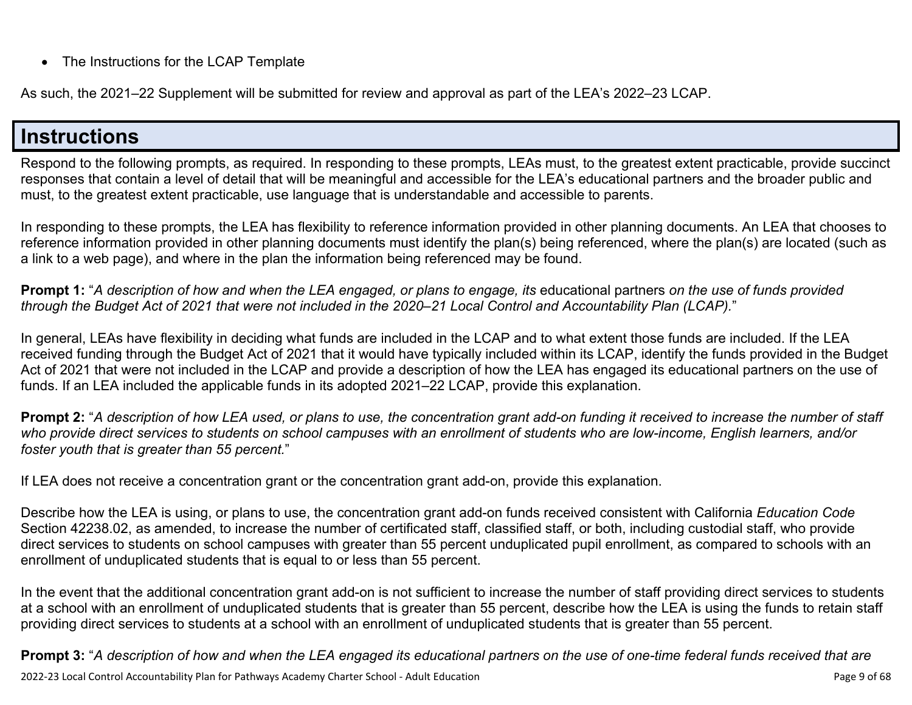- The Instructions for the LCAP Template

As such, the 2021–22 Supplement will be submitted for review and approval as part of the LEA's 2022–23 LCAP.

# Instructions

Respond to the following prompts, as required. In responding to these prompts, LEAs must, to the greatest extent practicable, provide succinct responses that contain a level of detail that will be meaningful and accessible for the LEA's educational partners and the broader public and must, to the greatest extent practicable, use language that is understandable and accessible to parents.

In responding to these prompts, the LEA has flexibility to reference information provided in other planning documents. An LEA that chooses to reference information provided in other planning documents must identify the plan(s) being referenced, where the plan(s) are located (such as a link to a web page), and where in the plan the information being referenced may be found.

**Prompt 1:** "*A description of how and when the LEA engaged, or plans to engage, its* educational partners *on the use of funds provided through the Budget Act of 2021 that were not included in the 2020–21 Local Control and Accountability Plan (LCAP).*"

In general, LEAs have flexibility in deciding what funds are included in the LCAP and to what extent those funds are included. If the LEA received funding through the Budget Act of 2021 that it would have typically included within its LCAP, identify the funds provided in the Budget Act of 2021 that were not included in the LCAP and provide a description of how the LEA has engaged its educational partners on the use of funds. If an LEA included the applicable funds in its adopted 2021–22 LCAP, provide this explanation.

**Prompt 2:** "*A description of how LEA used, or plans to use, the concentration grant add-on funding it received to increase the number of staff who provide direct services to students on school campuses with an enrollment of students who are low-income, English learners, and/or foster youth that is greater than 55 percent.*"

If LEA does not receive a concentration grant or the concentration grant add-on, provide this explanation.

Describe how the LEA is using, or plans to use, the concentration grant add-on funds received consistent with California *Education Code* Section 42238.02, as amended, to increase the number of certificated staff, classified staff, or both, including custodial staff, who provide direct services to students on school campuses with greater than 55 percent unduplicated pupil enrollment, as compared to schools with an enrollment of unduplicated students that is equal to or less than 55 percent.

In the event that the additional concentration grant add-on is not sufficient to increase the number of staff providing direct services to students at a school with an enrollment of unduplicated students that is greater than 55 percent, describe how the LEA is using the funds to retain staff providing direct services to students at a school with an enrollment of unduplicated students that is greater than 55 percent.

**Prompt 3:** "*A description of how and when the LEA engaged its educational partners on the use of one-time federal funds received that are*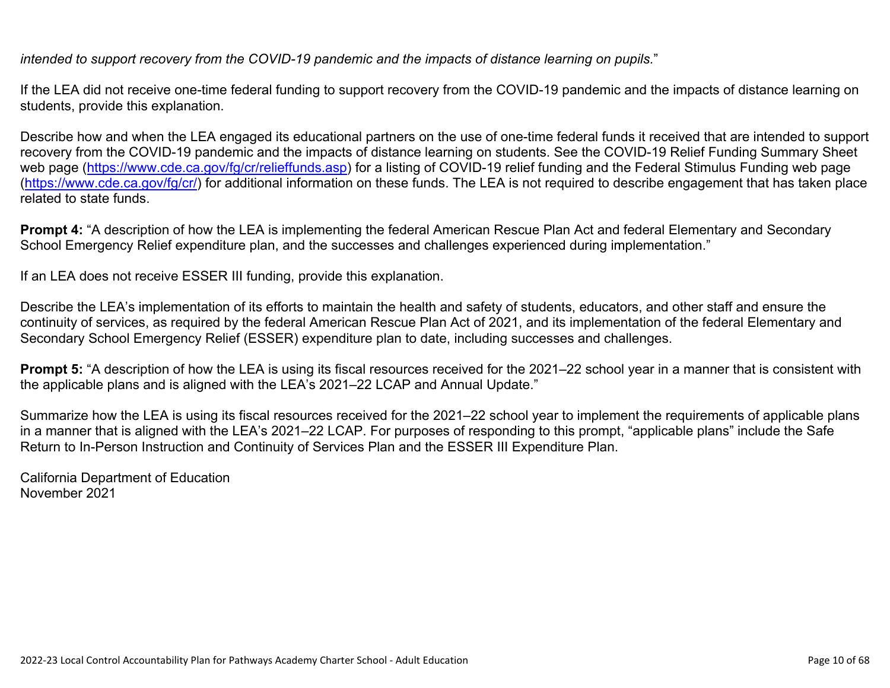*intended to support recovery from the COVID-19 pandemic and the impacts of distance learning on pupils.*"

If the LEA did not receive one-time federal funding to support recovery from the COVID-19 pandemic and the impacts of distance learning on students, provide this explanation.

Describe how and when the LEA engaged its educational partners on the use of one-time federal funds it received that are intended to support recovery from the COVID-19 pandemic and the impacts of distance learning on students. See the COVID-19 Relief Funding Summary Sheet web page (https://www.cde.ca.gov/fg/cr/relieffunds.asp) for a listing of COVID-19 relief funding and the Federal Stimulus Funding web page (https://www.cde.ca.gov/fg/cr/) for additional information on these funds. The LEA is not required to describe engagement that has taken place related to state funds.

**Prompt 4:** "A description of how the LEA is implementing the federal American Rescue Plan Act and federal Elementary and Secondary School Emergency Relief expenditure plan, and the successes and challenges experienced during implementation."

If an LEA does not receive ESSER III funding, provide this explanation.

Describe the LEA's implementation of its efforts to maintain the health and safety of students, educators, and other staff and ensure the continuity of services, as required by the federal American Rescue Plan Act of 2021, and its implementation of the federal Elementary and Secondary School Emergency Relief (ESSER) expenditure plan to date, including successes and challenges.

**Prompt 5:** "A description of how the LEA is using its fiscal resources received for the 2021–22 school year in a manner that is consistent with the applicable plans and is aligned with the LEA's 2021–22 LCAP and Annual Update."

Summarize how the LEA is using its fiscal resources received for the 2021–22 school year to implement the requirements of applicable plans in a manner that is aligned with the LEA's 2021–22 LCAP. For purposes of responding to this prompt, "applicable plans" include the Safe Return to In-Person Instruction and Continuity of Services Plan and the ESSER III Expenditure Plan.

California Department of Education
November 2021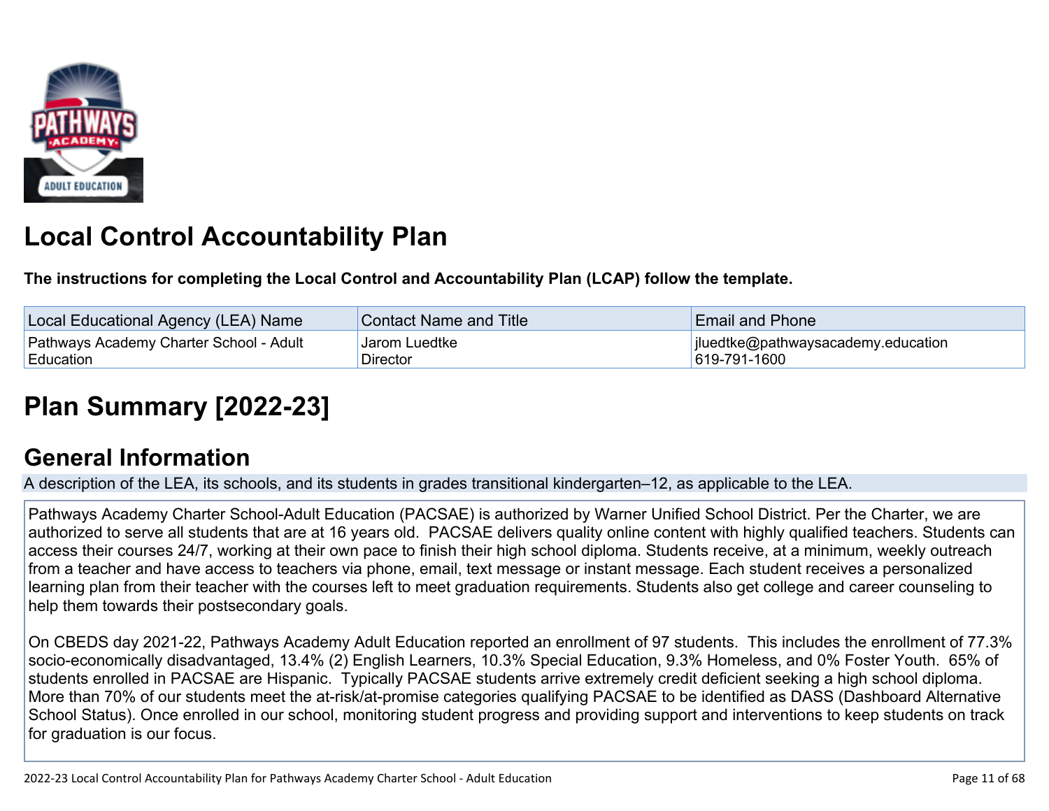# Local Control Accountability Plan

**The instructions for completing the Local Control and Accountability Plan (LCAP) follow the template.**

| Local Educational Agency (LEA) Name | Contact Name and Title | Email and Phone |
| --- | --- | --- |
| Pathways Academy Charter School - Adult Education | Jarom Luedtke<br>Director | jluedtke@pathwaysacademy.education<br>619-791-1600 |

# Plan Summary [2022-23]

## General Information

A description of the LEA, its schools, and its students in grades transitional kindergarten–12, as applicable to the LEA.

Pathways Academy Charter School-Adult Education (PACSAE) is authorized by Warner Unified School District. Per the Charter, we are authorized to serve all students that are at 16 years old. PACSAE delivers quality online content with highly qualified teachers. Students can access their courses 24/7, working at their own pace to finish their high school diploma. Students receive, at a minimum, weekly outreach from a teacher and have access to teachers via phone, email, text message or instant message. Each student receives a personalized learning plan from their teacher with the courses left to meet graduation requirements. Students also get college and career counseling to help them towards their postsecondary goals.

On CBEDS day 2021-22, Pathways Academy Adult Education reported an enrollment of 97 students. This includes the enrollment of 77.3% socio-economically disadvantaged, 13.4% (2) English Learners, 10.3% Special Education, 9.3% Homeless, and 0% Foster Youth. 65% of students enrolled in PACSAE are Hispanic. Typically PACSAE students arrive extremely credit deficient seeking a high school diploma. More than 70% of our students meet the at-risk/at-promise categories qualifying PACSAE to be identified as DASS (Dashboard Alternative School Status). Once enrolled in our school, monitoring student progress and providing support and interventions to keep students on track for graduation is our focus.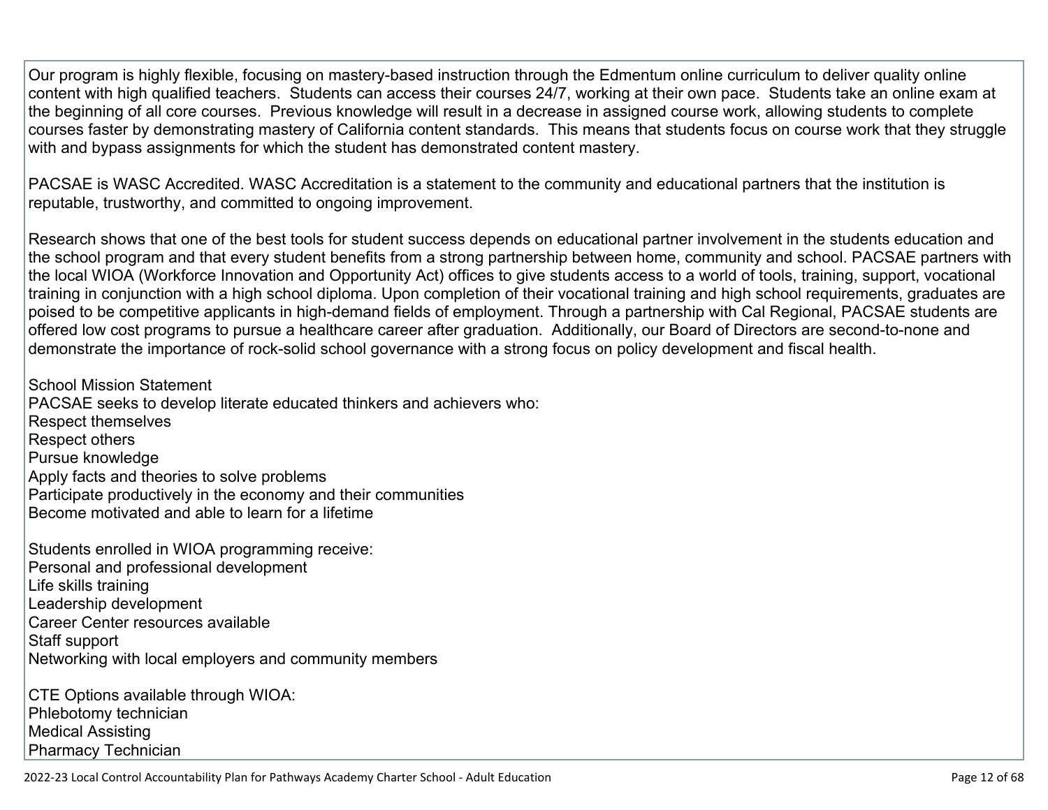Our program is highly flexible, focusing on mastery-based instruction through the Edmentum online curriculum to deliver quality online content with high qualified teachers. Students can access their courses 24/7, working at their own pace. Students take an online exam at the beginning of all core courses. Previous knowledge will result in a decrease in assigned course work, allowing students to complete courses faster by demonstrating mastery of California content standards. This means that students focus on course work that they struggle with and bypass assignments for which the student has demonstrated content mastery.

PACSAE is WASC Accredited. WASC Accreditation is a statement to the community and educational partners that the institution is reputable, trustworthy, and committed to ongoing improvement.

Research shows that one of the best tools for student success depends on educational partner involvement in the students education and the school program and that every student benefits from a strong partnership between home, community and school. PACSAE partners with the local WIOA (Workforce Innovation and Opportunity Act) offices to give students access to a world of tools, training, support, vocational training in conjunction with a high school diploma. Upon completion of their vocational training and high school requirements, graduates are poised to be competitive applicants in high-demand fields of employment. Through a partnership with Cal Regional, PACSAE students are offered low cost programs to pursue a healthcare career after graduation. Additionally, our Board of Directors are second-to-none and demonstrate the importance of rock-solid school governance with a strong focus on policy development and fiscal health.

School Mission Statement
PACSAE seeks to develop literate educated thinkers and achievers who:
Respect themselves
Respect others
Pursue knowledge
Apply facts and theories to solve problems
Participate productively in the economy and their communities
Become motivated and able to learn for a lifetime

Students enrolled in WIOA programming receive:
Personal and professional development
Life skills training
Leadership development
Career Center resources available
Staff support
Networking with local employers and community members

CTE Options available through WIOA:
Phlebotomy technician
Medical Assisting
Pharmacy Technician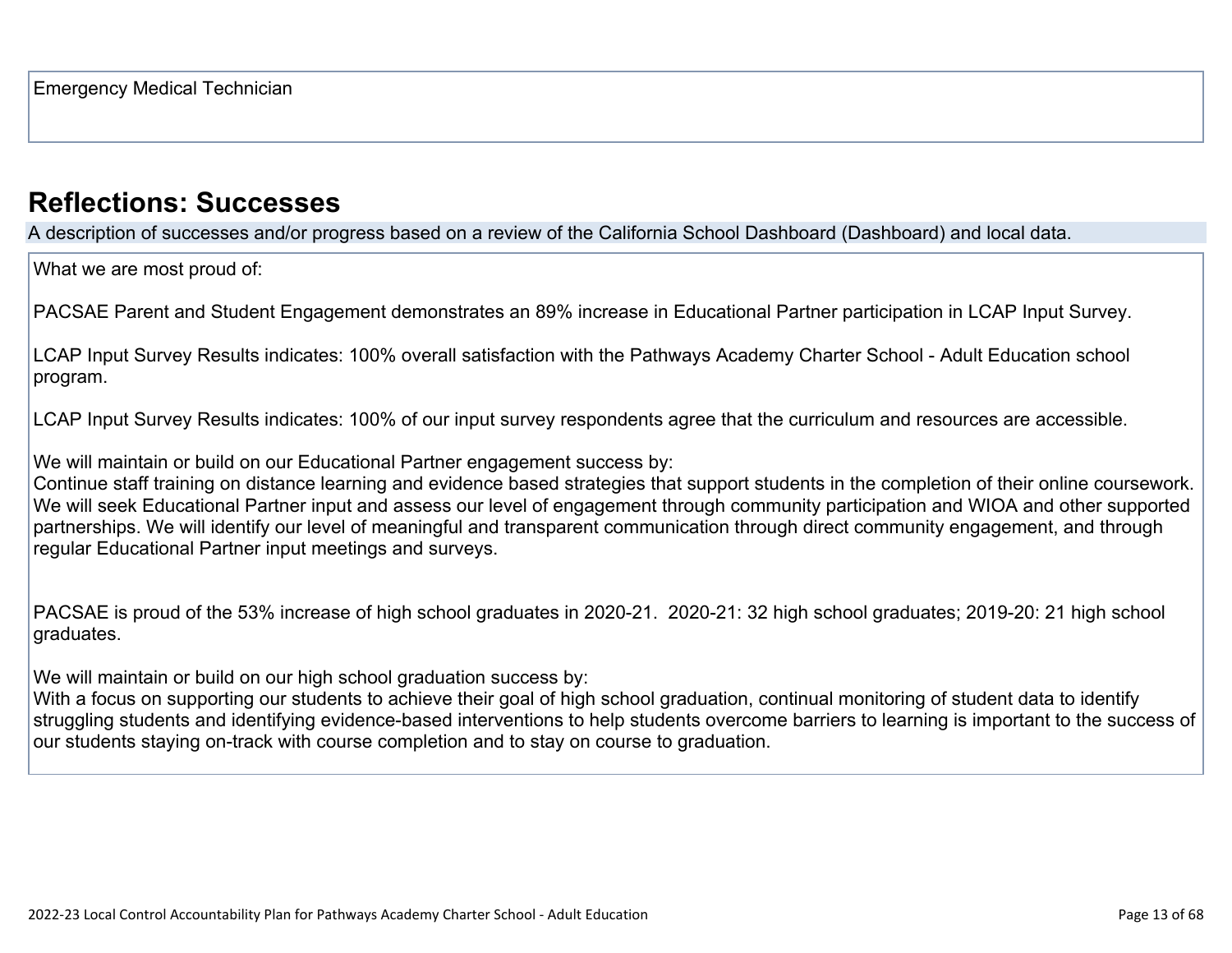Emergency Medical Technician

## Reflections: Successes

A description of successes and/or progress based on a review of the California School Dashboard (Dashboard) and local data.

What we are most proud of:

PACSAE Parent and Student Engagement demonstrates an 89% increase in Educational Partner participation in LCAP Input Survey.

LCAP Input Survey Results indicates: 100% overall satisfaction with the Pathways Academy Charter School - Adult Education school program.

LCAP Input Survey Results indicates: 100% of our input survey respondents agree that the curriculum and resources are accessible.

We will maintain or build on our Educational Partner engagement success by:
Continue staff training on distance learning and evidence based strategies that support students in the completion of their online coursework. We will seek Educational Partner input and assess our level of engagement through community participation and WIOA and other supported partnerships. We will identify our level of meaningful and transparent communication through direct community engagement, and through regular Educational Partner input meetings and surveys.

PACSAE is proud of the 53% increase of high school graduates in 2020-21. 2020-21: 32 high school graduates; 2019-20: 21 high school graduates.

We will maintain or build on our high school graduation success by:
With a focus on supporting our students to achieve their goal of high school graduation, continual monitoring of student data to identify struggling students and identifying evidence-based interventions to help students overcome barriers to learning is important to the success of our students staying on-track with course completion and to stay on course to graduation.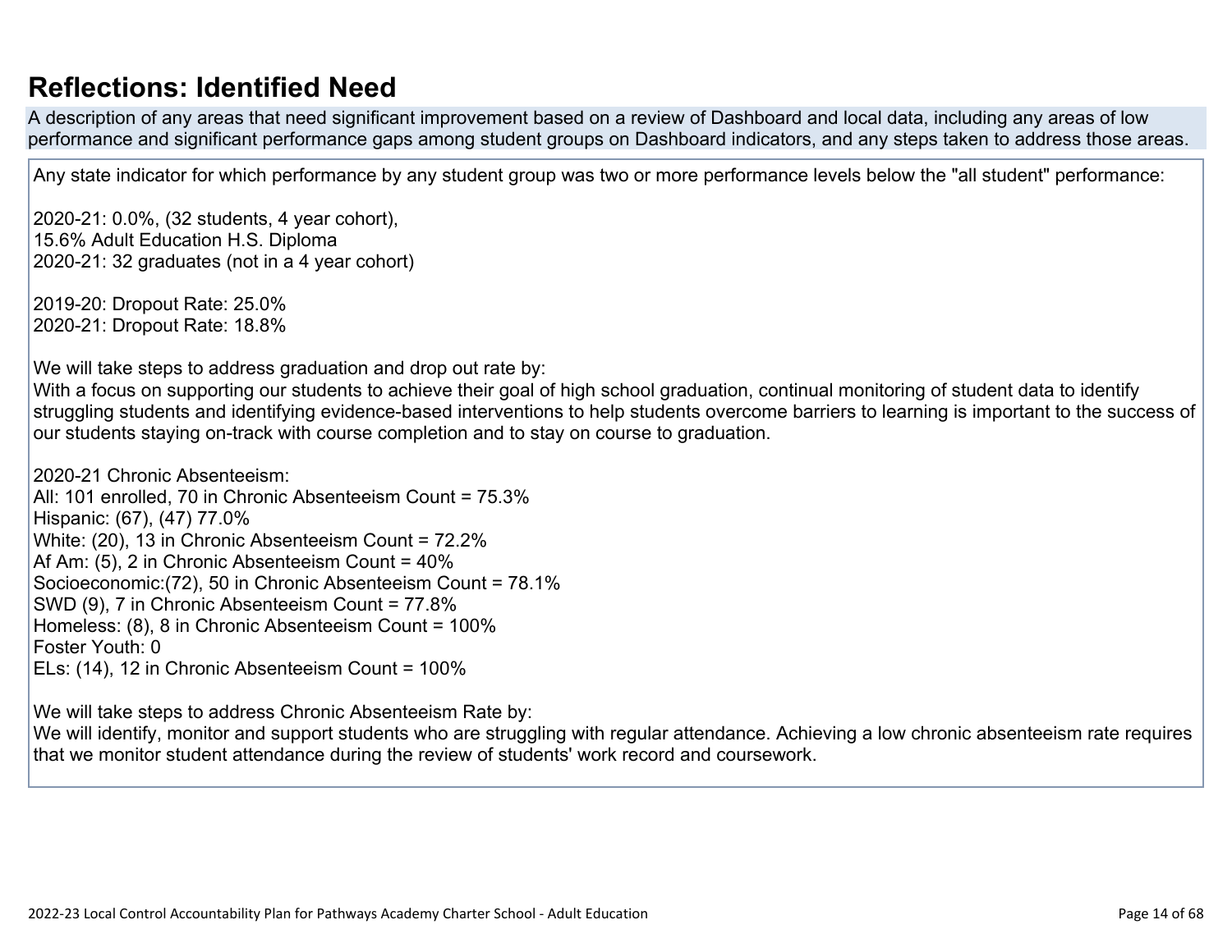# Reflections: Identified Need

A description of any areas that need significant improvement based on a review of Dashboard and local data, including any areas of low performance and significant performance gaps among student groups on Dashboard indicators, and any steps taken to address those areas.

Any state indicator for which performance by any student group was two or more performance levels below the "all student" performance:

2020-21: 0.0%, (32 students, 4 year cohort),
15.6% Adult Education H.S. Diploma
2020-21: 32 graduates (not in a 4 year cohort)

2019-20: Dropout Rate: 25.0%
2020-21: Dropout Rate: 18.8%

We will take steps to address graduation and drop out rate by:
With a focus on supporting our students to achieve their goal of high school graduation, continual monitoring of student data to identify struggling students and identifying evidence-based interventions to help students overcome barriers to learning is important to the success of our students staying on-track with course completion and to stay on course to graduation.

2020-21 Chronic Absenteeism:
All: 101 enrolled, 70 in Chronic Absenteeism Count = 75.3%
Hispanic: (67), (47) 77.0%
White: (20), 13 in Chronic Absenteeism Count = 72.2%
Af Am: (5), 2 in Chronic Absenteeism Count = 40%
Socioeconomic:(72), 50 in Chronic Absenteeism Count = 78.1%
SWD (9), 7 in Chronic Absenteeism Count = 77.8%
Homeless: (8), 8 in Chronic Absenteeism Count = 100%
Foster Youth: 0
ELs: (14), 12 in Chronic Absenteeism Count = 100%

We will take steps to address Chronic Absenteeism Rate by:
We will identify, monitor and support students who are struggling with regular attendance. Achieving a low chronic absenteeism rate requires that we monitor student attendance during the review of students' work record and coursework.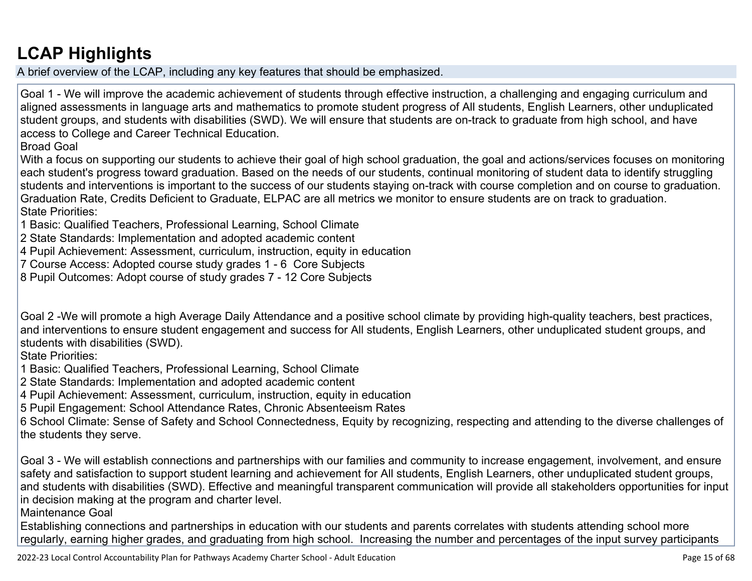# LCAP Highlights

A brief overview of the LCAP, including any key features that should be emphasized.

Goal 1 - We will improve the academic achievement of students through effective instruction, a challenging and engaging curriculum and aligned assessments in language arts and mathematics to promote student progress of All students, English Learners, other unduplicated student groups, and students with disabilities (SWD). We will ensure that students are on-track to graduate from high school, and have access to College and Career Technical Education.
Broad Goal
With a focus on supporting our students to achieve their goal of high school graduation, the goal and actions/services focuses on monitoring each student's progress toward graduation. Based on the needs of our students, continual monitoring of student data to identify struggling students and interventions is important to the success of our students staying on-track with course completion and on course to graduation. Graduation Rate, Credits Deficient to Graduate, ELPAC are all metrics we monitor to ensure students are on track to graduation.
State Priorities:
1 Basic: Qualified Teachers, Professional Learning, School Climate
2 State Standards: Implementation and adopted academic content
4 Pupil Achievement: Assessment, curriculum, instruction, equity in education
7 Course Access: Adopted course study grades 1 - 6 Core Subjects
8 Pupil Outcomes: Adopt course of study grades 7 - 12 Core Subjects

Goal 2 -We will promote a high Average Daily Attendance and a positive school climate by providing high-quality teachers, best practices, and interventions to ensure student engagement and success for All students, English Learners, other unduplicated student groups, and students with disabilities (SWD).
State Priorities:
1 Basic: Qualified Teachers, Professional Learning, School Climate
2 State Standards: Implementation and adopted academic content
4 Pupil Achievement: Assessment, curriculum, instruction, equity in education
5 Pupil Engagement: School Attendance Rates, Chronic Absenteeism Rates
6 School Climate: Sense of Safety and School Connectedness, Equity by recognizing, respecting and attending to the diverse challenges of the students they serve.

Goal 3 - We will establish connections and partnerships with our families and community to increase engagement, involvement, and ensure safety and satisfaction to support student learning and achievement for All students, English Learners, other unduplicated student groups, and students with disabilities (SWD). Effective and meaningful transparent communication will provide all stakeholders opportunities for input in decision making at the program and charter level.
Maintenance Goal
Establishing connections and partnerships in education with our students and parents correlates with students attending school more regularly, earning higher grades, and graduating from high school. Increasing the number and percentages of the input survey participants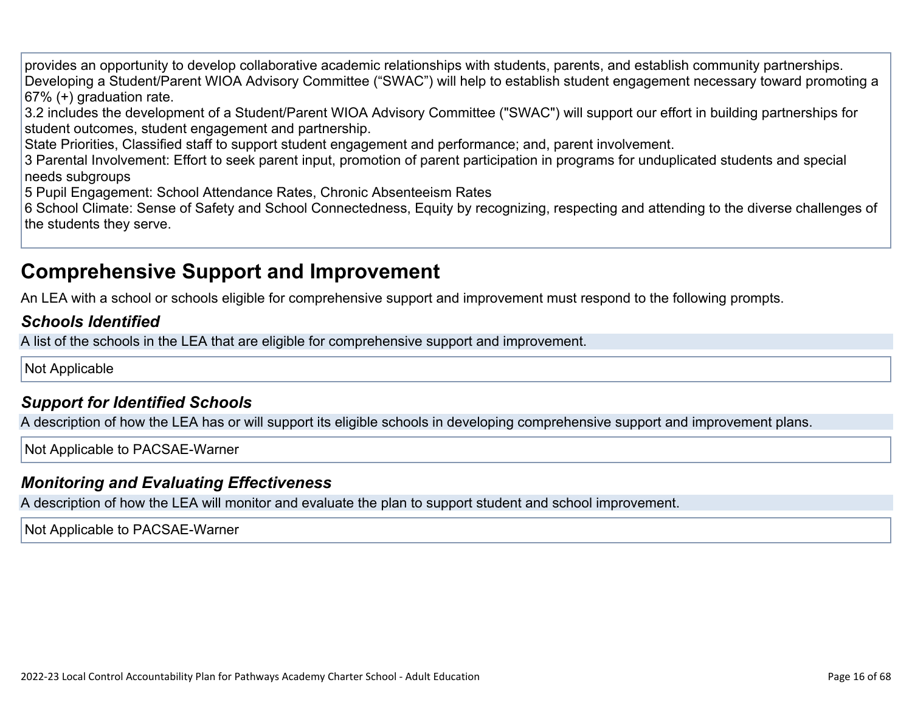provides an opportunity to develop collaborative academic relationships with students, parents, and establish community partnerships. Developing a Student/Parent WIOA Advisory Committee ("SWAC") will help to establish student engagement necessary toward promoting a 67% (+) graduation rate.
3.2 includes the development of a Student/Parent WIOA Advisory Committee ("SWAC") will support our effort in building partnerships for student outcomes, student engagement and partnership.
State Priorities, Classified staff to support student engagement and performance; and, parent involvement.
3 Parental Involvement: Effort to seek parent input, promotion of parent participation in programs for unduplicated students and special needs subgroups
5 Pupil Engagement: School Attendance Rates, Chronic Absenteeism Rates
6 School Climate: Sense of Safety and School Connectedness, Equity by recognizing, respecting and attending to the diverse challenges of the students they serve.

# Comprehensive Support and Improvement

An LEA with a school or schools eligible for comprehensive support and improvement must respond to the following prompts.

### *Schools Identified*

A list of the schools in the LEA that are eligible for comprehensive support and improvement.

Not Applicable

### *Support for Identified Schools*

A description of how the LEA has or will support its eligible schools in developing comprehensive support and improvement plans.

Not Applicable to PACSAE-Warner

### *Monitoring and Evaluating Effectiveness*

A description of how the LEA will monitor and evaluate the plan to support student and school improvement.

Not Applicable to PACSAE-Warner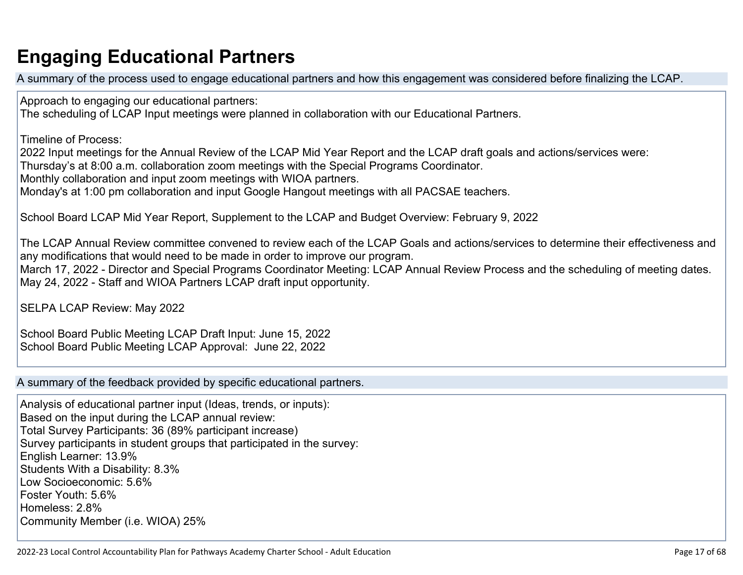# Engaging Educational Partners

A summary of the process used to engage educational partners and how this engagement was considered before finalizing the LCAP.

Approach to engaging our educational partners:
The scheduling of LCAP Input meetings were planned in collaboration with our Educational Partners.

Timeline of Process:
2022 Input meetings for the Annual Review of the LCAP Mid Year Report and the LCAP draft goals and actions/services were:
Thursday's at 8:00 a.m. collaboration zoom meetings with the Special Programs Coordinator.
Monthly collaboration and input zoom meetings with WIOA partners.
Monday's at 1:00 pm collaboration and input Google Hangout meetings with all PACSAE teachers.

School Board LCAP Mid Year Report, Supplement to the LCAP and Budget Overview: February 9, 2022

The LCAP Annual Review committee convened to review each of the LCAP Goals and actions/services to determine their effectiveness and any modifications that would need to be made in order to improve our program.
March 17, 2022 - Director and Special Programs Coordinator Meeting: LCAP Annual Review Process and the scheduling of meeting dates.
May 24, 2022 - Staff and WIOA Partners LCAP draft input opportunity.

SELPA LCAP Review: May 2022

School Board Public Meeting LCAP Draft Input: June 15, 2022
School Board Public Meeting LCAP Approval: June 22, 2022

A summary of the feedback provided by specific educational partners.

Analysis of educational partner input (Ideas, trends, or inputs):
Based on the input during the LCAP annual review:
Total Survey Participants: 36 (89% participant increase)
Survey participants in student groups that participated in the survey:
English Learner: 13.9%
Students With a Disability: 8.3%
Low Socioeconomic: 5.6%
Foster Youth: 5.6%
Homeless: 2.8%
Community Member (i.e. WIOA) 25%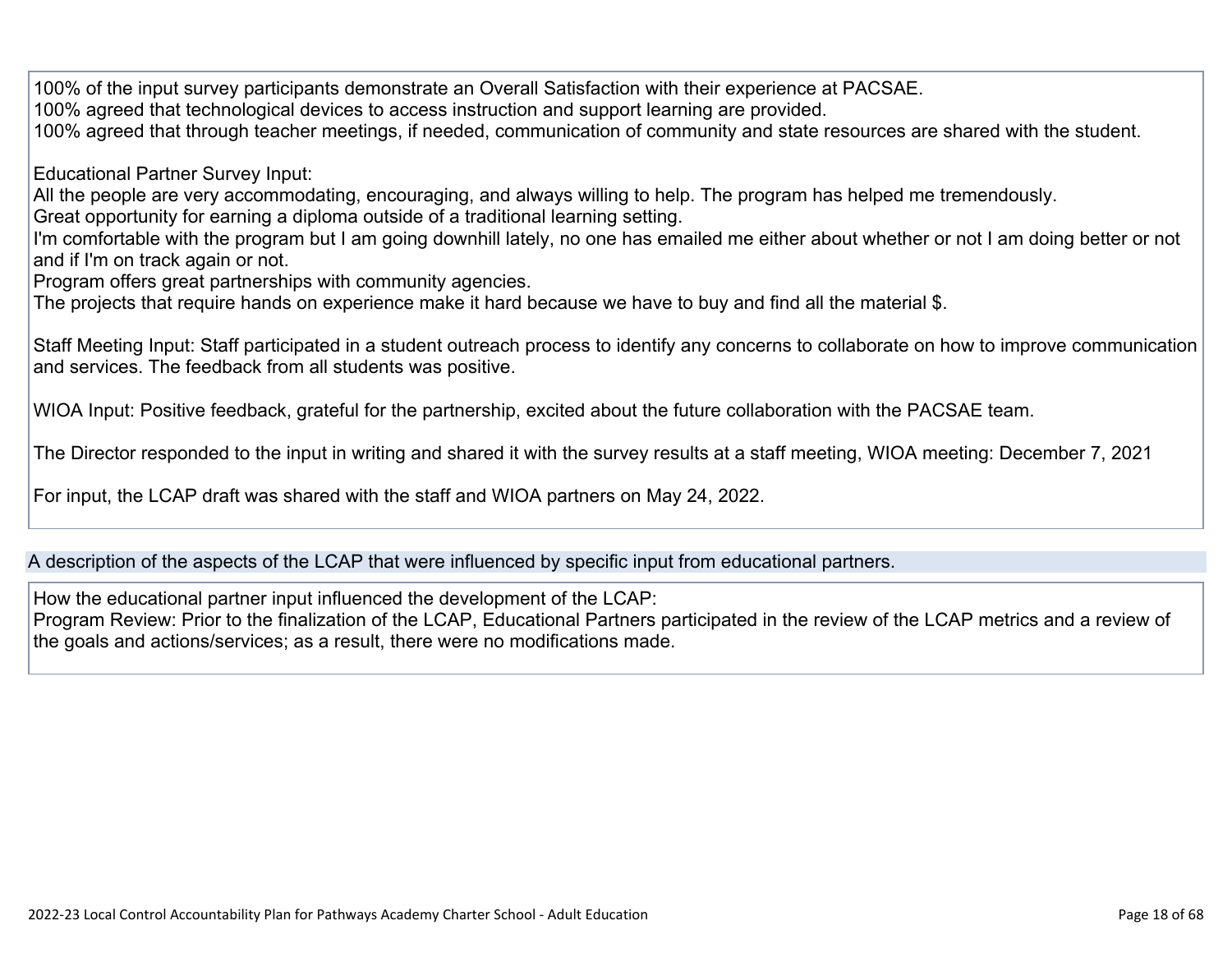100% of the input survey participants demonstrate an Overall Satisfaction with their experience at PACSAE.
100% agreed that technological devices to access instruction and support learning are provided.
100% agreed that through teacher meetings, if needed, communication of community and state resources are shared with the student.

Educational Partner Survey Input:
All the people are very accommodating, encouraging, and always willing to help. The program has helped me tremendously.
Great opportunity for earning a diploma outside of a traditional learning setting.
I'm comfortable with the program but I am going downhill lately, no one has emailed me either about whether or not I am doing better or not and if I'm on track again or not.
Program offers great partnerships with community agencies.
The projects that require hands on experience make it hard because we have to buy and find all the material $.

Staff Meeting Input: Staff participated in a student outreach process to identify any concerns to collaborate on how to improve communication and services. The feedback from all students was positive.

WIOA Input: Positive feedback, grateful for the partnership, excited about the future collaboration with the PACSAE team.

The Director responded to the input in writing and shared it with the survey results at a staff meeting, WIOA meeting: December 7, 2021

For input, the LCAP draft was shared with the staff and WIOA partners on May 24, 2022.

## A description of the aspects of the LCAP that were influenced by specific input from educational partners.

How the educational partner input influenced the development of the LCAP:
Program Review: Prior to the finalization of the LCAP, Educational Partners participated in the review of the LCAP metrics and a review of the goals and actions/services; as a result, there were no modifications made.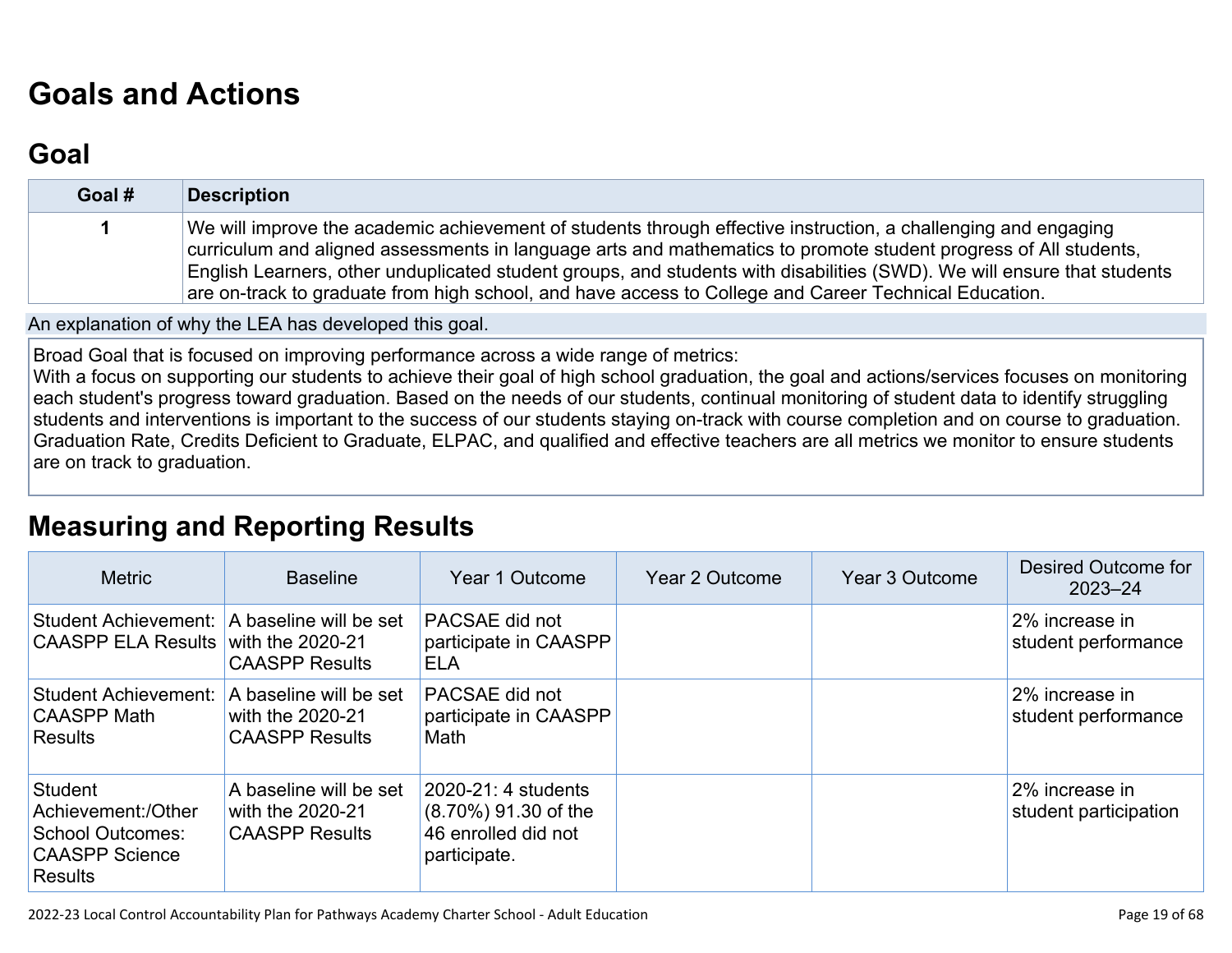# Goals and Actions

## Goal

| Goal # | Description |
| --- | --- |
| 1 | We will improve the academic achievement of students through effective instruction, a challenging and engaging curriculum and aligned assessments in language arts and mathematics to promote student progress of All students, English Learners, other unduplicated student groups, and students with disabilities (SWD). We will ensure that students are on-track to graduate from high school, and have access to College and Career Technical Education. |

An explanation of why the LEA has developed this goal.

Broad Goal that is focused on improving performance across a wide range of metrics:
With a focus on supporting our students to achieve their goal of high school graduation, the goal and actions/services focuses on monitoring each student's progress toward graduation. Based on the needs of our students, continual monitoring of student data to identify struggling students and interventions is important to the success of our students staying on-track with course completion and on course to graduation. Graduation Rate, Credits Deficient to Graduate, ELPAC, and qualified and effective teachers are all metrics we monitor to ensure students are on track to graduation.

# Measuring and Reporting Results

| Metric | Baseline | Year 1 Outcome | Year 2 Outcome | Year 3 Outcome | Desired Outcome for 2023–24 |
| --- | --- | --- | --- | --- | --- |
| Student Achievement: CAASPP ELA Results | A baseline will be set with the 2020-21 CAASPP Results | PACSAE did not participate in CAASPP ELA | | | 2% increase in student performance |
| Student Achievement: CAASPP Math Results | A baseline will be set with the 2020-21 CAASPP Results | PACSAE did not participate in CAASPP Math | | | 2% increase in student performance |
| Student Achievement:/Other School Outcomes: CAASPP Science Results | A baseline will be set with the 2020-21 CAASPP Results | 2020-21: 4 students (8.70%) 91.30 of the 46 enrolled did not participate. | | | 2% increase in student participation |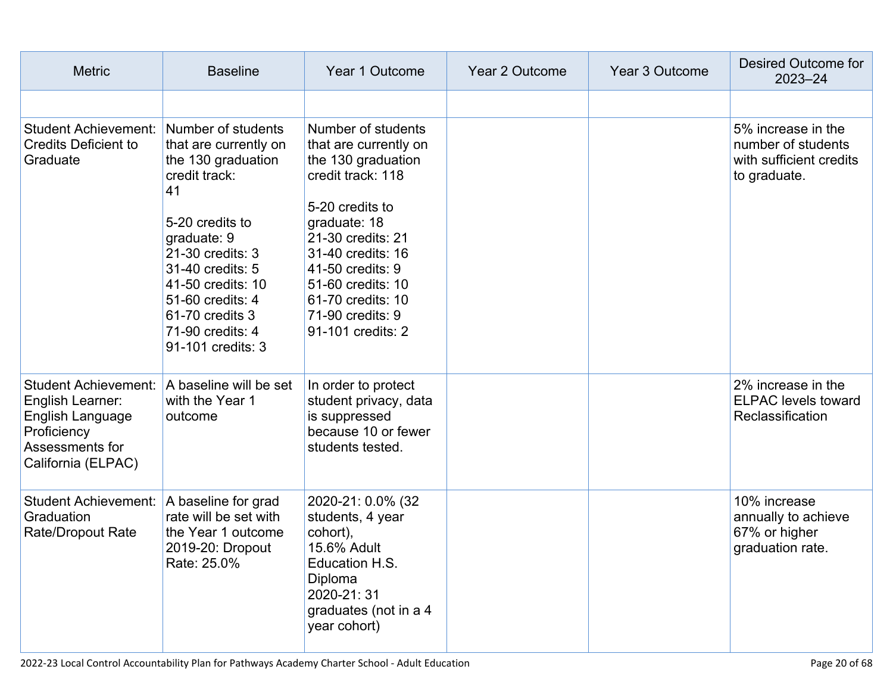| Metric | Baseline | Year 1 Outcome | Year 2 Outcome | Year 3 Outcome | Desired Outcome for 2023–24 |
|---|---|---|---|---|---|
| | | | | | |
| Student Achievement: Credits Deficient to Graduate | Number of students that are currently on the 130 graduation credit track: 41<br><br>5-20 credits to graduate: 9<br>21-30 credits: 3<br>31-40 credits: 5<br>41-50 credits: 10<br>51-60 credits: 4<br>61-70 credits 3<br>71-90 credits: 4<br>91-101 credits: 3 | Number of students that are currently on the 130 graduation credit track: 118<br><br>5-20 credits to graduate: 18<br>21-30 credits: 21<br>31-40 credits: 16<br>41-50 credits: 9<br>51-60 credits: 10<br>61-70 credits: 10<br>71-90 credits: 9<br>91-101 credits: 2 | | | 5% increase in the number of students with sufficient credits to graduate. |
| Student Achievement: English Learner: English Language Proficiency Assessments for California (ELPAC) | A baseline will be set with the Year 1 outcome | In order to protect student privacy, data is suppressed because 10 or fewer students tested. | | | 2% increase in the ELPAC levels toward Reclassification |
| Student Achievement: Graduation Rate/Dropout Rate | A baseline for grad rate will be set with the Year 1 outcome<br>2019-20: Dropout Rate: 25.0% | 2020-21: 0.0% (32 students, 4 year cohort),<br>15.6% Adult Education H.S. Diploma<br>2020-21: 31 graduates (not in a 4 year cohort) | | | 10% increase annually to achieve 67% or higher graduation rate. |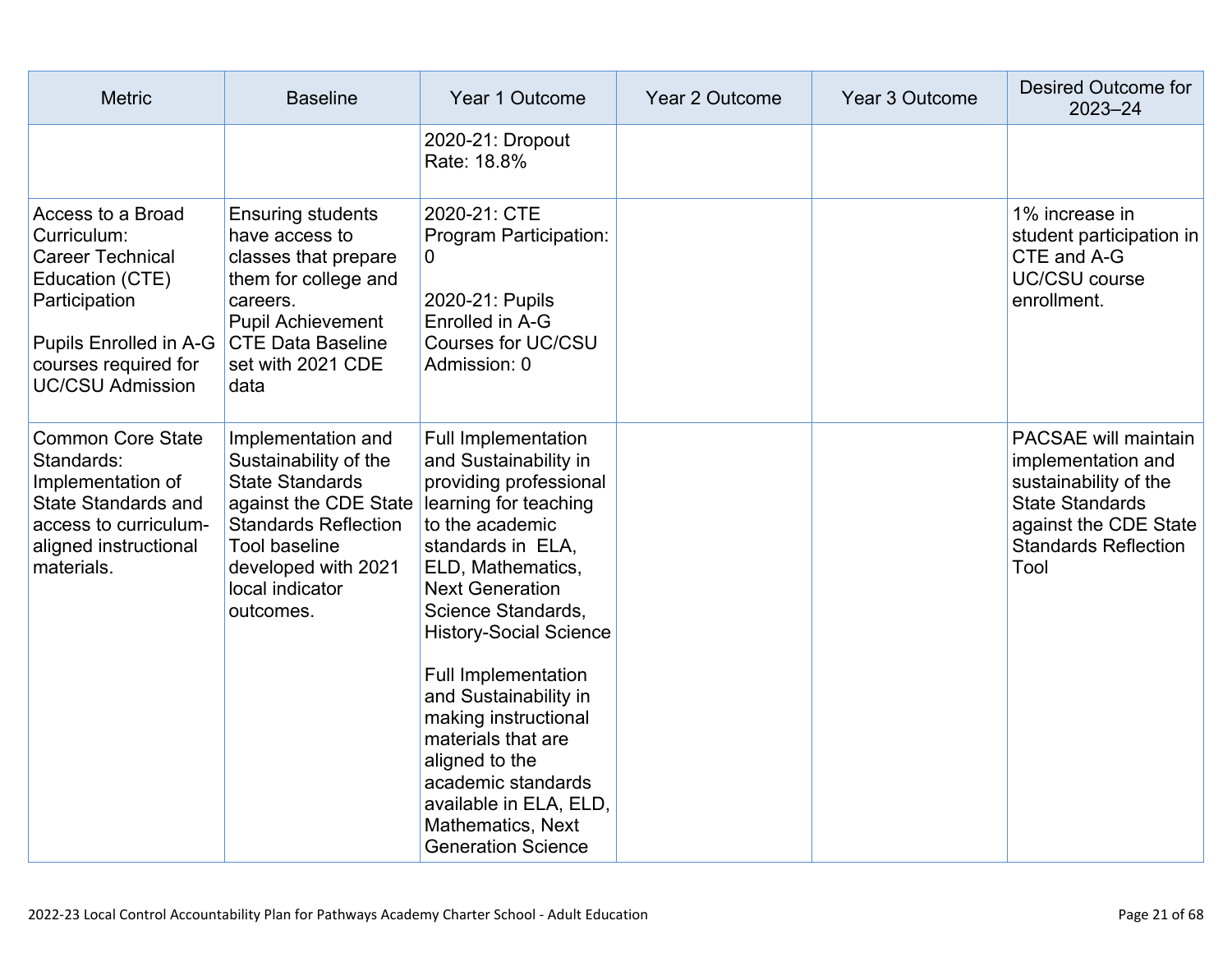| Metric | Baseline | Year 1 Outcome | Year 2 Outcome | Year 3 Outcome | Desired Outcome for 2023–24 |
|---|---|---|---|---|---|
| | | 2020-21: Dropout Rate: 18.8% | | | |
| Access to a Broad Curriculum:<br>Career Technical Education (CTE) Participation<br><br>Pupils Enrolled in A-G courses required for UC/CSU Admission | Ensuring students have access to classes that prepare them for college and careers.<br>Pupil Achievement CTE Data Baseline set with 2021 CDE data | 2020-21: CTE Program Participation: 0<br><br>2020-21: Pupils Enrolled in A-G Courses for UC/CSU Admission: 0 | | | 1% increase in student participation in CTE and A-G UC/CSU course enrollment. |
| Common Core State Standards: Implementation of State Standards and access to curriculum-aligned instructional materials. | Implementation and Sustainability of the State Standards against the CDE State Standards Reflection Tool baseline developed with 2021 local indicator outcomes. | Full Implementation and Sustainability in providing professional learning for teaching to the academic standards in ELA, ELD, Mathematics, Next Generation Science Standards, History-Social Science<br><br>Full Implementation and Sustainability in making instructional materials that are aligned to the academic standards available in ELA, ELD, Mathematics, Next Generation Science | | | PACSAE will maintain implementation and sustainability of the State Standards against the CDE State Standards Reflection Tool |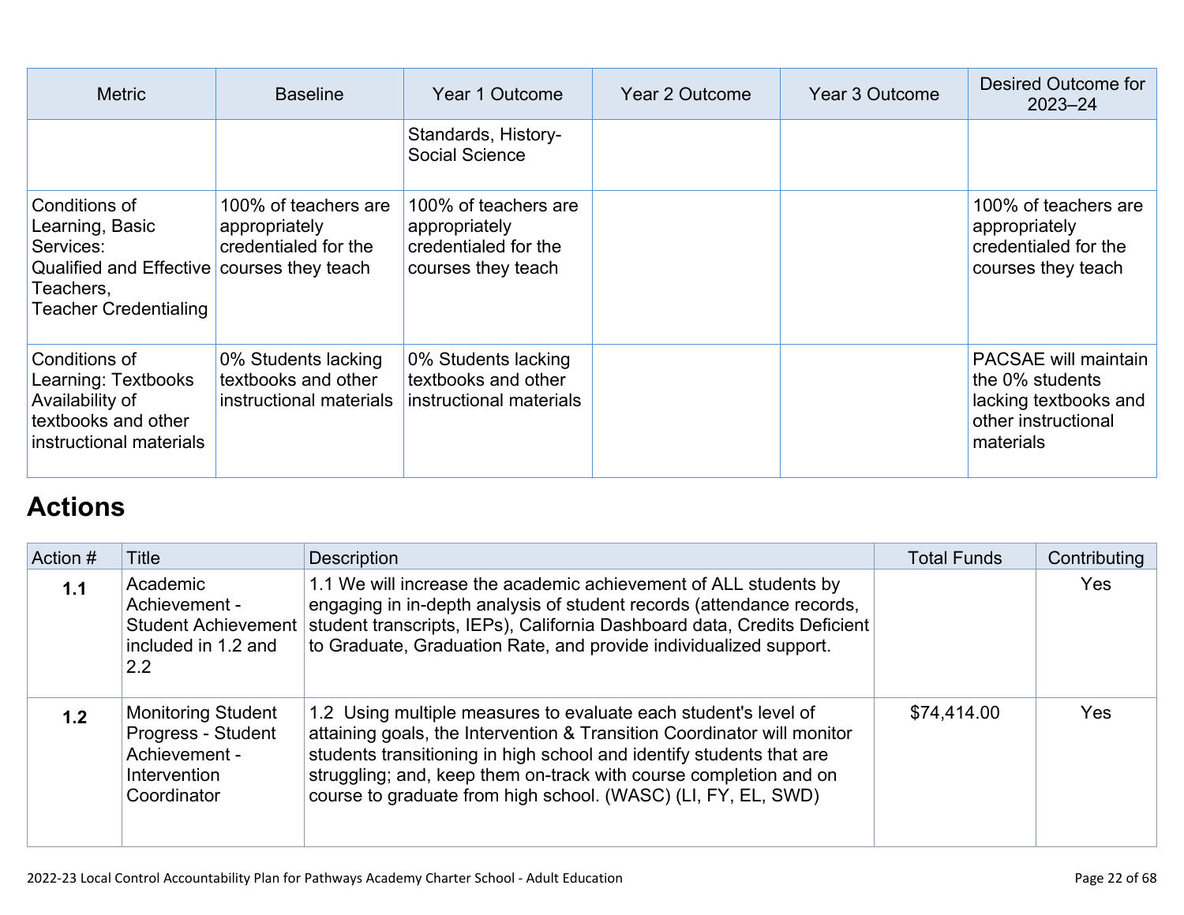| Metric | Baseline | Year 1 Outcome | Year 2 Outcome | Year 3 Outcome | Desired Outcome for 2023–24 |
|---|---|---|---|---|---|
| | | Standards, History-Social Science | | | |
| Conditions of Learning, Basic Services: Qualified and Effective Teachers, Teacher Credentialing | 100% of teachers are appropriately credentialed for the courses they teach | 100% of teachers are appropriately credentialed for the courses they teach | | | 100% of teachers are appropriately credentialed for the courses they teach |
| Conditions of Learning: Textbooks Availability of textbooks and other instructional materials | 0% Students lacking textbooks and other instructional materials | 0% Students lacking textbooks and other instructional materials | | | PACSAE will maintain the 0% students lacking textbooks and other instructional materials |

## Actions

| Action # | Title | Description | Total Funds | Contributing |
|---|---|---|---|---|
| **1.1** | Academic Achievement - Student Achievement included in 1.2 and 2.2 | 1.1 We will increase the academic achievement of ALL students by engaging in in-depth analysis of student records (attendance records, student transcripts, IEPs), California Dashboard data, Credits Deficient to Graduate, Graduation Rate, and provide individualized support. | | Yes |
| **1.2** | Monitoring Student Progress - Student Achievement - Intervention Coordinator | 1.2 Using multiple measures to evaluate each student's level of attaining goals, the Intervention & Transition Coordinator will monitor students transitioning in high school and identify students that are struggling; and, keep them on-track with course completion and on course to graduate from high school. (WASC) (LI, FY, EL, SWD) | $74,414.00 | Yes |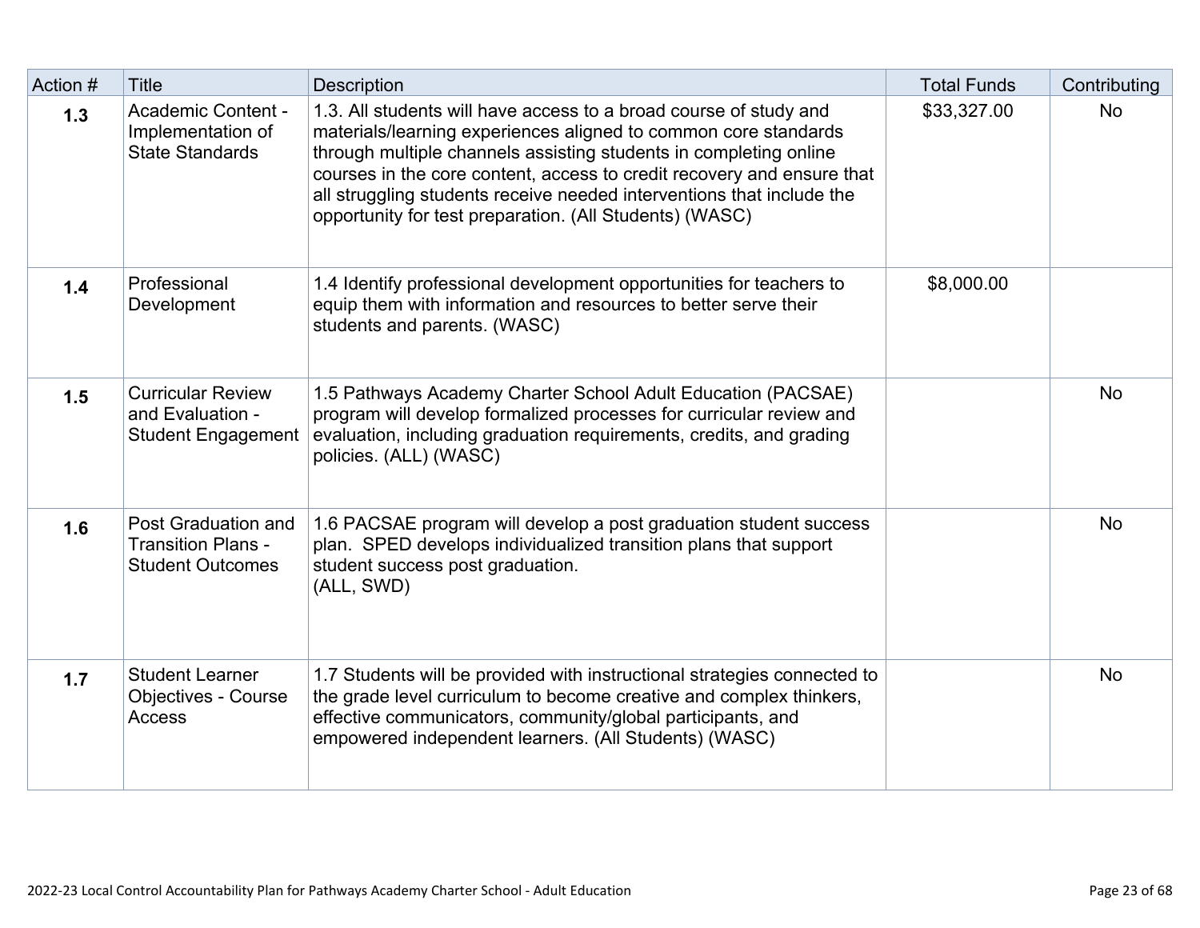| Action # | Title | Description | Total Funds | Contributing |
| --- | --- | --- | --- | --- |
| **1.3** | Academic Content - Implementation of State Standards | 1.3. All students will have access to a broad course of study and materials/learning experiences aligned to common core standards through multiple channels assisting students in completing online courses in the core content, access to credit recovery and ensure that all struggling students receive needed interventions that include the opportunity for test preparation. (All Students) (WASC) | $33,327.00 | No |
| **1.4** | Professional Development | 1.4 Identify professional development opportunities for teachers to equip them with information and resources to better serve their students and parents. (WASC) | $8,000.00 | |
| **1.5** | Curricular Review and Evaluation - Student Engagement | 1.5 Pathways Academy Charter School Adult Education (PACSAE) program will develop formalized processes for curricular review and evaluation, including graduation requirements, credits, and grading policies. (ALL) (WASC) | | No |
| **1.6** | Post Graduation and Transition Plans - Student Outcomes | 1.6 PACSAE program will develop a post graduation student success plan. SPED develops individualized transition plans that support student success post graduation.<br>(ALL, SWD) | | No |
| **1.7** | Student Learner Objectives - Course Access | 1.7 Students will be provided with instructional strategies connected to the grade level curriculum to become creative and complex thinkers, effective communicators, community/global participants, and empowered independent learners. (All Students) (WASC) | | No |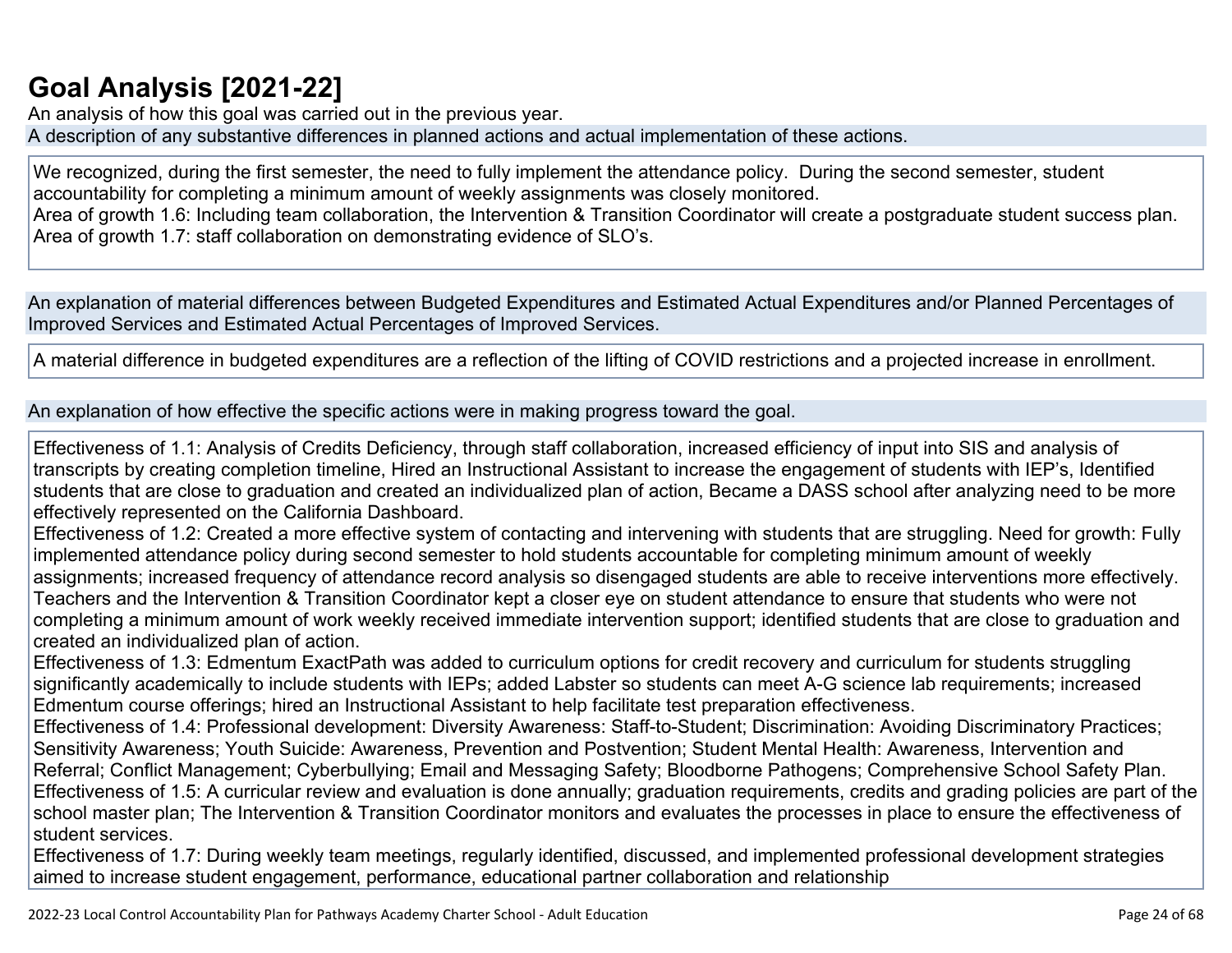# Goal Analysis [2021-22]

An analysis of how this goal was carried out in the previous year.

A description of any substantive differences in planned actions and actual implementation of these actions.

We recognized, during the first semester, the need to fully implement the attendance policy. During the second semester, student accountability for completing a minimum amount of weekly assignments was closely monitored.
Area of growth 1.6: Including team collaboration, the Intervention & Transition Coordinator will create a postgraduate student success plan.
Area of growth 1.7: staff collaboration on demonstrating evidence of SLO's.

An explanation of material differences between Budgeted Expenditures and Estimated Actual Expenditures and/or Planned Percentages of Improved Services and Estimated Actual Percentages of Improved Services.

A material difference in budgeted expenditures are a reflection of the lifting of COVID restrictions and a projected increase in enrollment.

An explanation of how effective the specific actions were in making progress toward the goal.

Effectiveness of 1.1: Analysis of Credits Deficiency, through staff collaboration, increased efficiency of input into SIS and analysis of transcripts by creating completion timeline, Hired an Instructional Assistant to increase the engagement of students with IEP's, Identified students that are close to graduation and created an individualized plan of action, Became a DASS school after analyzing need to be more effectively represented on the California Dashboard.
Effectiveness of 1.2: Created a more effective system of contacting and intervening with students that are struggling. Need for growth: Fully implemented attendance policy during second semester to hold students accountable for completing minimum amount of weekly assignments; increased frequency of attendance record analysis so disengaged students are able to receive interventions more effectively. Teachers and the Intervention & Transition Coordinator kept a closer eye on student attendance to ensure that students who were not completing a minimum amount of work weekly received immediate intervention support; identified students that are close to graduation and created an individualized plan of action.
Effectiveness of 1.3: Edmentum ExactPath was added to curriculum options for credit recovery and curriculum for students struggling significantly academically to include students with IEPs; added Labster so students can meet A-G science lab requirements; increased Edmentum course offerings; hired an Instructional Assistant to help facilitate test preparation effectiveness.
Effectiveness of 1.4: Professional development: Diversity Awareness: Staff-to-Student; Discrimination: Avoiding Discriminatory Practices; Sensitivity Awareness; Youth Suicide: Awareness, Prevention and Postvention; Student Mental Health: Awareness, Intervention and Referral; Conflict Management; Cyberbullying; Email and Messaging Safety; Bloodborne Pathogens; Comprehensive School Safety Plan.
Effectiveness of 1.5: A curricular review and evaluation is done annually; graduation requirements, credits and grading policies are part of the school master plan; The Intervention & Transition Coordinator monitors and evaluates the processes in place to ensure the effectiveness of student services.
Effectiveness of 1.7: During weekly team meetings, regularly identified, discussed, and implemented professional development strategies aimed to increase student engagement, performance, educational partner collaboration and relationship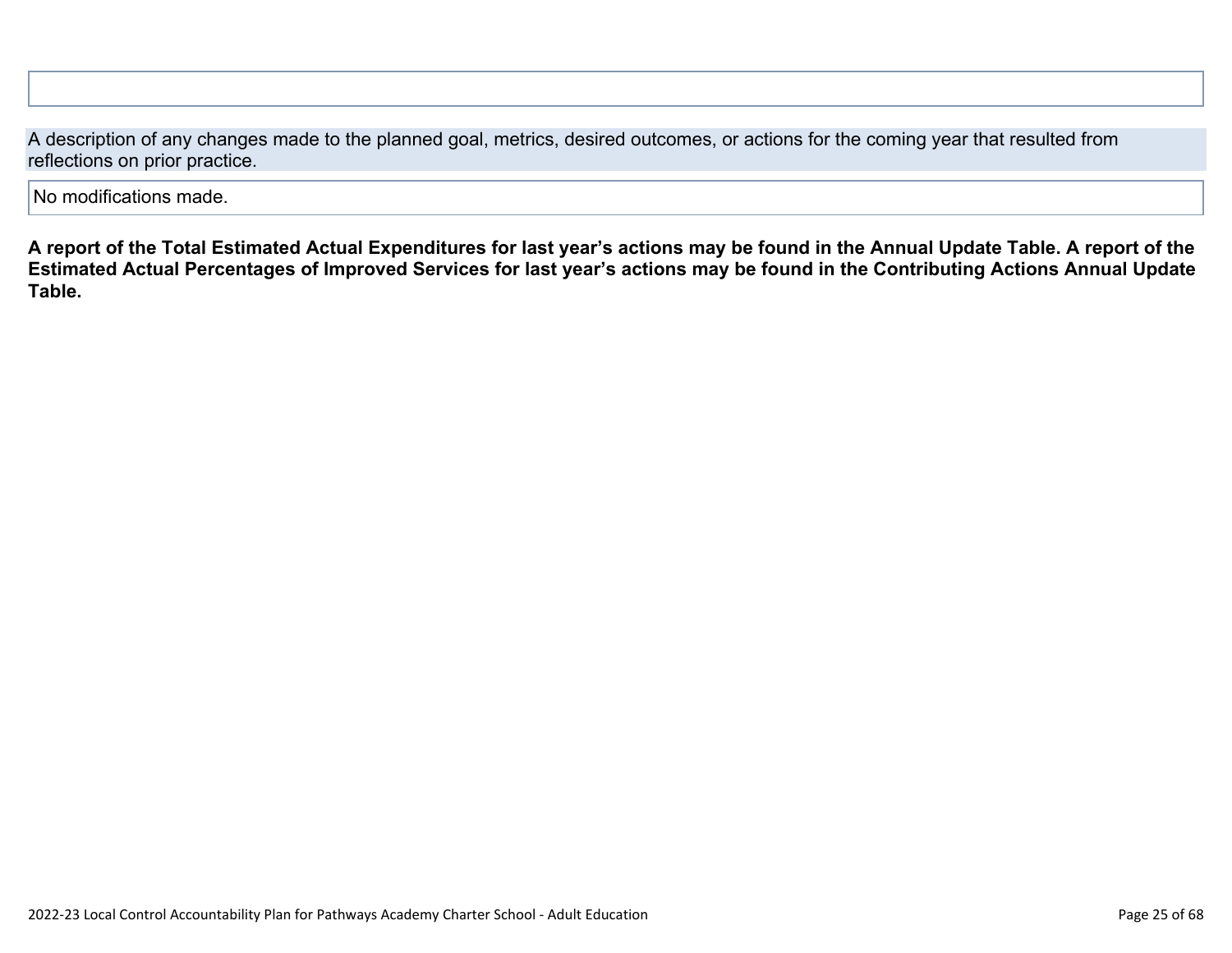A description of any changes made to the planned goal, metrics, desired outcomes, or actions for the coming year that resulted from reflections on prior practice.

No modifications made.

**A report of the Total Estimated Actual Expenditures for last year's actions may be found in the Annual Update Table. A report of the Estimated Actual Percentages of Improved Services for last year's actions may be found in the Contributing Actions Annual Update Table.**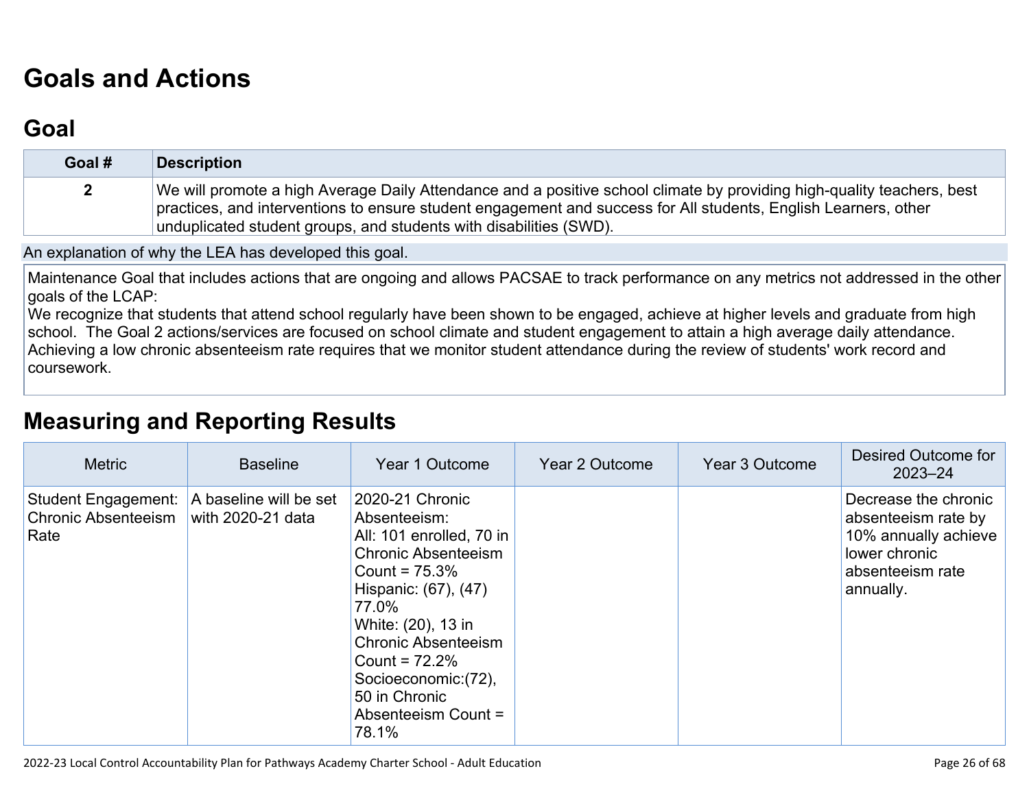# Goals and Actions

## Goal

| Goal # | Description |
| --- | --- |
| 2 | We will promote a high Average Daily Attendance and a positive school climate by providing high-quality teachers, best practices, and interventions to ensure student engagement and success for All students, English Learners, other unduplicated student groups, and students with disabilities (SWD). |

An explanation of why the LEA has developed this goal.

Maintenance Goal that includes actions that are ongoing and allows PACSAE to track performance on any metrics not addressed in the other goals of the LCAP:
We recognize that students that attend school regularly have been shown to be engaged, achieve at higher levels and graduate from high school. The Goal 2 actions/services are focused on school climate and student engagement to attain a high average daily attendance. Achieving a low chronic absenteeism rate requires that we monitor student attendance during the review of students' work record and coursework.

# Measuring and Reporting Results

| Metric | Baseline | Year 1 Outcome | Year 2 Outcome | Year 3 Outcome | Desired Outcome for 2023–24 |
| --- | --- | --- | --- | --- | --- |
| Student Engagement: Chronic Absenteeism Rate | A baseline will be set with 2020-21 data | 2020-21 Chronic Absenteeism:<br>All: 101 enrolled, 70 in Chronic Absenteeism Count = 75.3%<br>Hispanic: (67), (47) 77.0%<br>White: (20), 13 in Chronic Absenteeism Count = 72.2%<br>Socioeconomic:(72), 50 in Chronic Absenteeism Count = 78.1% | | | Decrease the chronic absenteeism rate by 10% annually achieve lower chronic absenteeism rate annually. |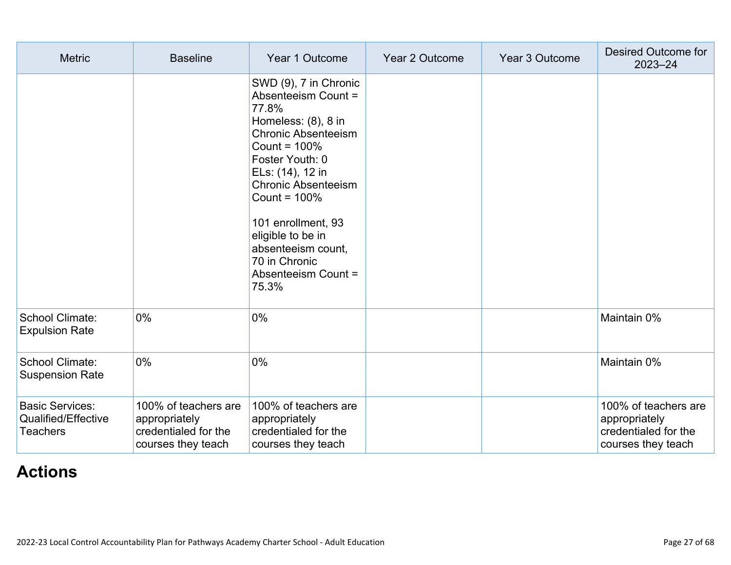| Metric | Baseline | Year 1 Outcome | Year 2 Outcome | Year 3 Outcome | Desired Outcome for 2023–24 |
|---|---|---|---|---|---|
| | | SWD (9), 7 in Chronic Absenteeism Count = 77.8%<br>Homeless: (8), 8 in Chronic Absenteeism Count = 100%<br>Foster Youth: 0<br>ELs: (14), 12 in Chronic Absenteeism Count = 100%<br><br>101 enrollment, 93 eligible to be in absenteeism count, 70 in Chronic Absenteeism Count = 75.3% | | | |
| School Climate: Expulsion Rate | 0% | 0% | | | Maintain 0% |
| School Climate: Suspension Rate | 0% | 0% | | | Maintain 0% |
| Basic Services: Qualified/Effective Teachers | 100% of teachers are appropriately credentialed for the courses they teach | 100% of teachers are appropriately credentialed for the courses they teach | | | 100% of teachers are appropriately credentialed for the courses they teach |

# Actions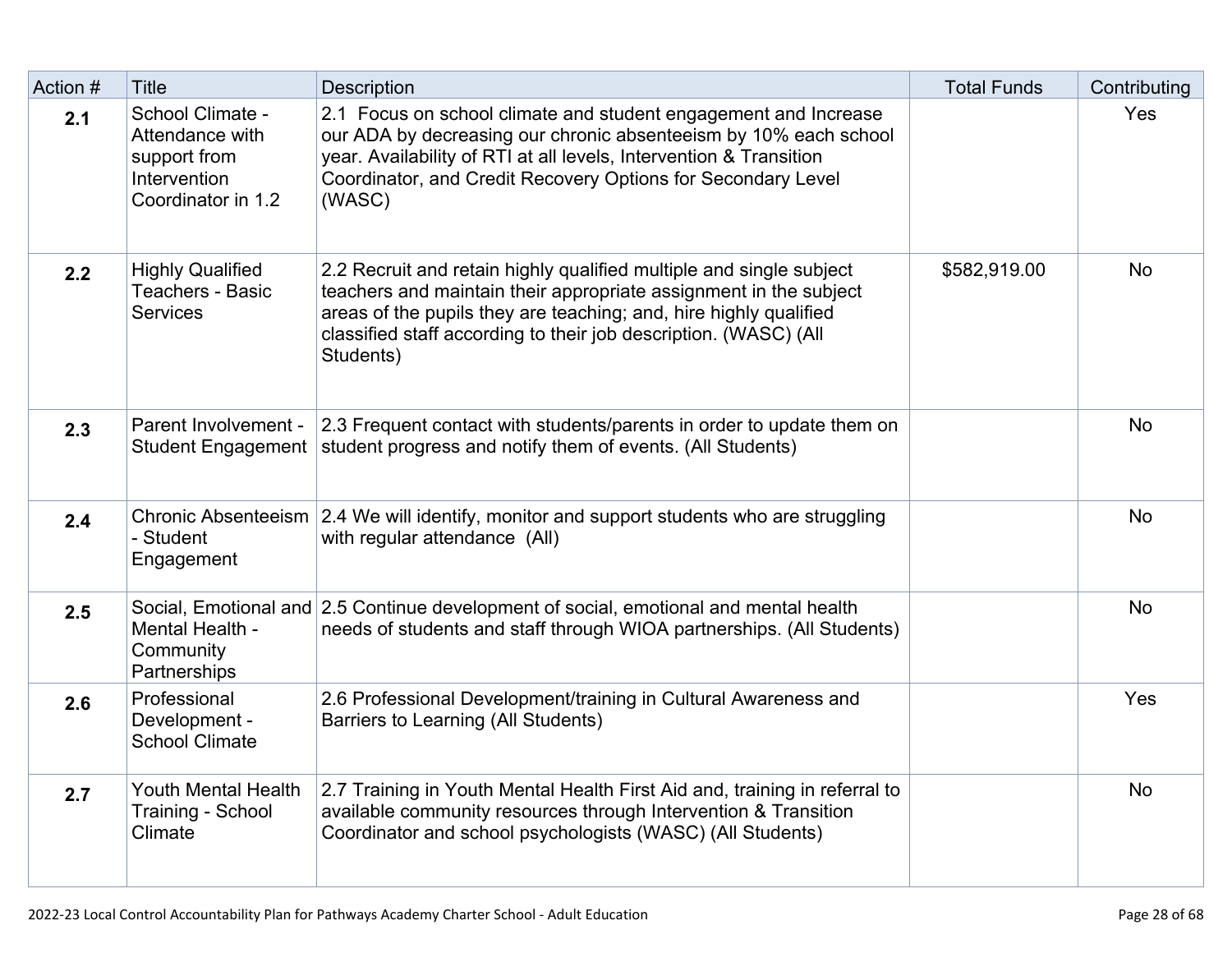| Action # | Title | Description | Total Funds | Contributing |
|---|---|---|---|---|
| **2.1** | School Climate - Attendance with support from Intervention Coordinator in 1.2 | 2.1 Focus on school climate and student engagement and Increase our ADA by decreasing our chronic absenteeism by 10% each school year. Availability of RTI at all levels, Intervention & Transition Coordinator, and Credit Recovery Options for Secondary Level (WASC) | | Yes |
| **2.2** | Highly Qualified Teachers - Basic Services | 2.2 Recruit and retain highly qualified multiple and single subject teachers and maintain their appropriate assignment in the subject areas of the pupils they are teaching; and, hire highly qualified classified staff according to their job description. (WASC) (All Students) | $582,919.00 | No |
| **2.3** | Parent Involvement - Student Engagement | 2.3 Frequent contact with students/parents in order to update them on student progress and notify them of events. (All Students) | | No |
| **2.4** | Chronic Absenteeism - Student Engagement | 2.4 We will identify, monitor and support students who are struggling with regular attendance (All) | | No |
| **2.5** | Social, Emotional and Mental Health - Community Partnerships | 2.5 Continue development of social, emotional and mental health needs of students and staff through WIOA partnerships. (All Students) | | No |
| **2.6** | Professional Development - School Climate | 2.6 Professional Development/training in Cultural Awareness and Barriers to Learning (All Students) | | Yes |
| **2.7** | Youth Mental Health Training - School Climate | 2.7 Training in Youth Mental Health First Aid and, training in referral to available community resources through Intervention & Transition Coordinator and school psychologists (WASC) (All Students) | | No |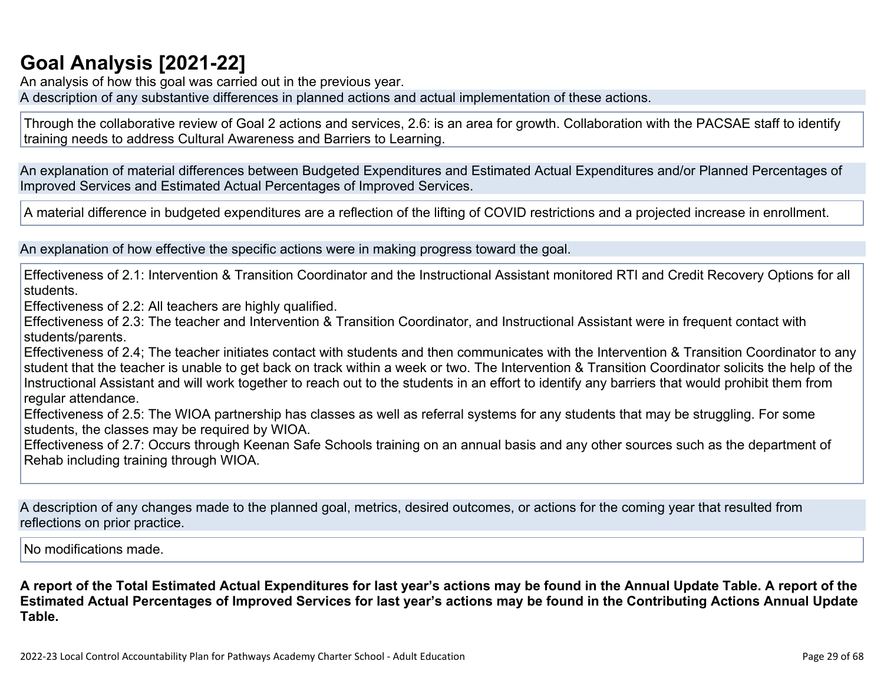# Goal Analysis [2021-22]

An analysis of how this goal was carried out in the previous year.

A description of any substantive differences in planned actions and actual implementation of these actions.

Through the collaborative review of Goal 2 actions and services, 2.6: is an area for growth. Collaboration with the PACSAE staff to identify training needs to address Cultural Awareness and Barriers to Learning.

An explanation of material differences between Budgeted Expenditures and Estimated Actual Expenditures and/or Planned Percentages of Improved Services and Estimated Actual Percentages of Improved Services.

A material difference in budgeted expenditures are a reflection of the lifting of COVID restrictions and a projected increase in enrollment.

An explanation of how effective the specific actions were in making progress toward the goal.

Effectiveness of 2.1: Intervention & Transition Coordinator and the Instructional Assistant monitored RTI and Credit Recovery Options for all students.
Effectiveness of 2.2: All teachers are highly qualified.
Effectiveness of 2.3: The teacher and Intervention & Transition Coordinator, and Instructional Assistant were in frequent contact with students/parents.
Effectiveness of 2.4; The teacher initiates contact with students and then communicates with the Intervention & Transition Coordinator to any student that the teacher is unable to get back on track within a week or two. The Intervention & Transition Coordinator solicits the help of the Instructional Assistant and will work together to reach out to the students in an effort to identify any barriers that would prohibit them from regular attendance.
Effectiveness of 2.5: The WIOA partnership has classes as well as referral systems for any students that may be struggling. For some students, the classes may be required by WIOA.
Effectiveness of 2.7: Occurs through Keenan Safe Schools training on an annual basis and any other sources such as the department of Rehab including training through WIOA.

A description of any changes made to the planned goal, metrics, desired outcomes, or actions for the coming year that resulted from reflections on prior practice.

No modifications made.

**A report of the Total Estimated Actual Expenditures for last year's actions may be found in the Annual Update Table. A report of the Estimated Actual Percentages of Improved Services for last year's actions may be found in the Contributing Actions Annual Update Table.**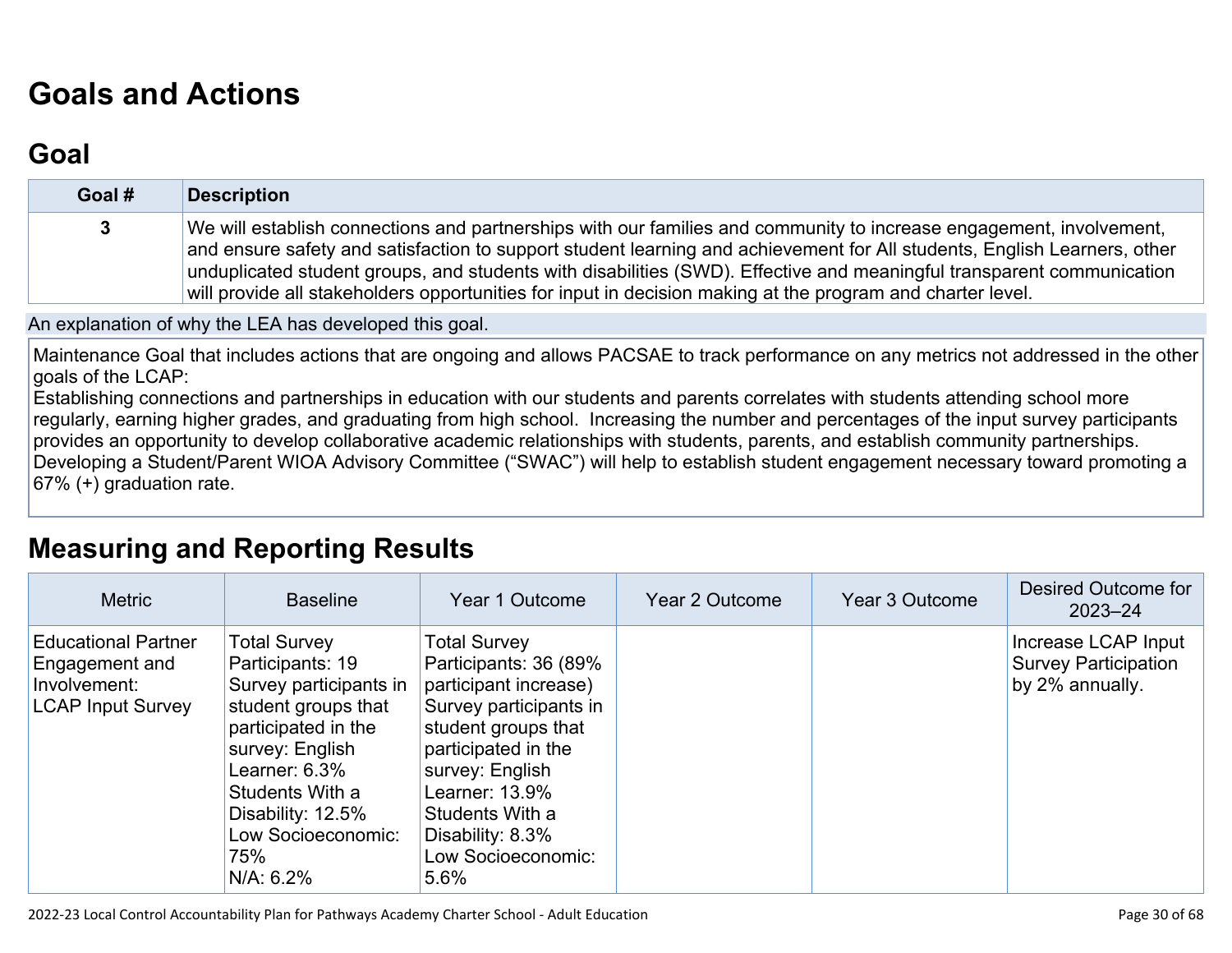# Goals and Actions

## Goal

| Goal # | Description |
| --- | --- |
| 3 | We will establish connections and partnerships with our families and community to increase engagement, involvement, and ensure safety and satisfaction to support student learning and achievement for All students, English Learners, other unduplicated student groups, and students with disabilities (SWD). Effective and meaningful transparent communication will provide all stakeholders opportunities for input in decision making at the program and charter level. |

An explanation of why the LEA has developed this goal.

Maintenance Goal that includes actions that are ongoing and allows PACSAE to track performance on any metrics not addressed in the other goals of the LCAP:
Establishing connections and partnerships in education with our students and parents correlates with students attending school more regularly, earning higher grades, and graduating from high school. Increasing the number and percentages of the input survey participants provides an opportunity to develop collaborative academic relationships with students, parents, and establish community partnerships. Developing a Student/Parent WIOA Advisory Committee ("SWAC") will help to establish student engagement necessary toward promoting a 67% (+) graduation rate.

## Measuring and Reporting Results

| Metric | Baseline | Year 1 Outcome | Year 2 Outcome | Year 3 Outcome | Desired Outcome for 2023–24 |
| --- | --- | --- | --- | --- | --- |
| Educational Partner Engagement and Involvement:<br>LCAP Input Survey | Total Survey Participants: 19<br>Survey participants in student groups that participated in the survey: English Learner: 6.3%<br>Students With a Disability: 12.5%<br>Low Socioeconomic: 75%<br>N/A: 6.2% | Total Survey Participants: 36 (89% participant increase)<br>Survey participants in student groups that participated in the survey: English Learner: 13.9%<br>Students With a Disability: 8.3%<br>Low Socioeconomic: 5.6% | | | Increase LCAP Input Survey Participation by 2% annually. |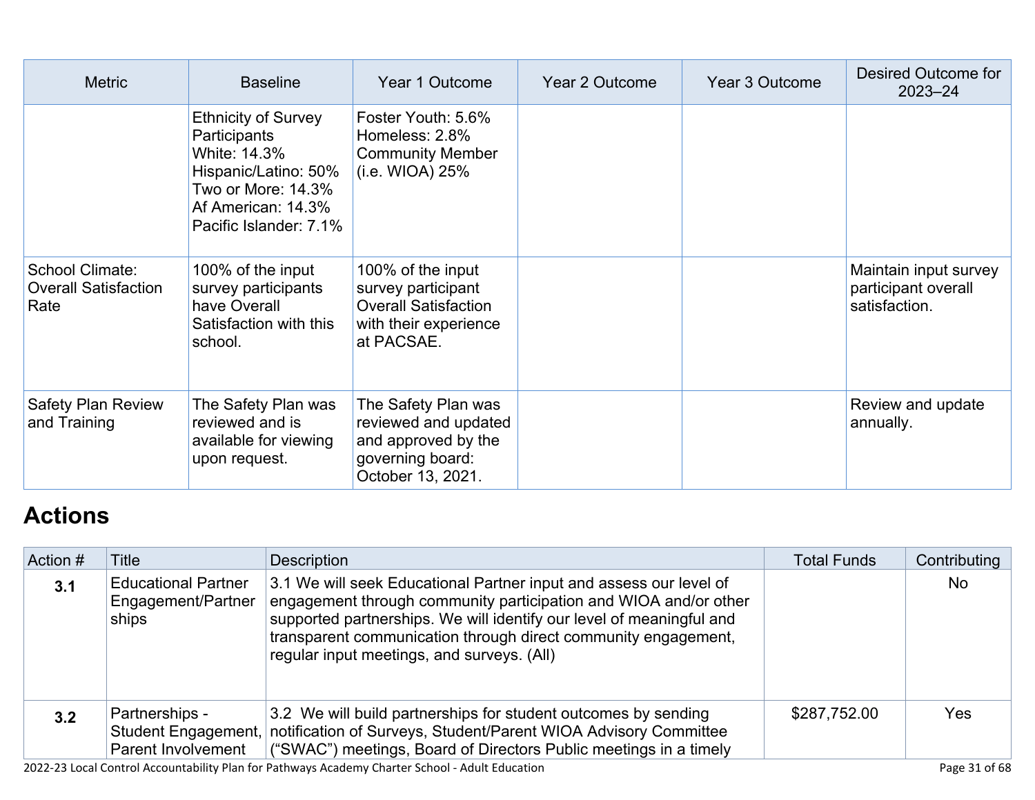| Metric | Baseline | Year 1 Outcome | Year 2 Outcome | Year 3 Outcome | Desired Outcome for 2023–24 |
|---|---|---|---|---|---|
| | Ethnicity of Survey Participants<br>White: 14.3%<br>Hispanic/Latino: 50%<br>Two or More: 14.3%<br>Af American: 14.3%<br>Pacific Islander: 7.1% | Foster Youth: 5.6%<br>Homeless: 2.8%<br>Community Member (i.e. WIOA) 25% | | | |
| School Climate: Overall Satisfaction Rate | 100% of the input survey participants have Overall Satisfaction with this school. | 100% of the input survey participant Overall Satisfaction with their experience at PACSAE. | | | Maintain input survey participant overall satisfaction. |
| Safety Plan Review and Training | The Safety Plan was reviewed and is available for viewing upon request. | The Safety Plan was reviewed and updated and approved by the governing board: October 13, 2021. | | | Review and update annually. |

# Actions

| Action # | Title | Description | Total Funds | Contributing |
|---|---|---|---|---|
| **3.1** | Educational Partner Engagement/Partnerships | 3.1 We will seek Educational Partner input and assess our level of engagement through community participation and WIOA and/or other supported partnerships. We will identify our level of meaningful and transparent communication through direct community engagement, regular input meetings, and surveys. (All) | | No |
| **3.2** | Partnerships - Student Engagement, Parent Involvement | 3.2 We will build partnerships for student outcomes by sending notification of Surveys, Student/Parent WIOA Advisory Committee ("SWAC") meetings, Board of Directors Public meetings in a timely | $287,752.00 | Yes |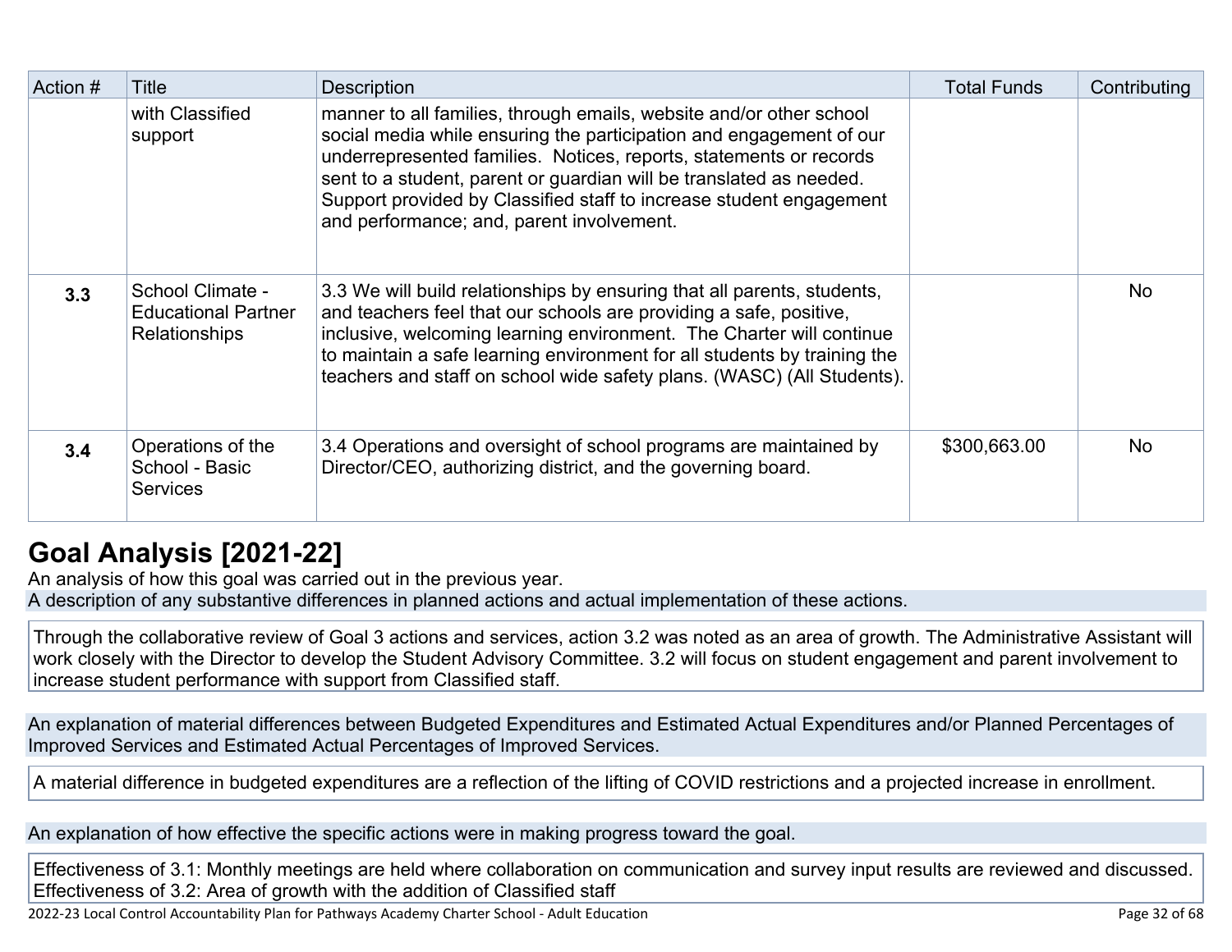| Action # | Title | Description | Total Funds | Contributing |
|---|---|---|---|---|
| | with Classified support | manner to all families, through emails, website and/or other school social media while ensuring the participation and engagement of our underrepresented families. Notices, reports, statements or records sent to a student, parent or guardian will be translated as needed. Support provided by Classified staff to increase student engagement and performance; and, parent involvement. | | |
| **3.3** | School Climate - Educational Partner Relationships | 3.3 We will build relationships by ensuring that all parents, students, and teachers feel that our schools are providing a safe, positive, inclusive, welcoming learning environment. The Charter will continue to maintain a safe learning environment for all students by training the teachers and staff on school wide safety plans. (WASC) (All Students). | | No |
| **3.4** | Operations of the School - Basic Services | 3.4 Operations and oversight of school programs are maintained by Director/CEO, authorizing district, and the governing board. | $300,663.00 | No |

## Goal Analysis [2021-22]

An analysis of how this goal was carried out in the previous year.

A description of any substantive differences in planned actions and actual implementation of these actions.

Through the collaborative review of Goal 3 actions and services, action 3.2 was noted as an area of growth. The Administrative Assistant will work closely with the Director to develop the Student Advisory Committee. 3.2 will focus on student engagement and parent involvement to increase student performance with support from Classified staff.

An explanation of material differences between Budgeted Expenditures and Estimated Actual Expenditures and/or Planned Percentages of Improved Services and Estimated Actual Percentages of Improved Services.

A material difference in budgeted expenditures are a reflection of the lifting of COVID restrictions and a projected increase in enrollment.

An explanation of how effective the specific actions were in making progress toward the goal.

Effectiveness of 3.1: Monthly meetings are held where collaboration on communication and survey input results are reviewed and discussed.
Effectiveness of 3.2: Area of growth with the addition of Classified staff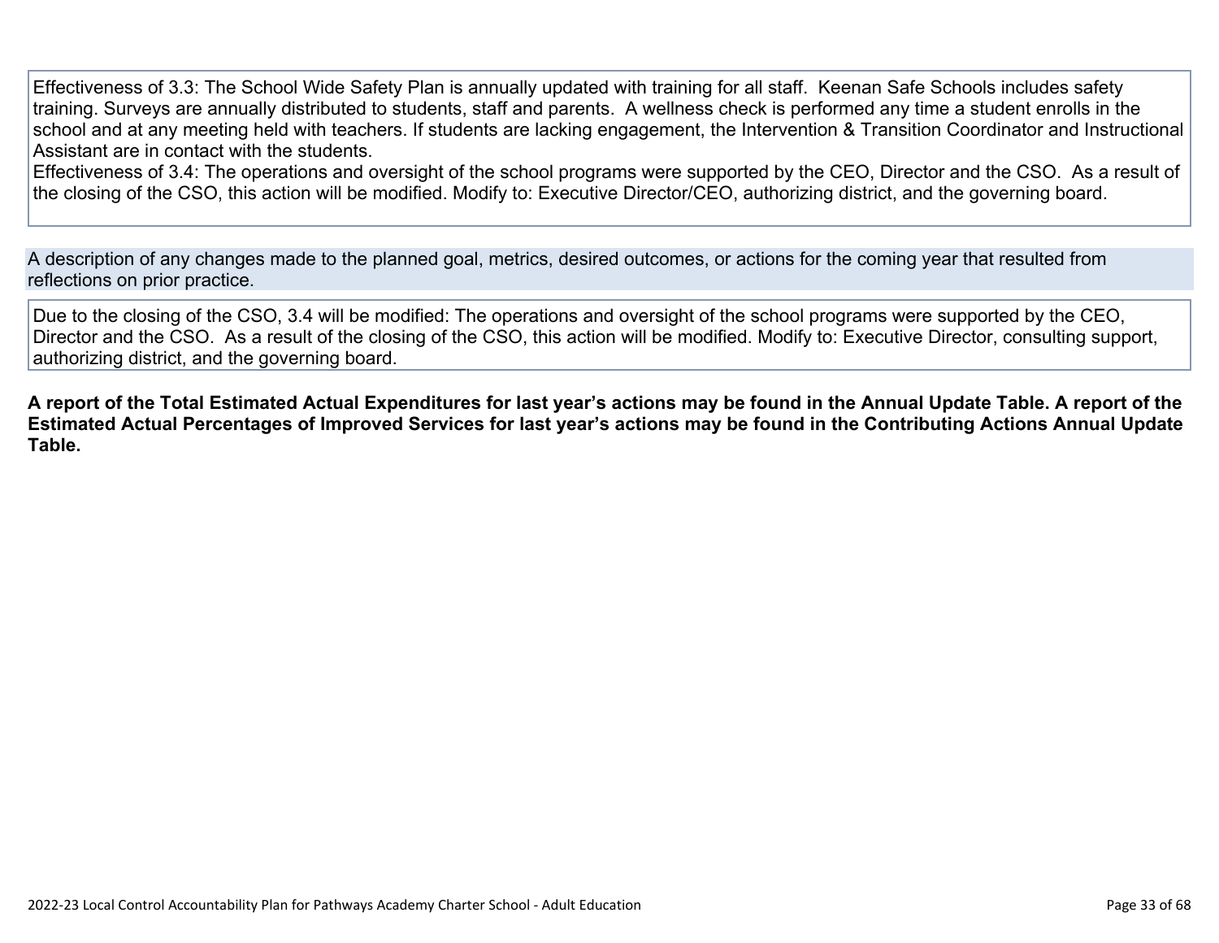Effectiveness of 3.3: The School Wide Safety Plan is annually updated with training for all staff. Keenan Safe Schools includes safety training. Surveys are annually distributed to students, staff and parents. A wellness check is performed any time a student enrolls in the school and at any meeting held with teachers. If students are lacking engagement, the Intervention & Transition Coordinator and Instructional Assistant are in contact with the students.
Effectiveness of 3.4: The operations and oversight of the school programs were supported by the CEO, Director and the CSO. As a result of the closing of the CSO, this action will be modified. Modify to: Executive Director/CEO, authorizing district, and the governing board.

A description of any changes made to the planned goal, metrics, desired outcomes, or actions for the coming year that resulted from reflections on prior practice.

Due to the closing of the CSO, 3.4 will be modified: The operations and oversight of the school programs were supported by the CEO, Director and the CSO. As a result of the closing of the CSO, this action will be modified. Modify to: Executive Director, consulting support, authorizing district, and the governing board.

**A report of the Total Estimated Actual Expenditures for last year's actions may be found in the Annual Update Table. A report of the Estimated Actual Percentages of Improved Services for last year's actions may be found in the Contributing Actions Annual Update Table.**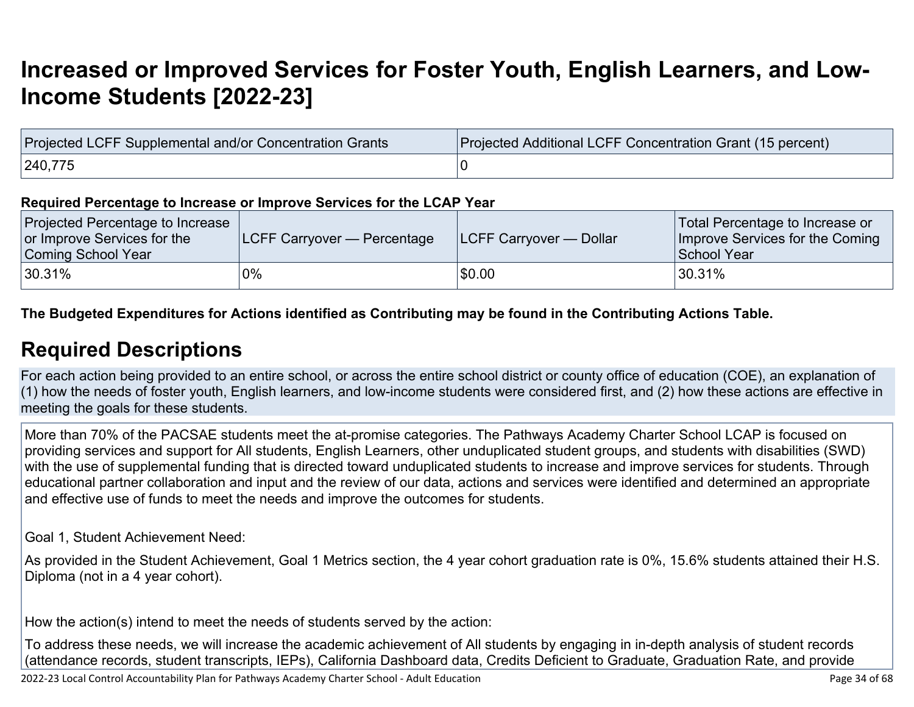# Increased or Improved Services for Foster Youth, English Learners, and Low-Income Students [2022-23]

| Projected LCFF Supplemental and/or Concentration Grants | Projected Additional LCFF Concentration Grant (15 percent) |
| --- | --- |
| 240,775 | 0 |

**Required Percentage to Increase or Improve Services for the LCAP Year**

| Projected Percentage to Increase or Improve Services for the Coming School Year | LCFF Carryover — Percentage | LCFF Carryover — Dollar | Total Percentage to Increase or Improve Services for the Coming School Year |
| --- | --- | --- | --- |
| 30.31% | 0% | $0.00 | 30.31% |

**The Budgeted Expenditures for Actions identified as Contributing may be found in the Contributing Actions Table.**

## Required Descriptions

For each action being provided to an entire school, or across the entire school district or county office of education (COE), an explanation of (1) how the needs of foster youth, English learners, and low-income students were considered first, and (2) how these actions are effective in meeting the goals for these students.

More than 70% of the PACSAE students meet the at-promise categories. The Pathways Academy Charter School LCAP is focused on providing services and support for All students, English Learners, other unduplicated student groups, and students with disabilities (SWD) with the use of supplemental funding that is directed toward unduplicated students to increase and improve services for students. Through educational partner collaboration and input and the review of our data, actions and services were identified and determined an appropriate and effective use of funds to meet the needs and improve the outcomes for students.

Goal 1, Student Achievement Need:

As provided in the Student Achievement, Goal 1 Metrics section, the 4 year cohort graduation rate is 0%, 15.6% students attained their H.S. Diploma (not in a 4 year cohort).

How the action(s) intend to meet the needs of students served by the action:

To address these needs, we will increase the academic achievement of All students by engaging in in-depth analysis of student records (attendance records, student transcripts, IEPs), California Dashboard data, Credits Deficient to Graduate, Graduation Rate, and provide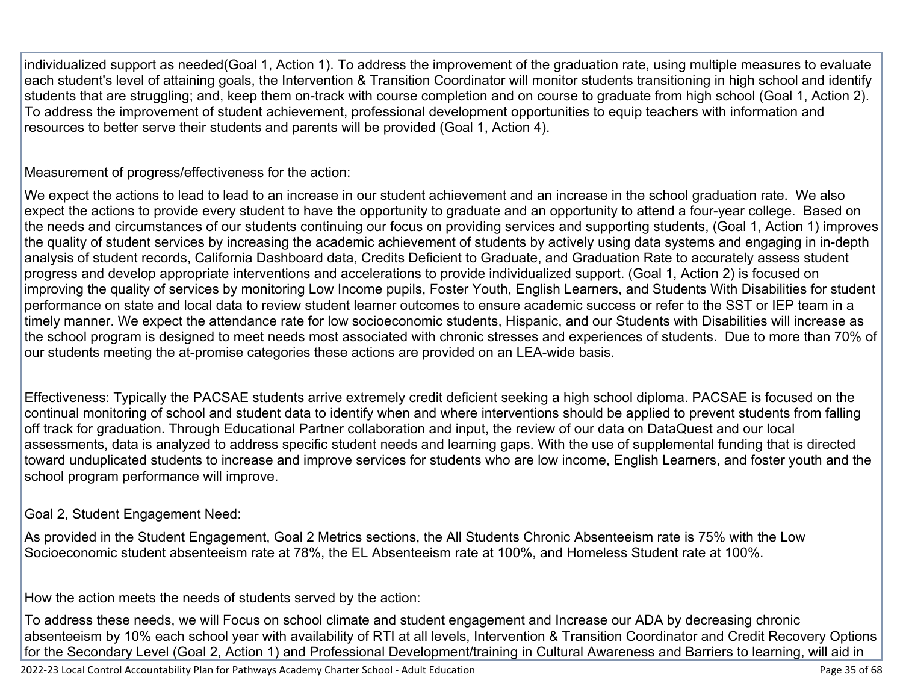individualized support as needed(Goal 1, Action 1). To address the improvement of the graduation rate, using multiple measures to evaluate each student's level of attaining goals, the Intervention & Transition Coordinator will monitor students transitioning in high school and identify students that are struggling; and, keep them on-track with course completion and on course to graduate from high school (Goal 1, Action 2). To address the improvement of student achievement, professional development opportunities to equip teachers with information and resources to better serve their students and parents will be provided (Goal 1, Action 4).

Measurement of progress/effectiveness for the action:

We expect the actions to lead to lead to an increase in our student achievement and an increase in the school graduation rate. We also expect the actions to provide every student to have the opportunity to graduate and an opportunity to attend a four-year college. Based on the needs and circumstances of our students continuing our focus on providing services and supporting students, (Goal 1, Action 1) improves the quality of student services by increasing the academic achievement of students by actively using data systems and engaging in in-depth analysis of student records, California Dashboard data, Credits Deficient to Graduate, and Graduation Rate to accurately assess student progress and develop appropriate interventions and accelerations to provide individualized support. (Goal 1, Action 2) is focused on improving the quality of services by monitoring Low Income pupils, Foster Youth, English Learners, and Students With Disabilities for student performance on state and local data to review student learner outcomes to ensure academic success or refer to the SST or IEP team in a timely manner. We expect the attendance rate for low socioeconomic students, Hispanic, and our Students with Disabilities will increase as the school program is designed to meet needs most associated with chronic stresses and experiences of students. Due to more than 70% of our students meeting the at-promise categories these actions are provided on an LEA-wide basis.

Effectiveness: Typically the PACSAE students arrive extremely credit deficient seeking a high school diploma. PACSAE is focused on the continual monitoring of school and student data to identify when and where interventions should be applied to prevent students from falling off track for graduation. Through Educational Partner collaboration and input, the review of our data on DataQuest and our local assessments, data is analyzed to address specific student needs and learning gaps. With the use of supplemental funding that is directed toward unduplicated students to increase and improve services for students who are low income, English Learners, and foster youth and the school program performance will improve.

Goal 2, Student Engagement Need:

As provided in the Student Engagement, Goal 2 Metrics sections, the All Students Chronic Absenteeism rate is 75% with the Low Socioeconomic student absenteeism rate at 78%, the EL Absenteeism rate at 100%, and Homeless Student rate at 100%.

How the action meets the needs of students served by the action:

To address these needs, we will Focus on school climate and student engagement and Increase our ADA by decreasing chronic absenteeism by 10% each school year with availability of RTI at all levels, Intervention & Transition Coordinator and Credit Recovery Options for the Secondary Level (Goal 2, Action 1) and Professional Development/training in Cultural Awareness and Barriers to learning, will aid in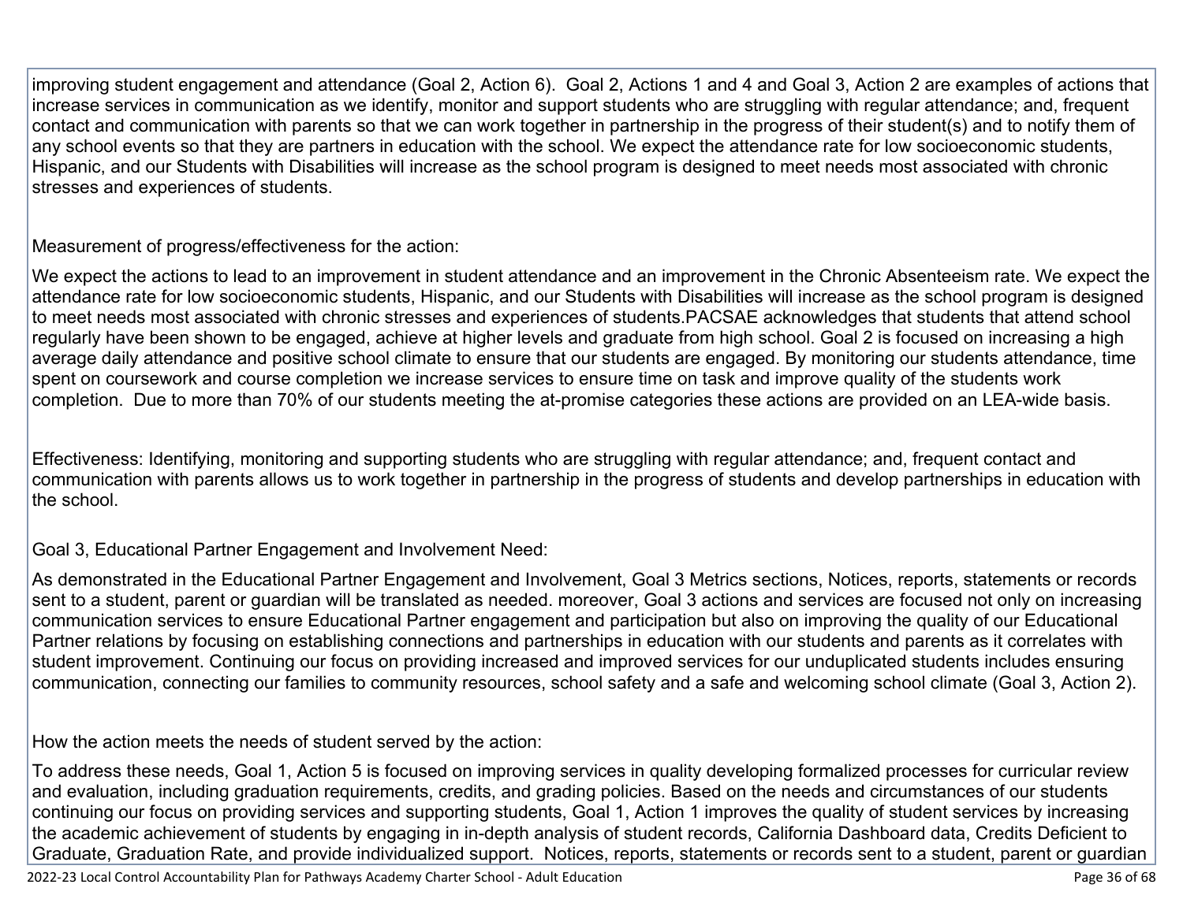improving student engagement and attendance (Goal 2, Action 6). Goal 2, Actions 1 and 4 and Goal 3, Action 2 are examples of actions that increase services in communication as we identify, monitor and support students who are struggling with regular attendance; and, frequent contact and communication with parents so that we can work together in partnership in the progress of their student(s) and to notify them of any school events so that they are partners in education with the school. We expect the attendance rate for low socioeconomic students, Hispanic, and our Students with Disabilities will increase as the school program is designed to meet needs most associated with chronic stresses and experiences of students.

Measurement of progress/effectiveness for the action:

We expect the actions to lead to an improvement in student attendance and an improvement in the Chronic Absenteeism rate. We expect the attendance rate for low socioeconomic students, Hispanic, and our Students with Disabilities will increase as the school program is designed to meet needs most associated with chronic stresses and experiences of students.PACSAE acknowledges that students that attend school regularly have been shown to be engaged, achieve at higher levels and graduate from high school. Goal 2 is focused on increasing a high average daily attendance and positive school climate to ensure that our students are engaged. By monitoring our students attendance, time spent on coursework and course completion we increase services to ensure time on task and improve quality of the students work completion. Due to more than 70% of our students meeting the at-promise categories these actions are provided on an LEA-wide basis.

Effectiveness: Identifying, monitoring and supporting students who are struggling with regular attendance; and, frequent contact and communication with parents allows us to work together in partnership in the progress of students and develop partnerships in education with the school.

Goal 3, Educational Partner Engagement and Involvement Need:

As demonstrated in the Educational Partner Engagement and Involvement, Goal 3 Metrics sections, Notices, reports, statements or records sent to a student, parent or guardian will be translated as needed. moreover, Goal 3 actions and services are focused not only on increasing communication services to ensure Educational Partner engagement and participation but also on improving the quality of our Educational Partner relations by focusing on establishing connections and partnerships in education with our students and parents as it correlates with student improvement. Continuing our focus on providing increased and improved services for our unduplicated students includes ensuring communication, connecting our families to community resources, school safety and a safe and welcoming school climate (Goal 3, Action 2).

How the action meets the needs of student served by the action:

To address these needs, Goal 1, Action 5 is focused on improving services in quality developing formalized processes for curricular review and evaluation, including graduation requirements, credits, and grading policies. Based on the needs and circumstances of our students continuing our focus on providing services and supporting students, Goal 1, Action 1 improves the quality of student services by increasing the academic achievement of students by engaging in in-depth analysis of student records, California Dashboard data, Credits Deficient to Graduate, Graduation Rate, and provide individualized support. Notices, reports, statements or records sent to a student, parent or guardian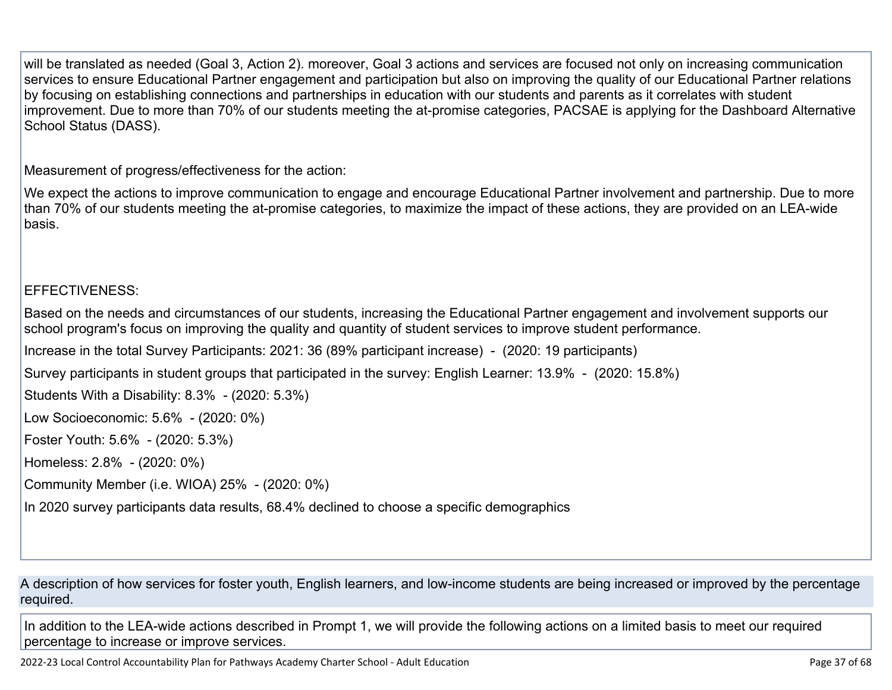will be translated as needed (Goal 3, Action 2). moreover, Goal 3 actions and services are focused not only on increasing communication services to ensure Educational Partner engagement and participation but also on improving the quality of our Educational Partner relations by focusing on establishing connections and partnerships in education with our students and parents as it correlates with student improvement. Due to more than 70% of our students meeting the at-promise categories, PACSAE is applying for the Dashboard Alternative School Status (DASS).

Measurement of progress/effectiveness for the action:

We expect the actions to improve communication to engage and encourage Educational Partner involvement and partnership. Due to more than 70% of our students meeting the at-promise categories, to maximize the impact of these actions, they are provided on an LEA-wide basis.

EFFECTIVENESS:

Based on the needs and circumstances of our students, increasing the Educational Partner engagement and involvement supports our school program's focus on improving the quality and quantity of student services to improve student performance.

Increase in the total Survey Participants: 2021: 36 (89% participant increase) - (2020: 19 participants)

Survey participants in student groups that participated in the survey: English Learner: 13.9% - (2020: 15.8%)

Students With a Disability: 8.3% - (2020: 5.3%)

Low Socioeconomic: 5.6% - (2020: 0%)

Foster Youth: 5.6% - (2020: 5.3%)

Homeless: 2.8% - (2020: 0%)

Community Member (i.e. WIOA) 25% - (2020: 0%)

In 2020 survey participants data results, 68.4% declined to choose a specific demographics

A description of how services for foster youth, English learners, and low-income students are being increased or improved by the percentage required.

In addition to the LEA-wide actions described in Prompt 1, we will provide the following actions on a limited basis to meet our required percentage to increase or improve services.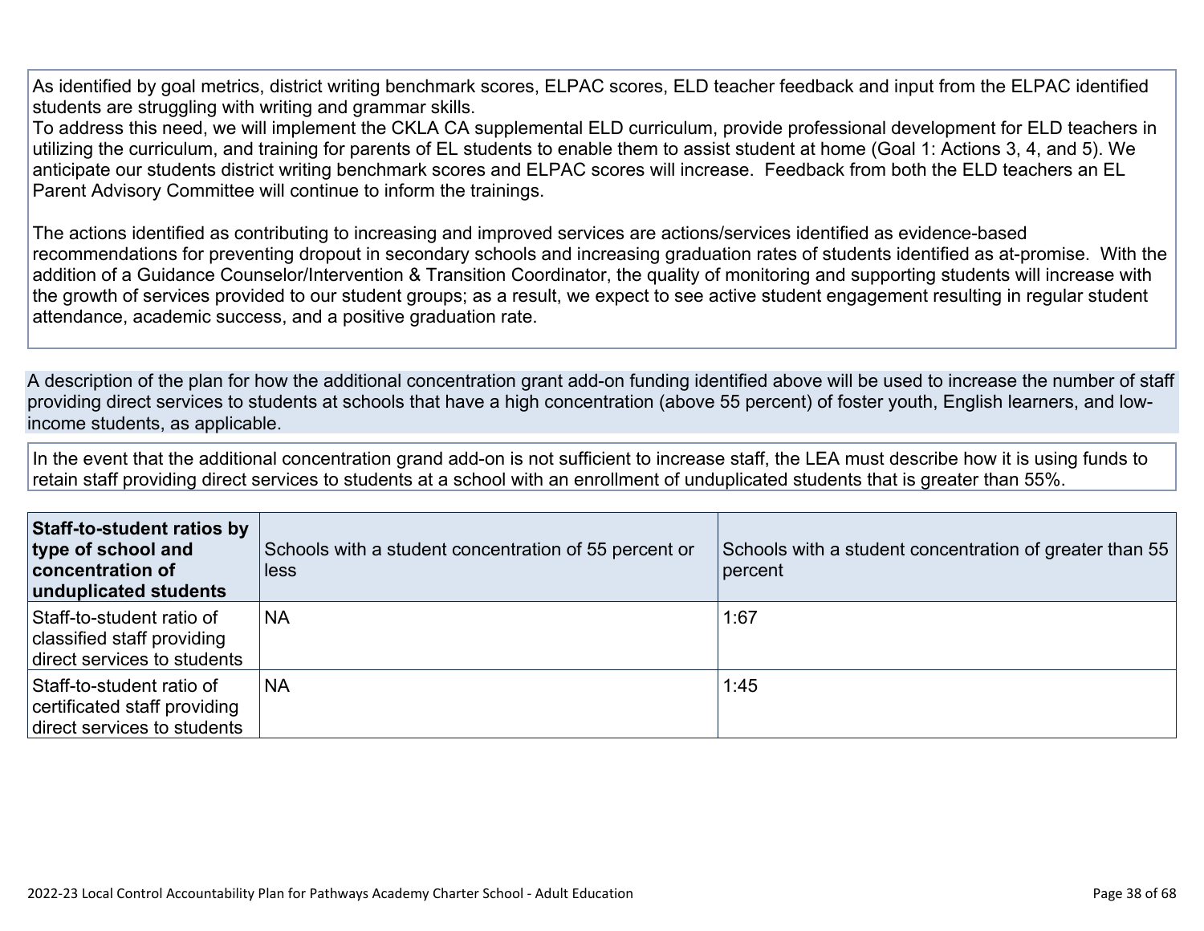As identified by goal metrics, district writing benchmark scores, ELPAC scores, ELD teacher feedback and input from the ELPAC identified students are struggling with writing and grammar skills.
To address this need, we will implement the CKLA CA supplemental ELD curriculum, provide professional development for ELD teachers in utilizing the curriculum, and training for parents of EL students to enable them to assist student at home (Goal 1: Actions 3, 4, and 5). We anticipate our students district writing benchmark scores and ELPAC scores will increase. Feedback from both the ELD teachers an EL Parent Advisory Committee will continue to inform the trainings.

The actions identified as contributing to increasing and improved services are actions/services identified as evidence-based recommendations for preventing dropout in secondary schools and increasing graduation rates of students identified as at-promise. With the addition of a Guidance Counselor/Intervention & Transition Coordinator, the quality of monitoring and supporting students will increase with the growth of services provided to our student groups; as a result, we expect to see active student engagement resulting in regular student attendance, academic success, and a positive graduation rate.

A description of the plan for how the additional concentration grant add-on funding identified above will be used to increase the number of staff providing direct services to students at schools that have a high concentration (above 55 percent) of foster youth, English learners, and low-income students, as applicable.

In the event that the additional concentration grand add-on is not sufficient to increase staff, the LEA must describe how it is using funds to retain staff providing direct services to students at a school with an enrollment of unduplicated students that is greater than 55%.

| **Staff-to-student ratios by type of school and concentration of unduplicated students** | Schools with a student concentration of 55 percent or less | Schools with a student concentration of greater than 55 percent |
|---|---|---|
| Staff-to-student ratio of classified staff providing direct services to students | NA | 1:67 |
| Staff-to-student ratio of certificated staff providing direct services to students | NA | 1:45 |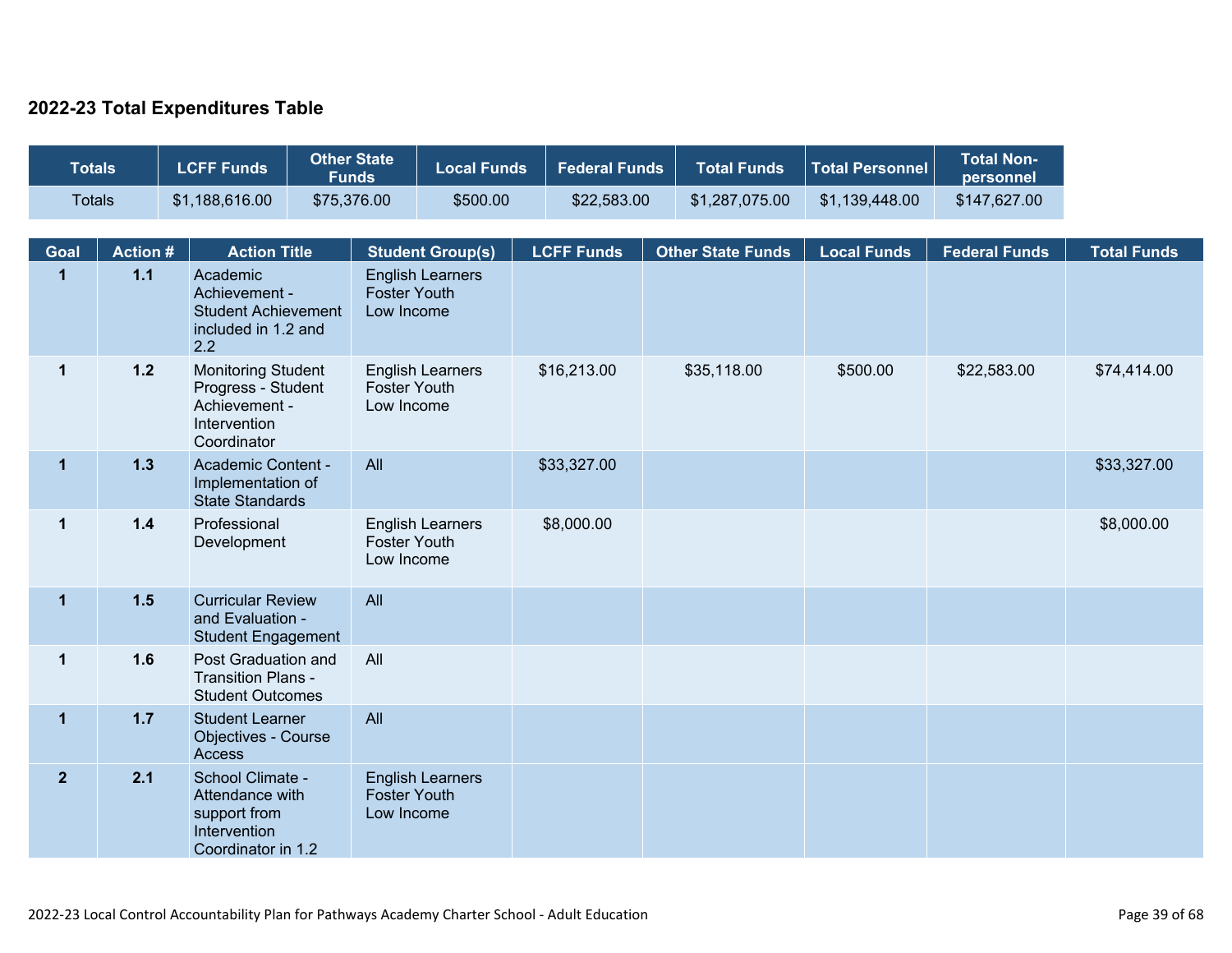## 2022-23 Total Expenditures Table

| Totals | LCFF Funds | Other State Funds | Local Funds | Federal Funds | Total Funds | Total Personnel | Total Non-personnel |
|---|---|---|---|---|---|---|---|
| Totals | $1,188,616.00 | $75,376.00 | $500.00 | $22,583.00 | $1,287,075.00 | $1,139,448.00 | $147,627.00 |

| Goal | Action # | Action Title | Student Group(s) | LCFF Funds | Other State Funds | Local Funds | Federal Funds | Total Funds |
|---|---|---|---|---|---|---|---|---|
| 1 | 1.1 | Academic Achievement - Student Achievement included in 1.2 and 2.2 | English Learners Foster Youth Low Income | | | | | |
| 1 | 1.2 | Monitoring Student Progress - Student Achievement - Intervention Coordinator | English Learners Foster Youth Low Income | $16,213.00 | $35,118.00 | $500.00 | $22,583.00 | $74,414.00 |
| 1 | 1.3 | Academic Content - Implementation of State Standards | All | $33,327.00 | | | | $33,327.00 |
| 1 | 1.4 | Professional Development | English Learners Foster Youth Low Income | $8,000.00 | | | | $8,000.00 |
| 1 | 1.5 | Curricular Review and Evaluation - Student Engagement | All | | | | | |
| 1 | 1.6 | Post Graduation and Transition Plans - Student Outcomes | All | | | | | |
| 1 | 1.7 | Student Learner Objectives - Course Access | All | | | | | |
| 2 | 2.1 | School Climate - Attendance with support from Intervention Coordinator in 1.2 | English Learners Foster Youth Low Income | | | | | |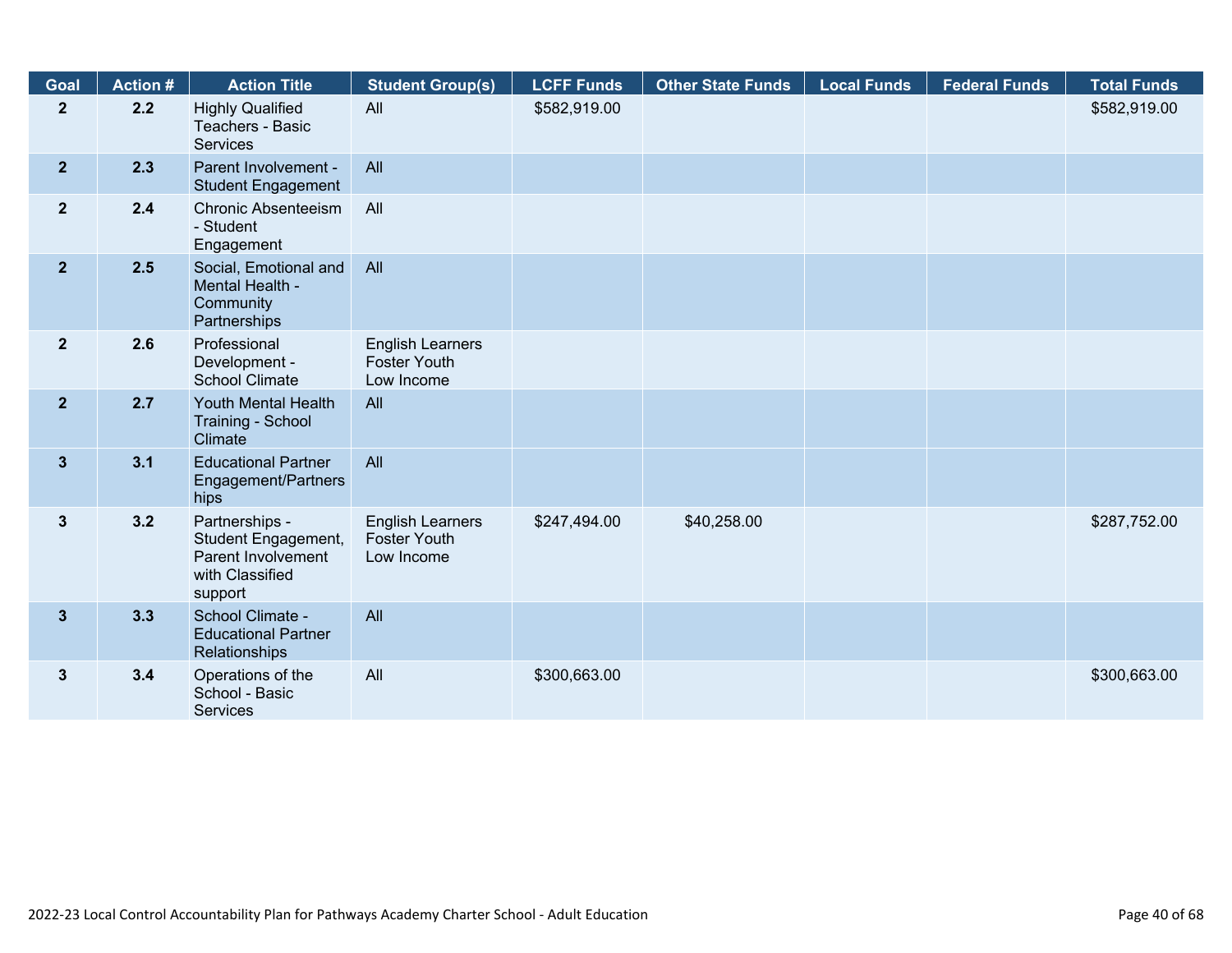| Goal | Action # | Action Title | Student Group(s) | LCFF Funds | Other State Funds | Local Funds | Federal Funds | Total Funds |
|---|---|---|---|---|---|---|---|---|
| 2 | 2.2 | Highly Qualified Teachers - Basic Services | All | $582,919.00 | | | | $582,919.00 |
| 2 | 2.3 | Parent Involvement - Student Engagement | All | | | | | |
| 2 | 2.4 | Chronic Absenteeism - Student Engagement | All | | | | | |
| 2 | 2.5 | Social, Emotional and Mental Health - Community Partnerships | All | | | | | |
| 2 | 2.6 | Professional Development - School Climate | English Learners<br>Foster Youth<br>Low Income | | | | | |
| 2 | 2.7 | Youth Mental Health Training - School Climate | All | | | | | |
| 3 | 3.1 | Educational Partner Engagement/Partnerships | All | | | | | |
| 3 | 3.2 | Partnerships - Student Engagement, Parent Involvement with Classified support | English Learners<br>Foster Youth<br>Low Income | $247,494.00 | $40,258.00 | | | $287,752.00 |
| 3 | 3.3 | School Climate - Educational Partner Relationships | All | | | | | |
| 3 | 3.4 | Operations of the School - Basic Services | All | $300,663.00 | | | | $300,663.00 |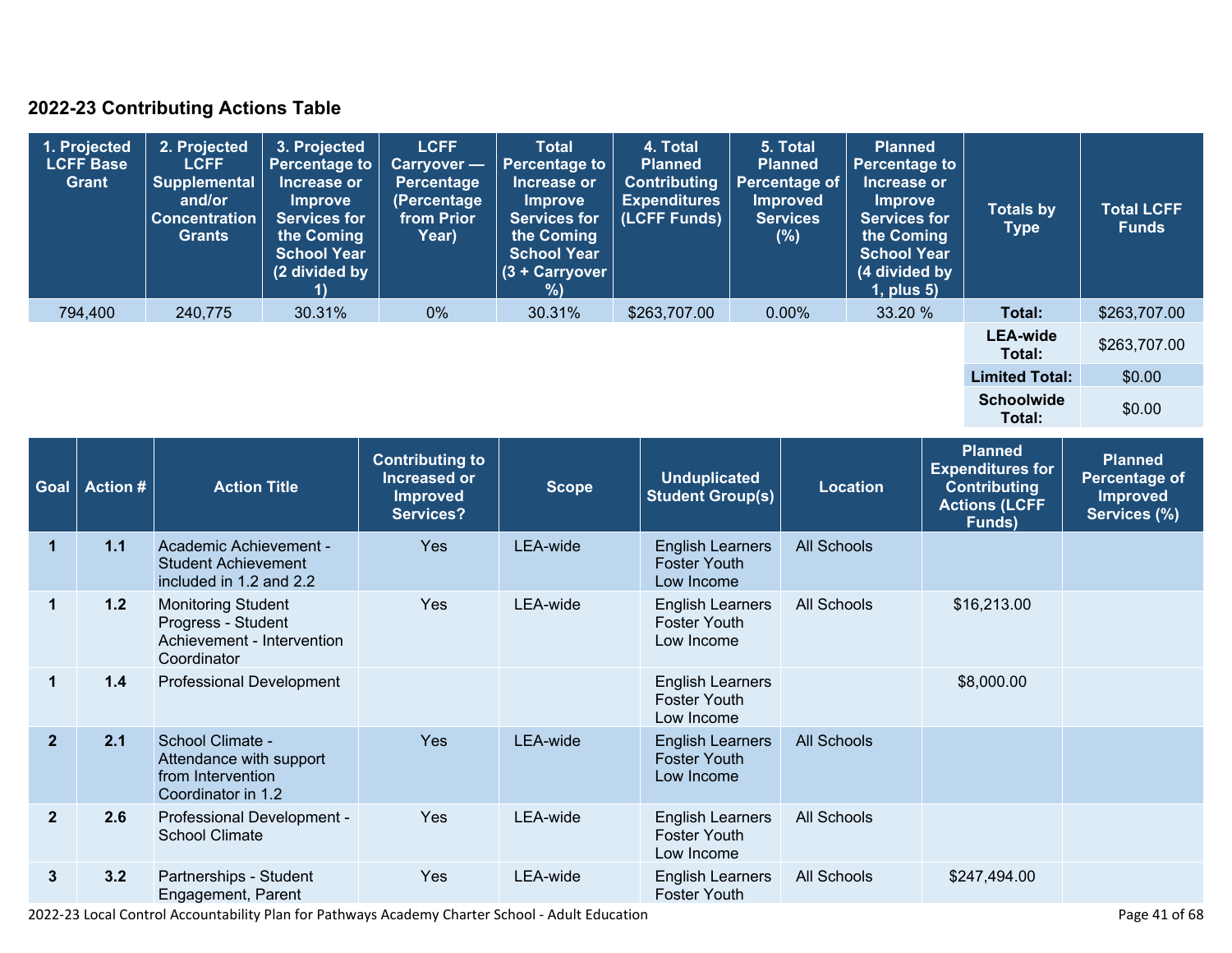## 2022-23 Contributing Actions Table

| 1. Projected LCFF Base Grant | 2. Projected LCFF Supplemental and/or Concentration Grants | 3. Projected Percentage to Increase or Improve Services for the Coming School Year (2 divided by 1) | LCFF Carryover — Percentage (Percentage from Prior Year) | Total Percentage to Increase or Improve Services for the Coming School Year (3 + Carryover %) | 4. Total Planned Contributing Expenditures (LCFF Funds) | 5. Total Planned Percentage of Improved Services (%) | Planned Percentage to Increase or Improve Services for the Coming School Year (4 divided by 1, plus 5) | Totals by Type | Total LCFF Funds |
|---|---|---|---|---|---|---|---|---|---|
| 794,400 | 240,775 | 30.31% | 0% | 30.31% | $263,707.00 | 0.00% | 33.20 % | Total: | $263,707.00 |
| | | | | | | | | LEA-wide Total: | $263,707.00 |
| | | | | | | | | Limited Total: | $0.00 |
| | | | | | | | | Schoolwide Total: | $0.00 |

| Goal | Action # | Action Title | Contributing to Increased or Improved Services? | Scope | Unduplicated Student Group(s) | Location | Planned Expenditures for Contributing Actions (LCFF Funds) | Planned Percentage of Improved Services (%) |
|---|---|---|---|---|---|---|---|---|
| 1 | 1.1 | Academic Achievement - Student Achievement included in 1.2 and 2.2 | Yes | LEA-wide | English Learners<br>Foster Youth<br>Low Income | All Schools | | |
| 1 | 1.2 | Monitoring Student Progress - Student Achievement - Intervention Coordinator | Yes | LEA-wide | English Learners<br>Foster Youth<br>Low Income | All Schools | $16,213.00 | |
| 1 | 1.4 | Professional Development | | | English Learners<br>Foster Youth<br>Low Income | | $8,000.00 | |
| 2 | 2.1 | School Climate - Attendance with support from Intervention Coordinator in 1.2 | Yes | LEA-wide | English Learners<br>Foster Youth<br>Low Income | All Schools | | |
| 2 | 2.6 | Professional Development - School Climate | Yes | LEA-wide | English Learners<br>Foster Youth<br>Low Income | All Schools | | |
| 3 | 3.2 | Partnerships - Student Engagement, Parent | Yes | LEA-wide | English Learners<br>Foster Youth | All Schools | $247,494.00 | |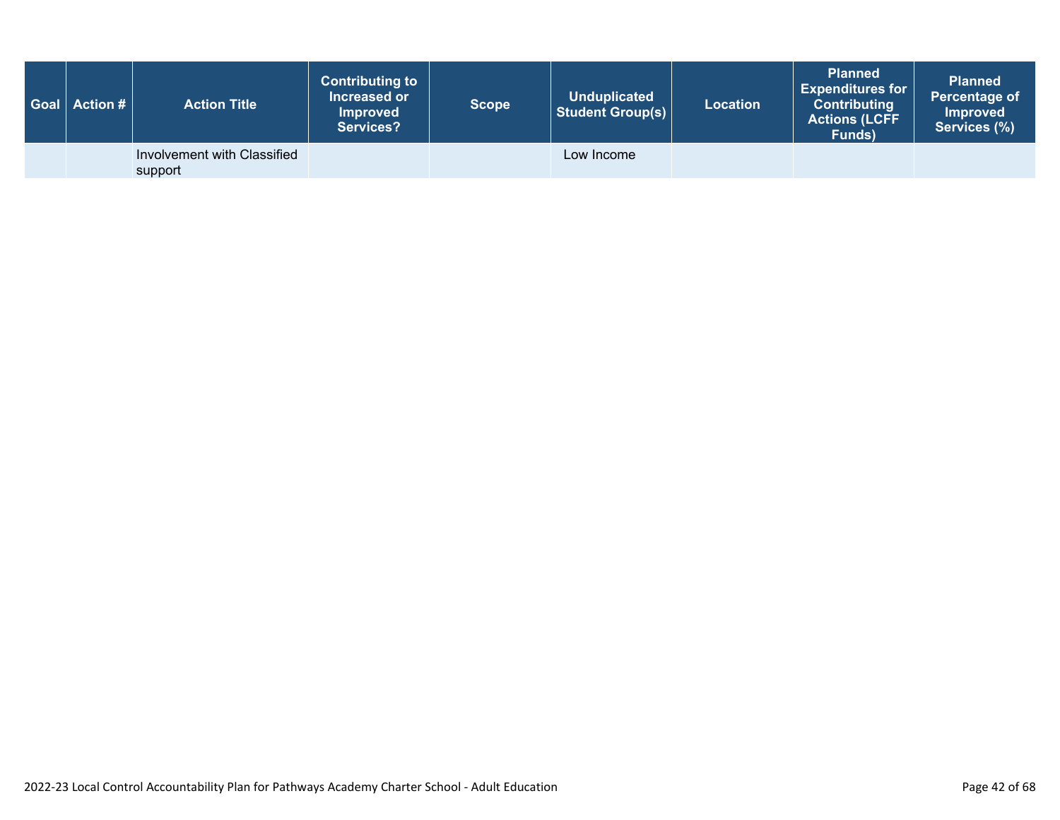| Goal | Action # | Action Title | Contributing to Increased or Improved Services? | Scope | Unduplicated Student Group(s) | Location | Planned Expenditures for Contributing Actions (LCFF Funds) | Planned Percentage of Improved Services (%) |
|---|---|---|---|---|---|---|---|---|
| | | Involvement with Classified support | | | Low Income | | | |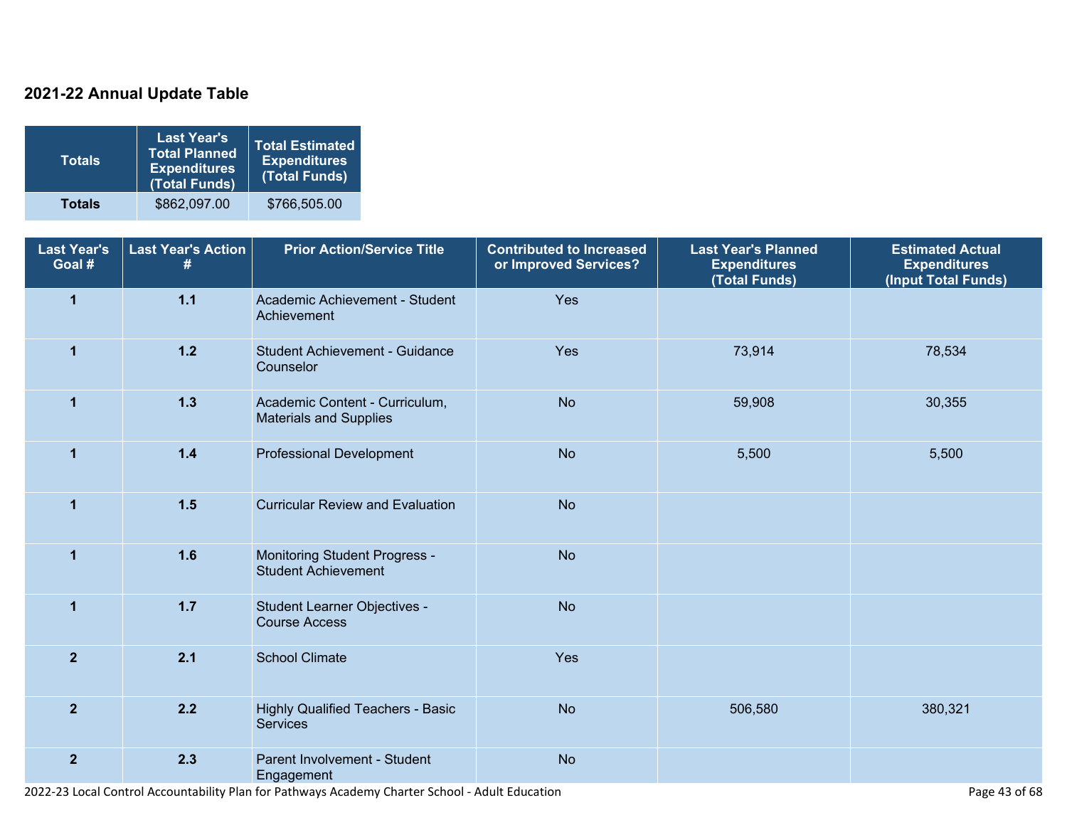## 2021-22 Annual Update Table

| Totals | Last Year's Total Planned Expenditures (Total Funds) | Total Estimated Expenditures (Total Funds) |
|---|---|---|
| **Totals** | $862,097.00 | $766,505.00 |

| Last Year's Goal # | Last Year's Action # | Prior Action/Service Title | Contributed to Increased or Improved Services? | Last Year's Planned Expenditures (Total Funds) | Estimated Actual Expenditures (Input Total Funds) |
|---|---|---|---|---|---|
| 1 | 1.1 | Academic Achievement - Student Achievement | Yes | | |
| 1 | 1.2 | Student Achievement - Guidance Counselor | Yes | 73,914 | 78,534 |
| 1 | 1.3 | Academic Content - Curriculum, Materials and Supplies | No | 59,908 | 30,355 |
| 1 | 1.4 | Professional Development | No | 5,500 | 5,500 |
| 1 | 1.5 | Curricular Review and Evaluation | No | | |
| 1 | 1.6 | Monitoring Student Progress - Student Achievement | No | | |
| 1 | 1.7 | Student Learner Objectives - Course Access | No | | |
| 2 | 2.1 | School Climate | Yes | | |
| 2 | 2.2 | Highly Qualified Teachers - Basic Services | No | 506,580 | 380,321 |
| 2 | 2.3 | Parent Involvement - Student Engagement | No | | |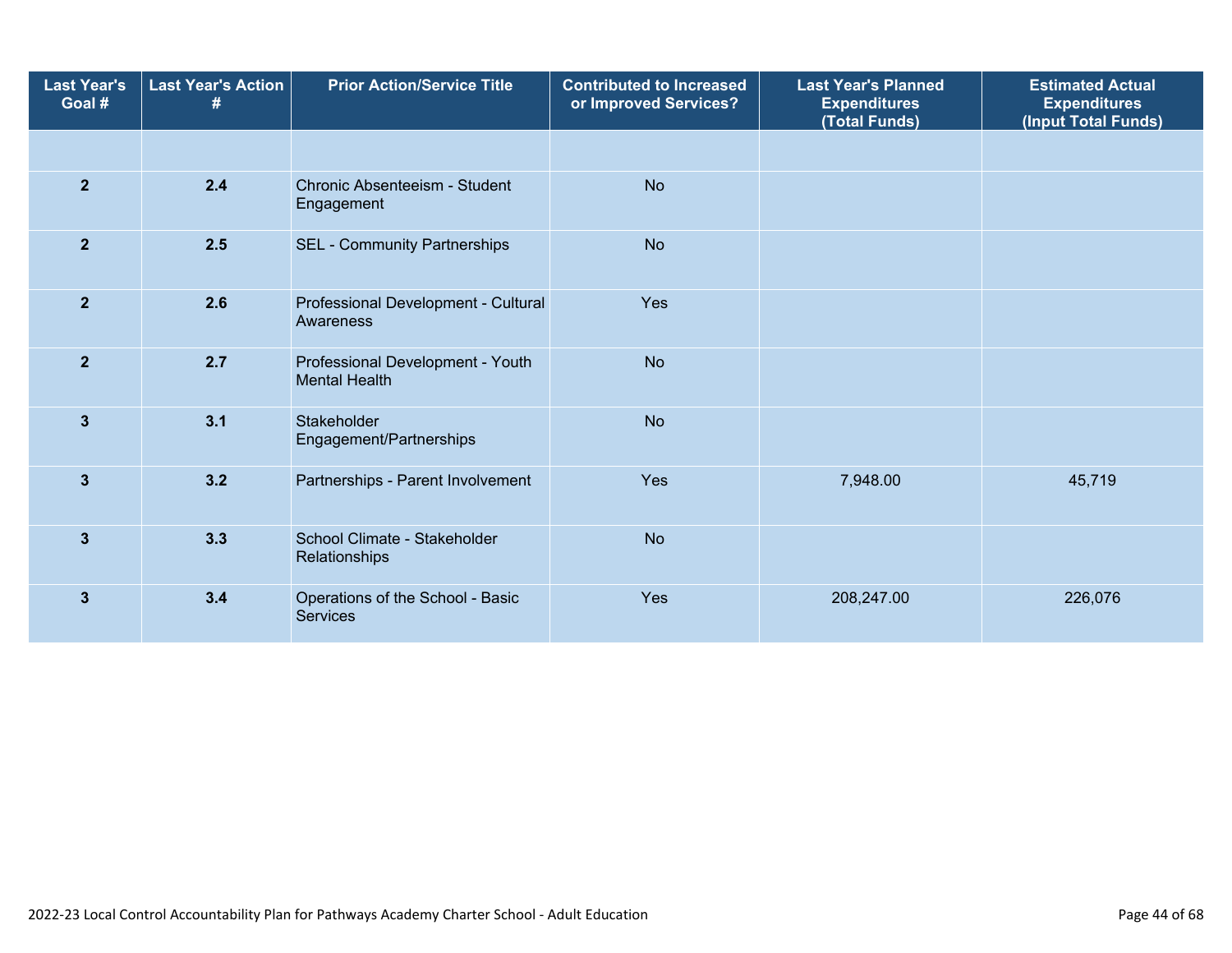| Last Year's Goal # | Last Year's Action # | Prior Action/Service Title | Contributed to Increased or Improved Services? | Last Year's Planned Expenditures (Total Funds) | Estimated Actual Expenditures (Input Total Funds) |
|---|---|---|---|---|---|
| | | | | | |
| 2 | 2.4 | Chronic Absenteeism - Student Engagement | No | | |
| 2 | 2.5 | SEL - Community Partnerships | No | | |
| 2 | 2.6 | Professional Development - Cultural Awareness | Yes | | |
| 2 | 2.7 | Professional Development - Youth Mental Health | No | | |
| 3 | 3.1 | Stakeholder Engagement/Partnerships | No | | |
| 3 | 3.2 | Partnerships - Parent Involvement | Yes | 7,948.00 | 45,719 |
| 3 | 3.3 | School Climate - Stakeholder Relationships | No | | |
| 3 | 3.4 | Operations of the School - Basic Services | Yes | 208,247.00 | 226,076 |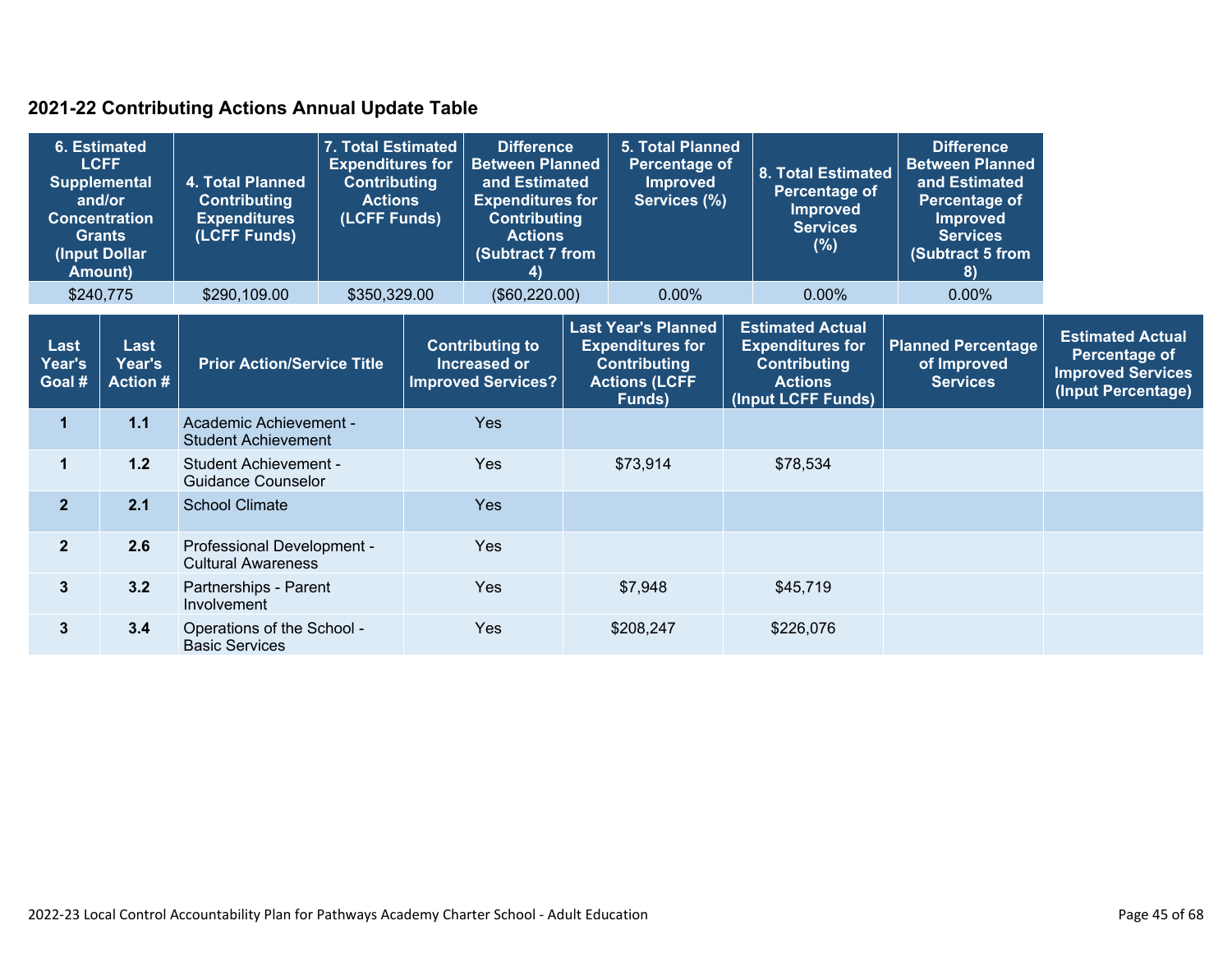## 2021-22 Contributing Actions Annual Update Table

| 6. Estimated LCFF Supplemental and/or Concentration Grants (Input Dollar Amount) | 4. Total Planned Contributing Expenditures (LCFF Funds) | 7. Total Estimated Expenditures for Contributing Actions (LCFF Funds) | Difference Between Planned and Estimated Expenditures for Contributing Actions (Subtract 7 from 4) | 5. Total Planned Percentage of Improved Services (%) | 8. Total Estimated Percentage of Improved Services (%) | Difference Between Planned and Estimated Percentage of Improved Services (Subtract 5 from 8) |
|---|---|---|---|---|---|---|
| $240,775 | $290,109.00 | $350,329.00 | ($60,220.00) | 0.00% | 0.00% | 0.00% |

| Last Year's Goal # | Last Year's Action # | Prior Action/Service Title | Contributing to Increased or Improved Services? | Last Year's Planned Expenditures for Contributing Actions (LCFF Funds) | Estimated Actual Expenditures for Contributing Actions (Input LCFF Funds) | Planned Percentage of Improved Services | Estimated Actual Percentage of Improved Services (Input Percentage) |
|---|---|---|---|---|---|---|---|
| 1 | 1.1 | Academic Achievement - Student Achievement | Yes | | | | |
| 1 | 1.2 | Student Achievement - Guidance Counselor | Yes | $73,914 | $78,534 | | |
| 2 | 2.1 | School Climate | Yes | | | | |
| 2 | 2.6 | Professional Development - Cultural Awareness | Yes | | | | |
| 3 | 3.2 | Partnerships - Parent Involvement | Yes | $7,948 | $45,719 | | |
| 3 | 3.4 | Operations of the School - Basic Services | Yes | $208,247 | $226,076 | | |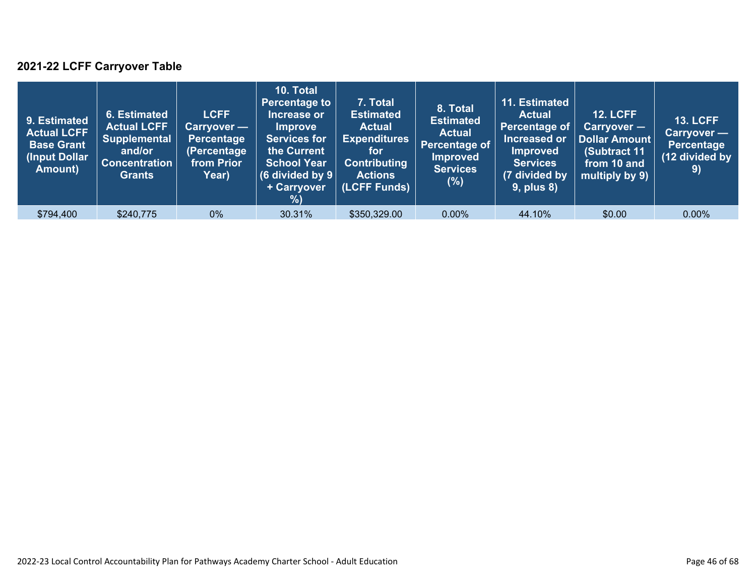### 2021-22 LCFF Carryover Table

| 9. Estimated Actual LCFF Base Grant (Input Dollar Amount) | 6. Estimated Actual LCFF Supplemental and/or Concentration Grants | LCFF Carryover — Percentage (Percentage from Prior Year) | 10. Total Percentage to Increase or Improve Services for the Current School Year (6 divided by 9 + Carryover %) | 7. Total Estimated Actual Expenditures for Contributing Actions (LCFF Funds) | 8. Total Estimated Actual Percentage of Improved Services (%) | 11. Estimated Actual Percentage of Increased or Improved Services (7 divided by 9, plus 8) | 12. LCFF Carryover — Dollar Amount (Subtract 11 from 10 and multiply by 9) | 13. LCFF Carryover — Percentage (12 divided by 9) |
|---|---|---|---|---|---|---|---|---|
| $794,400 | $240,775 | 0% | 30.31% | $350,329.00 | 0.00% | 44.10% | $0.00 | 0.00% |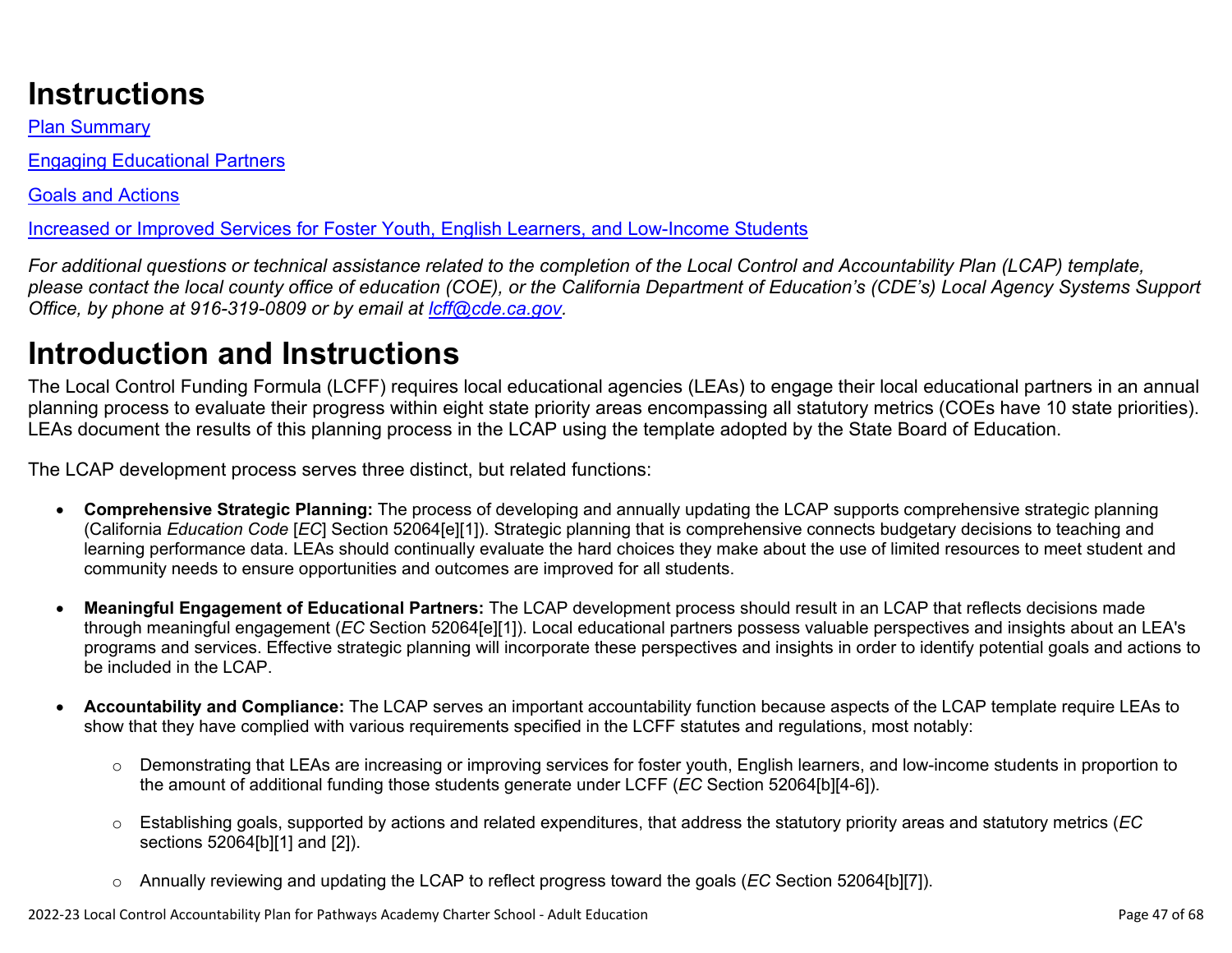# Instructions

[Plan Summary](#)

[Engaging Educational Partners](#)

[Goals and Actions](#)

[Increased or Improved Services for Foster Youth, English Learners, and Low-Income Students](#)

*For additional questions or technical assistance related to the completion of the Local Control and Accountability Plan (LCAP) template, please contact the local county office of education (COE), or the California Department of Education's (CDE's) Local Agency Systems Support Office, by phone at 916-319-0809 or by email at [lcff@cde.ca.gov](mailto:lcff@cde.ca.gov).*

# Introduction and Instructions

The Local Control Funding Formula (LCFF) requires local educational agencies (LEAs) to engage their local educational partners in an annual planning process to evaluate their progress within eight state priority areas encompassing all statutory metrics (COEs have 10 state priorities). LEAs document the results of this planning process in the LCAP using the template adopted by the State Board of Education.

The LCAP development process serves three distinct, but related functions:

- **Comprehensive Strategic Planning:** The process of developing and annually updating the LCAP supports comprehensive strategic planning (California *Education Code* [*EC*] Section 52064[e][1]). Strategic planning that is comprehensive connects budgetary decisions to teaching and learning performance data. LEAs should continually evaluate the hard choices they make about the use of limited resources to meet student and community needs to ensure opportunities and outcomes are improved for all students.

- **Meaningful Engagement of Educational Partners:** The LCAP development process should result in an LCAP that reflects decisions made through meaningful engagement (*EC* Section 52064[e][1]). Local educational partners possess valuable perspectives and insights about an LEA's programs and services. Effective strategic planning will incorporate these perspectives and insights in order to identify potential goals and actions to be included in the LCAP.

- **Accountability and Compliance:** The LCAP serves an important accountability function because aspects of the LCAP template require LEAs to show that they have complied with various requirements specified in the LCFF statutes and regulations, most notably:

    - Demonstrating that LEAs are increasing or improving services for foster youth, English learners, and low-income students in proportion to the amount of additional funding those students generate under LCFF (*EC* Section 52064[b][4-6]).

    - Establishing goals, supported by actions and related expenditures, that address the statutory priority areas and statutory metrics (*EC* sections 52064[b][1] and [2]).

    - Annually reviewing and updating the LCAP to reflect progress toward the goals (*EC* Section 52064[b][7]).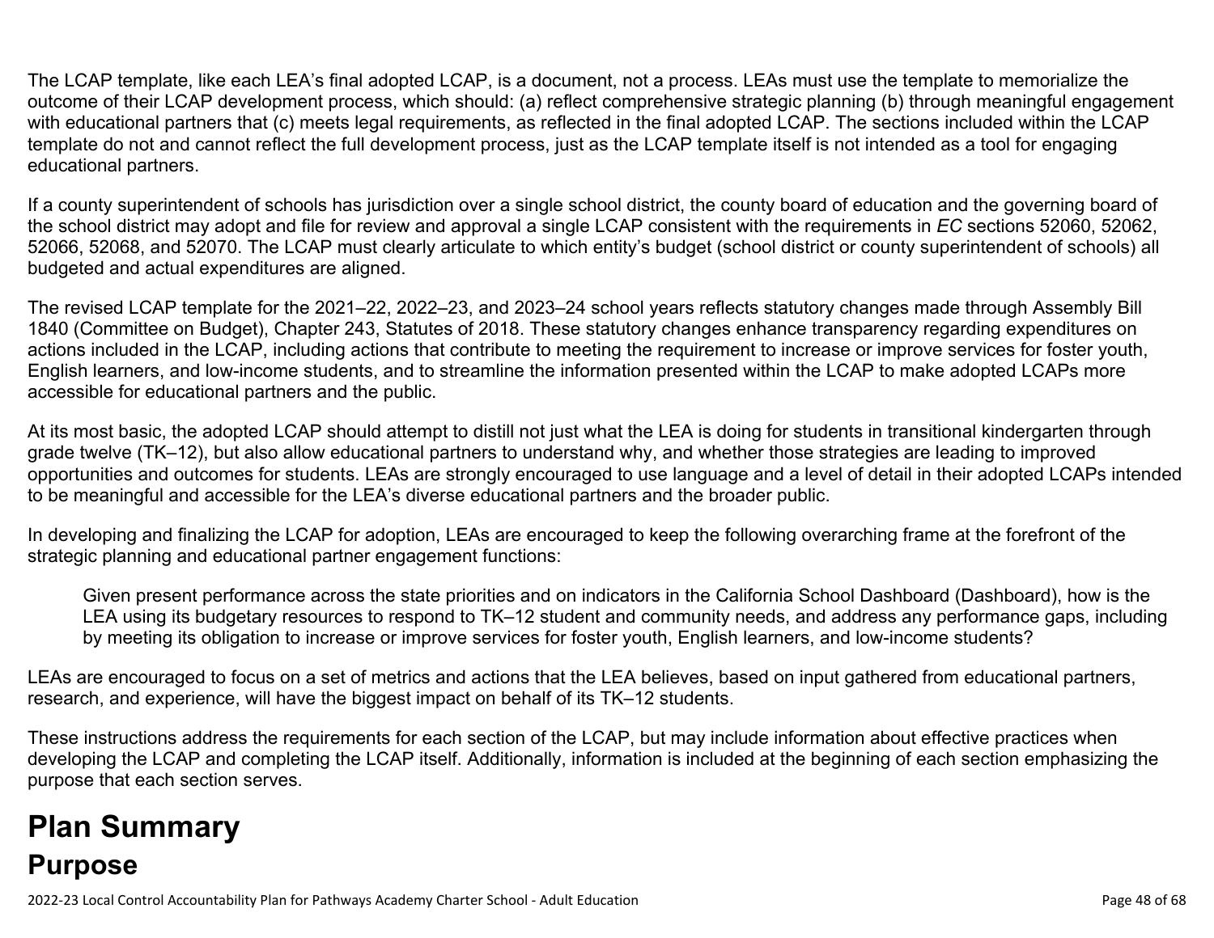The LCAP template, like each LEA's final adopted LCAP, is a document, not a process. LEAs must use the template to memorialize the outcome of their LCAP development process, which should: (a) reflect comprehensive strategic planning (b) through meaningful engagement with educational partners that (c) meets legal requirements, as reflected in the final adopted LCAP. The sections included within the LCAP template do not and cannot reflect the full development process, just as the LCAP template itself is not intended as a tool for engaging educational partners.

If a county superintendent of schools has jurisdiction over a single school district, the county board of education and the governing board of the school district may adopt and file for review and approval a single LCAP consistent with the requirements in *EC* sections 52060, 52062, 52066, 52068, and 52070. The LCAP must clearly articulate to which entity's budget (school district or county superintendent of schools) all budgeted and actual expenditures are aligned.

The revised LCAP template for the 2021–22, 2022–23, and 2023–24 school years reflects statutory changes made through Assembly Bill 1840 (Committee on Budget), Chapter 243, Statutes of 2018. These statutory changes enhance transparency regarding expenditures on actions included in the LCAP, including actions that contribute to meeting the requirement to increase or improve services for foster youth, English learners, and low-income students, and to streamline the information presented within the LCAP to make adopted LCAPs more accessible for educational partners and the public.

At its most basic, the adopted LCAP should attempt to distill not just what the LEA is doing for students in transitional kindergarten through grade twelve (TK–12), but also allow educational partners to understand why, and whether those strategies are leading to improved opportunities and outcomes for students. LEAs are strongly encouraged to use language and a level of detail in their adopted LCAPs intended to be meaningful and accessible for the LEA's diverse educational partners and the broader public.

In developing and finalizing the LCAP for adoption, LEAs are encouraged to keep the following overarching frame at the forefront of the strategic planning and educational partner engagement functions:

> Given present performance across the state priorities and on indicators in the California School Dashboard (Dashboard), how is the LEA using its budgetary resources to respond to TK–12 student and community needs, and address any performance gaps, including by meeting its obligation to increase or improve services for foster youth, English learners, and low-income students?

LEAs are encouraged to focus on a set of metrics and actions that the LEA believes, based on input gathered from educational partners, research, and experience, will have the biggest impact on behalf of its TK–12 students.

These instructions address the requirements for each section of the LCAP, but may include information about effective practices when developing the LCAP and completing the LCAP itself. Additionally, information is included at the beginning of each section emphasizing the purpose that each section serves.

# Plan Summary

## Purpose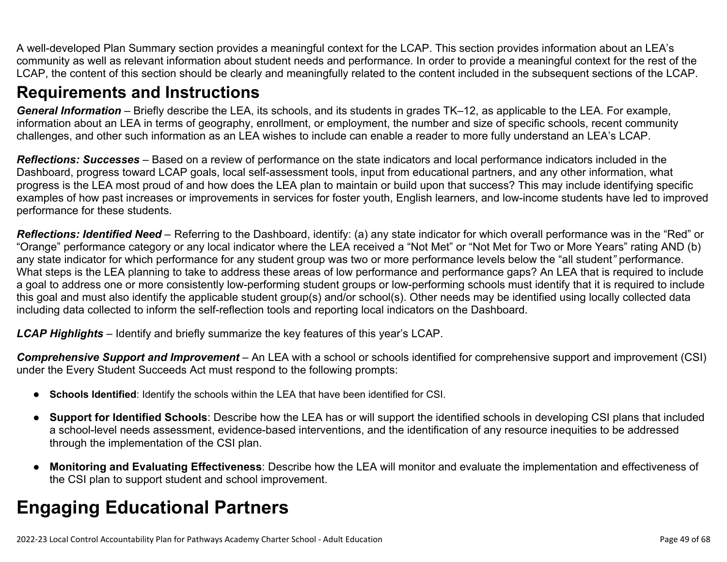A well-developed Plan Summary section provides a meaningful context for the LCAP. This section provides information about an LEA's community as well as relevant information about student needs and performance. In order to provide a meaningful context for the rest of the LCAP, the content of this section should be clearly and meaningfully related to the content included in the subsequent sections of the LCAP.

## Requirements and Instructions

***General Information*** – Briefly describe the LEA, its schools, and its students in grades TK–12, as applicable to the LEA. For example, information about an LEA in terms of geography, enrollment, or employment, the number and size of specific schools, recent community challenges, and other such information as an LEA wishes to include can enable a reader to more fully understand an LEA's LCAP.

***Reflections: Successes*** – Based on a review of performance on the state indicators and local performance indicators included in the Dashboard, progress toward LCAP goals, local self-assessment tools, input from educational partners, and any other information, what progress is the LEA most proud of and how does the LEA plan to maintain or build upon that success? This may include identifying specific examples of how past increases or improvements in services for foster youth, English learners, and low-income students have led to improved performance for these students.

***Reflections: Identified Need*** – Referring to the Dashboard, identify: (a) any state indicator for which overall performance was in the "Red" or "Orange" performance category or any local indicator where the LEA received a "Not Met" or "Not Met for Two or More Years" rating AND (b) any state indicator for which performance for any student group was two or more performance levels below the "all student*"* performance. What steps is the LEA planning to take to address these areas of low performance and performance gaps? An LEA that is required to include a goal to address one or more consistently low-performing student groups or low-performing schools must identify that it is required to include this goal and must also identify the applicable student group(s) and/or school(s). Other needs may be identified using locally collected data including data collected to inform the self-reflection tools and reporting local indicators on the Dashboard.

***LCAP Highlights*** – Identify and briefly summarize the key features of this year's LCAP.

***Comprehensive Support and Improvement*** – An LEA with a school or schools identified for comprehensive support and improvement (CSI) under the Every Student Succeeds Act must respond to the following prompts:

- **Schools Identified**: Identify the schools within the LEA that have been identified for CSI.
- **Support for Identified Schools**: Describe how the LEA has or will support the identified schools in developing CSI plans that included a school-level needs assessment, evidence-based interventions, and the identification of any resource inequities to be addressed through the implementation of the CSI plan.
- **Monitoring and Evaluating Effectiveness**: Describe how the LEA will monitor and evaluate the implementation and effectiveness of the CSI plan to support student and school improvement.

# Engaging Educational Partners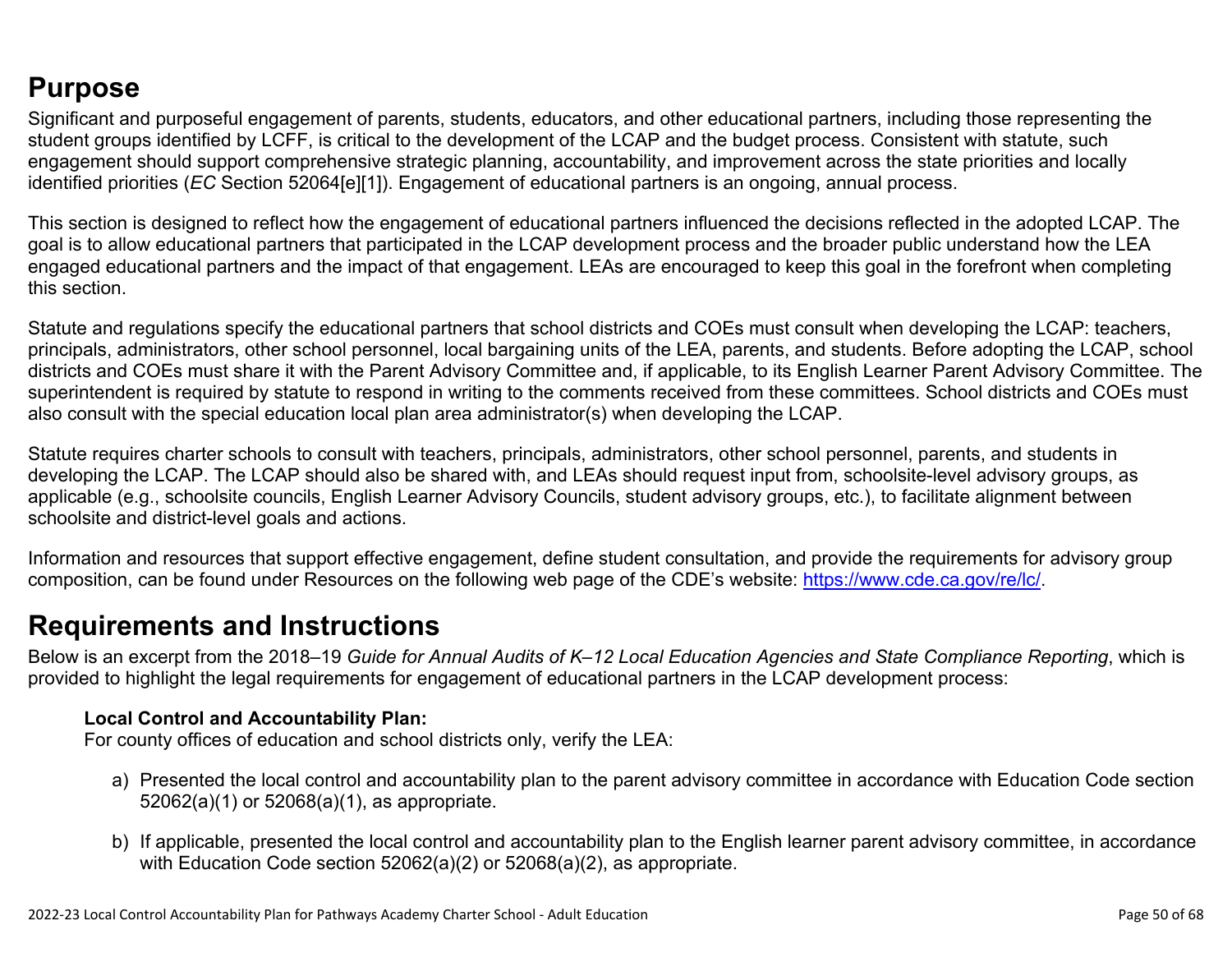## Purpose

Significant and purposeful engagement of parents, students, educators, and other educational partners, including those representing the student groups identified by LCFF, is critical to the development of the LCAP and the budget process. Consistent with statute, such engagement should support comprehensive strategic planning, accountability, and improvement across the state priorities and locally identified priorities (*EC* Section 52064[e][1]). Engagement of educational partners is an ongoing, annual process.

This section is designed to reflect how the engagement of educational partners influenced the decisions reflected in the adopted LCAP. The goal is to allow educational partners that participated in the LCAP development process and the broader public understand how the LEA engaged educational partners and the impact of that engagement. LEAs are encouraged to keep this goal in the forefront when completing this section.

Statute and regulations specify the educational partners that school districts and COEs must consult when developing the LCAP: teachers, principals, administrators, other school personnel, local bargaining units of the LEA, parents, and students. Before adopting the LCAP, school districts and COEs must share it with the Parent Advisory Committee and, if applicable, to its English Learner Parent Advisory Committee. The superintendent is required by statute to respond in writing to the comments received from these committees. School districts and COEs must also consult with the special education local plan area administrator(s) when developing the LCAP.

Statute requires charter schools to consult with teachers, principals, administrators, other school personnel, parents, and students in developing the LCAP. The LCAP should also be shared with, and LEAs should request input from, schoolsite-level advisory groups, as applicable (e.g., schoolsite councils, English Learner Advisory Councils, student advisory groups, etc.), to facilitate alignment between schoolsite and district-level goals and actions.

Information and resources that support effective engagement, define student consultation, and provide the requirements for advisory group composition, can be found under Resources on the following web page of the CDE's website: [https://www.cde.ca.gov/re/lc/](https://www.cde.ca.gov/re/lc/).

## Requirements and Instructions

Below is an excerpt from the 2018–19 *Guide for Annual Audits of K–12 Local Education Agencies and State Compliance Reporting*, which is provided to highlight the legal requirements for engagement of educational partners in the LCAP development process:

> **Local Control and Accountability Plan:**
> For county offices of education and school districts only, verify the LEA:
>
> a) Presented the local control and accountability plan to the parent advisory committee in accordance with Education Code section 52062(a)(1) or 52068(a)(1), as appropriate.
>
> b) If applicable, presented the local control and accountability plan to the English learner parent advisory committee, in accordance with Education Code section 52062(a)(2) or 52068(a)(2), as appropriate.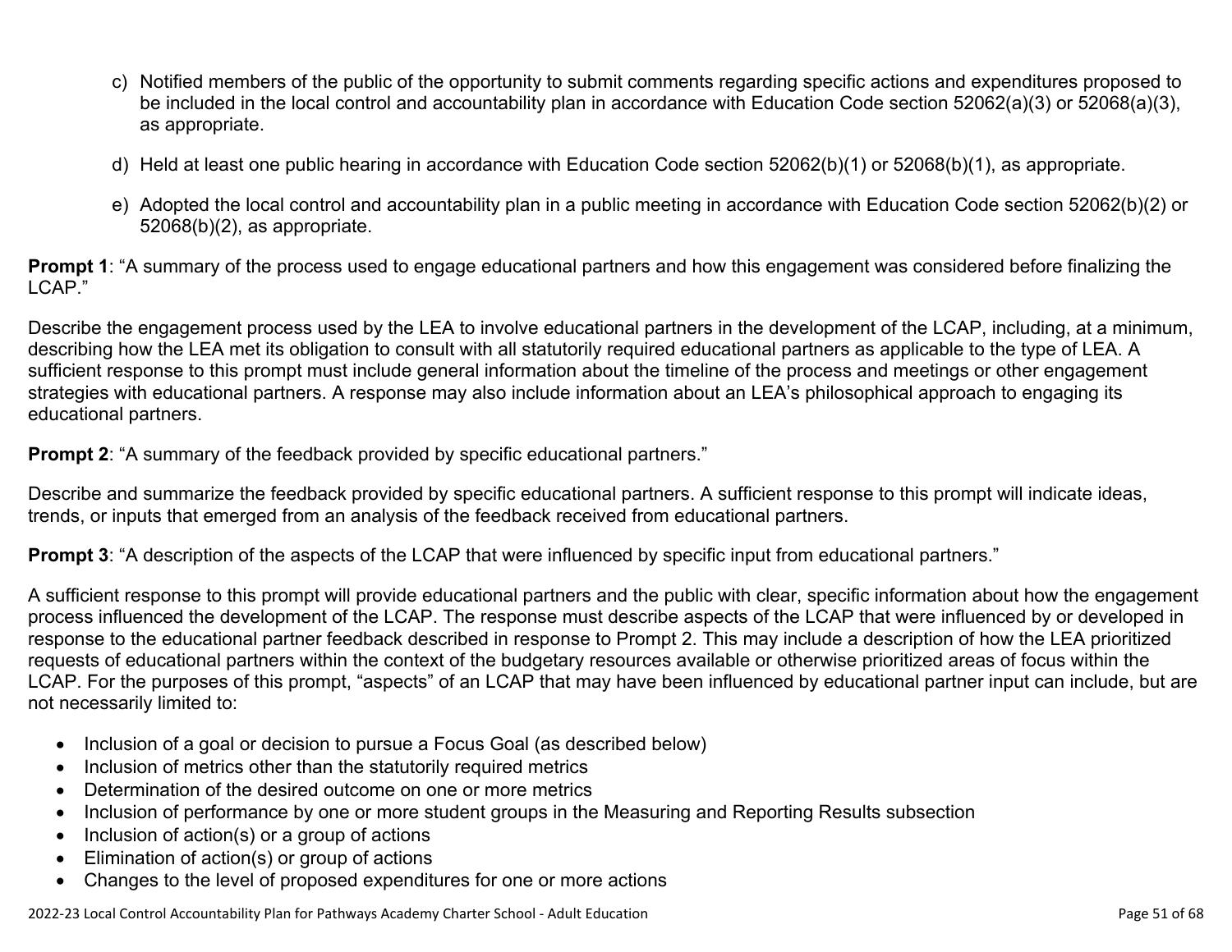c) Notified members of the public of the opportunity to submit comments regarding specific actions and expenditures proposed to be included in the local control and accountability plan in accordance with Education Code section 52062(a)(3) or 52068(a)(3), as appropriate.

d) Held at least one public hearing in accordance with Education Code section 52062(b)(1) or 52068(b)(1), as appropriate.

e) Adopted the local control and accountability plan in a public meeting in accordance with Education Code section 52062(b)(2) or 52068(b)(2), as appropriate.

**Prompt 1**: "A summary of the process used to engage educational partners and how this engagement was considered before finalizing the LCAP."

Describe the engagement process used by the LEA to involve educational partners in the development of the LCAP, including, at a minimum, describing how the LEA met its obligation to consult with all statutorily required educational partners as applicable to the type of LEA. A sufficient response to this prompt must include general information about the timeline of the process and meetings or other engagement strategies with educational partners. A response may also include information about an LEA's philosophical approach to engaging its educational partners.

**Prompt 2**: "A summary of the feedback provided by specific educational partners."

Describe and summarize the feedback provided by specific educational partners. A sufficient response to this prompt will indicate ideas, trends, or inputs that emerged from an analysis of the feedback received from educational partners.

**Prompt 3**: "A description of the aspects of the LCAP that were influenced by specific input from educational partners."

A sufficient response to this prompt will provide educational partners and the public with clear, specific information about how the engagement process influenced the development of the LCAP. The response must describe aspects of the LCAP that were influenced by or developed in response to the educational partner feedback described in response to Prompt 2. This may include a description of how the LEA prioritized requests of educational partners within the context of the budgetary resources available or otherwise prioritized areas of focus within the LCAP. For the purposes of this prompt, "aspects" of an LCAP that may have been influenced by educational partner input can include, but are not necessarily limited to:

- Inclusion of a goal or decision to pursue a Focus Goal (as described below)
- Inclusion of metrics other than the statutorily required metrics
- Determination of the desired outcome on one or more metrics
- Inclusion of performance by one or more student groups in the Measuring and Reporting Results subsection
- Inclusion of action(s) or a group of actions
- Elimination of action(s) or group of actions
- Changes to the level of proposed expenditures for one or more actions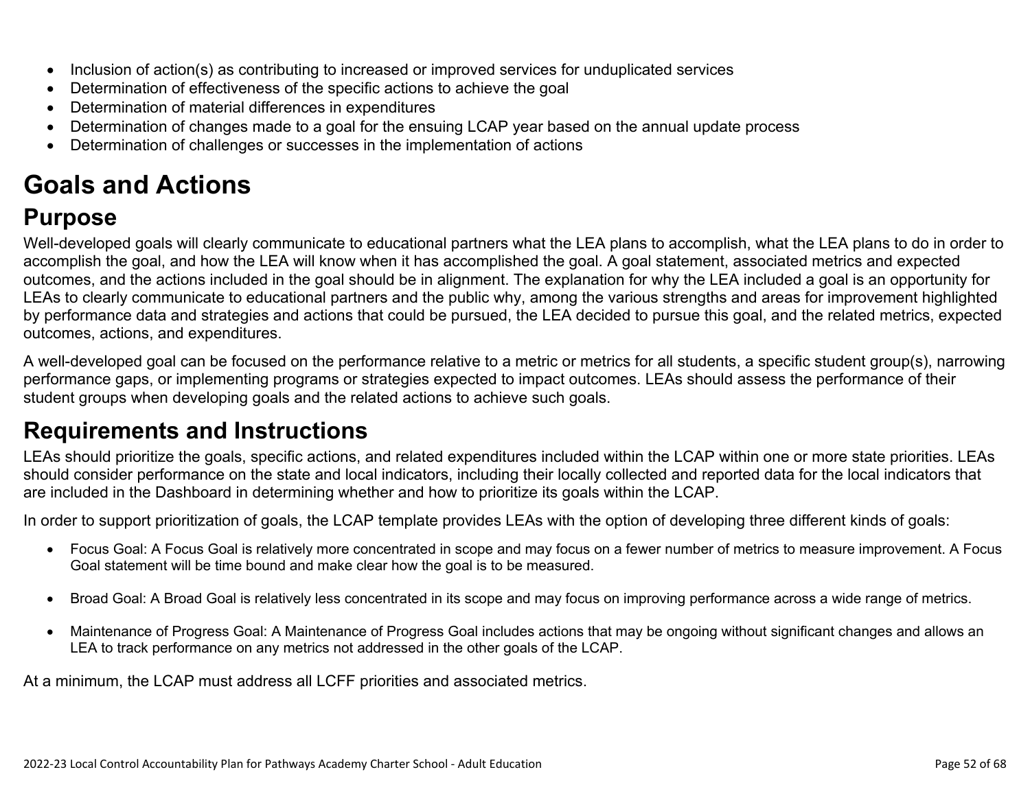- Inclusion of action(s) as contributing to increased or improved services for unduplicated services
- Determination of effectiveness of the specific actions to achieve the goal
- Determination of material differences in expenditures
- Determination of changes made to a goal for the ensuing LCAP year based on the annual update process
- Determination of challenges or successes in the implementation of actions

# Goals and Actions

## Purpose

Well-developed goals will clearly communicate to educational partners what the LEA plans to accomplish, what the LEA plans to do in order to accomplish the goal, and how the LEA will know when it has accomplished the goal. A goal statement, associated metrics and expected outcomes, and the actions included in the goal should be in alignment. The explanation for why the LEA included a goal is an opportunity for LEAs to clearly communicate to educational partners and the public why, among the various strengths and areas for improvement highlighted by performance data and strategies and actions that could be pursued, the LEA decided to pursue this goal, and the related metrics, expected outcomes, actions, and expenditures.

A well-developed goal can be focused on the performance relative to a metric or metrics for all students, a specific student group(s), narrowing performance gaps, or implementing programs or strategies expected to impact outcomes. LEAs should assess the performance of their student groups when developing goals and the related actions to achieve such goals.

## Requirements and Instructions

LEAs should prioritize the goals, specific actions, and related expenditures included within the LCAP within one or more state priorities. LEAs should consider performance on the state and local indicators, including their locally collected and reported data for the local indicators that are included in the Dashboard in determining whether and how to prioritize its goals within the LCAP.

In order to support prioritization of goals, the LCAP template provides LEAs with the option of developing three different kinds of goals:

- Focus Goal: A Focus Goal is relatively more concentrated in scope and may focus on a fewer number of metrics to measure improvement. A Focus Goal statement will be time bound and make clear how the goal is to be measured.

- Broad Goal: A Broad Goal is relatively less concentrated in its scope and may focus on improving performance across a wide range of metrics.

- Maintenance of Progress Goal: A Maintenance of Progress Goal includes actions that may be ongoing without significant changes and allows an LEA to track performance on any metrics not addressed in the other goals of the LCAP.

At a minimum, the LCAP must address all LCFF priorities and associated metrics.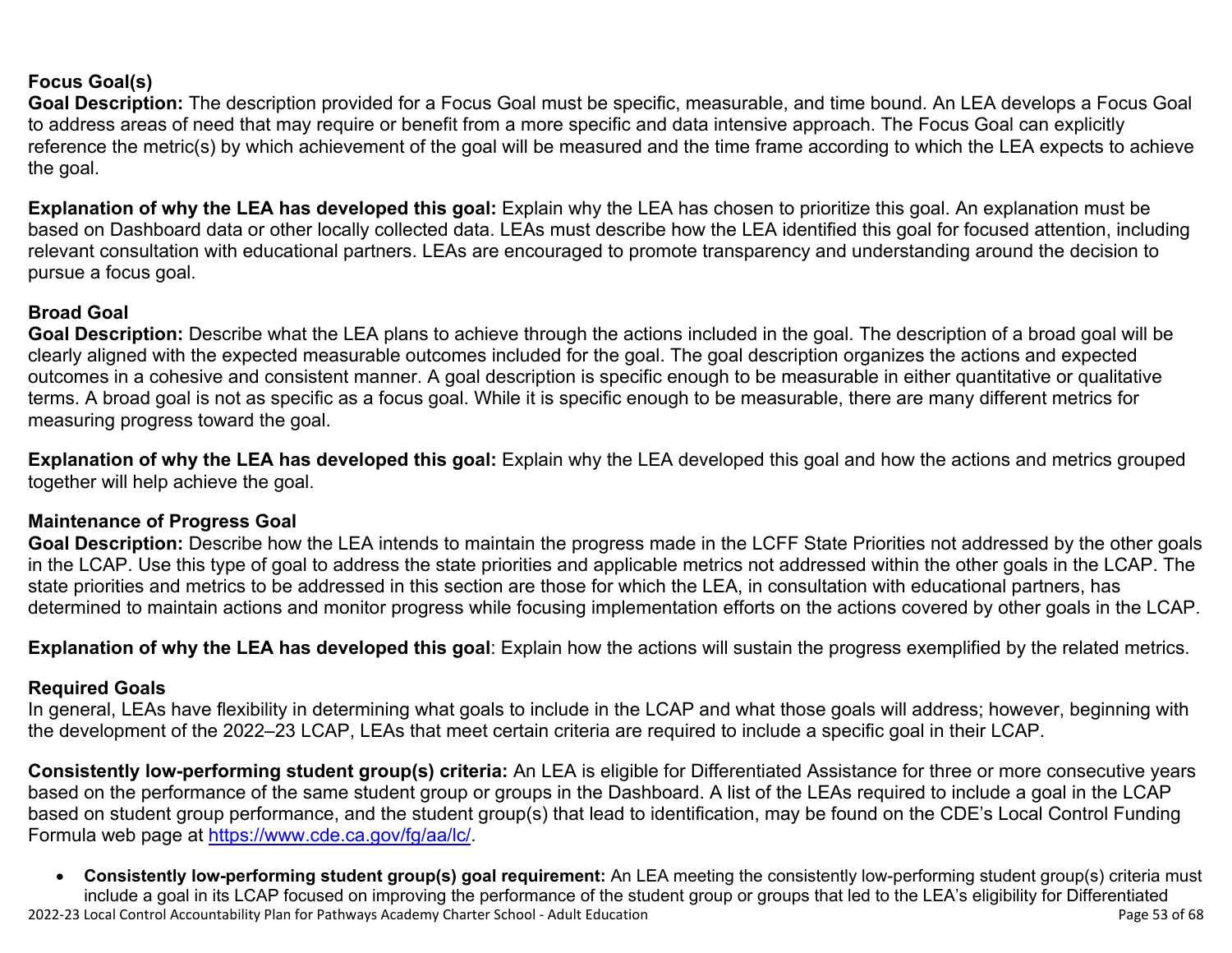### Focus Goal(s)

**Goal Description:** The description provided for a Focus Goal must be specific, measurable, and time bound. An LEA develops a Focus Goal to address areas of need that may require or benefit from a more specific and data intensive approach. The Focus Goal can explicitly reference the metric(s) by which achievement of the goal will be measured and the time frame according to which the LEA expects to achieve the goal.

**Explanation of why the LEA has developed this goal:** Explain why the LEA has chosen to prioritize this goal. An explanation must be based on Dashboard data or other locally collected data. LEAs must describe how the LEA identified this goal for focused attention, including relevant consultation with educational partners. LEAs are encouraged to promote transparency and understanding around the decision to pursue a focus goal.

### Broad Goal

**Goal Description:** Describe what the LEA plans to achieve through the actions included in the goal. The description of a broad goal will be clearly aligned with the expected measurable outcomes included for the goal. The goal description organizes the actions and expected outcomes in a cohesive and consistent manner. A goal description is specific enough to be measurable in either quantitative or qualitative terms. A broad goal is not as specific as a focus goal. While it is specific enough to be measurable, there are many different metrics for measuring progress toward the goal.

**Explanation of why the LEA has developed this goal:** Explain why the LEA developed this goal and how the actions and metrics grouped together will help achieve the goal.

### Maintenance of Progress Goal

**Goal Description:** Describe how the LEA intends to maintain the progress made in the LCFF State Priorities not addressed by the other goals in the LCAP. Use this type of goal to address the state priorities and applicable metrics not addressed within the other goals in the LCAP. The state priorities and metrics to be addressed in this section are those for which the LEA, in consultation with educational partners, has determined to maintain actions and monitor progress while focusing implementation efforts on the actions covered by other goals in the LCAP.

**Explanation of why the LEA has developed this goal**: Explain how the actions will sustain the progress exemplified by the related metrics.

### Required Goals

In general, LEAs have flexibility in determining what goals to include in the LCAP and what those goals will address; however, beginning with the development of the 2022–23 LCAP, LEAs that meet certain criteria are required to include a specific goal in their LCAP.

**Consistently low-performing student group(s) criteria:** An LEA is eligible for Differentiated Assistance for three or more consecutive years based on the performance of the same student group or groups in the Dashboard. A list of the LEAs required to include a goal in the LCAP based on student group performance, and the student group(s) that lead to identification, may be found on the CDE's Local Control Funding Formula web page at https://www.cde.ca.gov/fg/aa/lc/.

- **Consistently low-performing student group(s) goal requirement:** An LEA meeting the consistently low-performing student group(s) criteria must include a goal in its LCAP focused on improving the performance of the student group or groups that led to the LEA's eligibility for Differentiated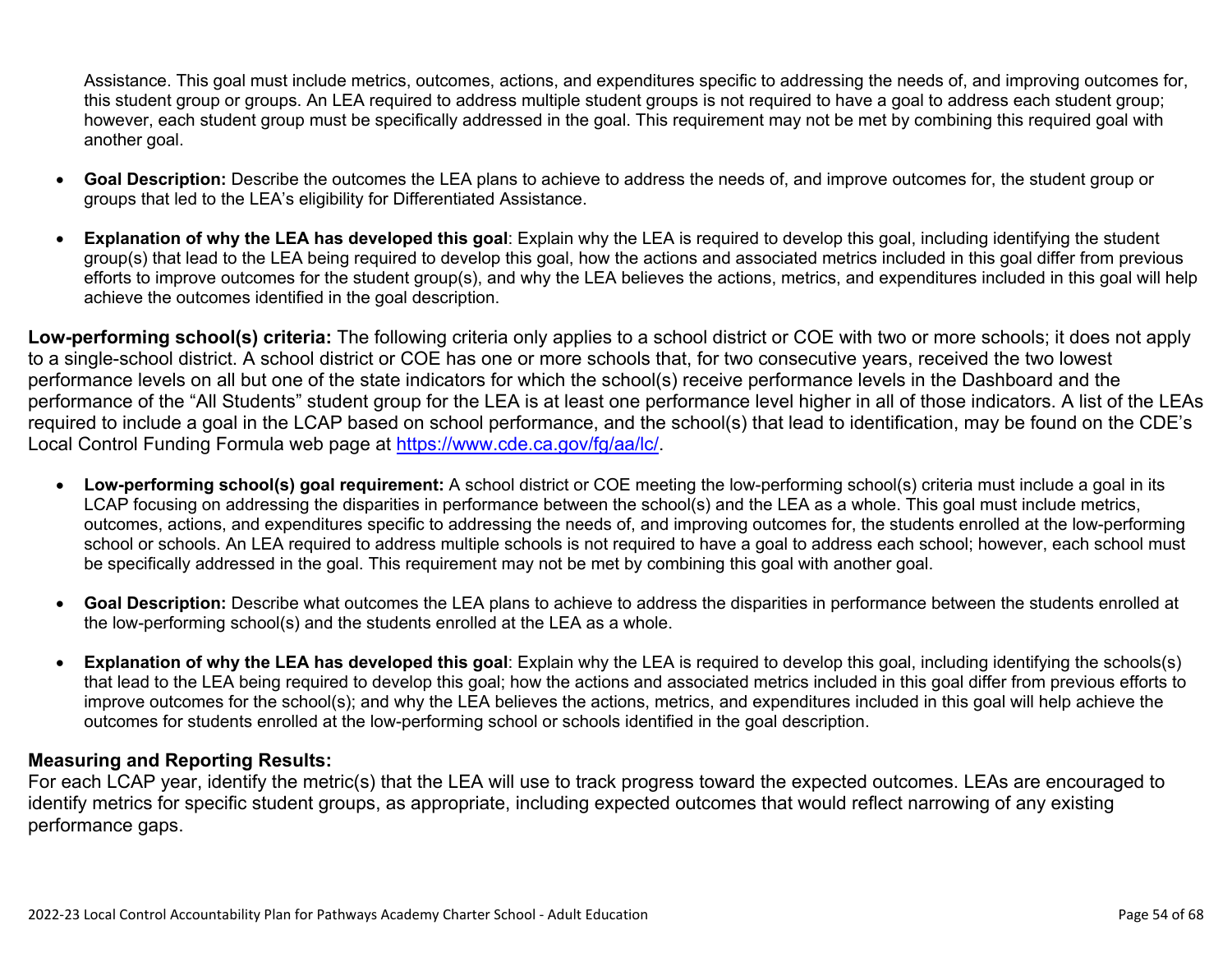Assistance. This goal must include metrics, outcomes, actions, and expenditures specific to addressing the needs of, and improving outcomes for, this student group or groups. An LEA required to address multiple student groups is not required to have a goal to address each student group; however, each student group must be specifically addressed in the goal. This requirement may not be met by combining this required goal with another goal.

- **Goal Description:** Describe the outcomes the LEA plans to achieve to address the needs of, and improve outcomes for, the student group or groups that led to the LEA's eligibility for Differentiated Assistance.
- **Explanation of why the LEA has developed this goal**: Explain why the LEA is required to develop this goal, including identifying the student group(s) that lead to the LEA being required to develop this goal, how the actions and associated metrics included in this goal differ from previous efforts to improve outcomes for the student group(s), and why the LEA believes the actions, metrics, and expenditures included in this goal will help achieve the outcomes identified in the goal description.

**Low-performing school(s) criteria:** The following criteria only applies to a school district or COE with two or more schools; it does not apply to a single-school district. A school district or COE has one or more schools that, for two consecutive years, received the two lowest performance levels on all but one of the state indicators for which the school(s) receive performance levels in the Dashboard and the performance of the "All Students" student group for the LEA is at least one performance level higher in all of those indicators. A list of the LEAs required to include a goal in the LCAP based on school performance, and the school(s) that lead to identification, may be found on the CDE's Local Control Funding Formula web page at [https://www.cde.ca.gov/fg/aa/lc/](https://www.cde.ca.gov/fg/aa/lc/).

- **Low-performing school(s) goal requirement:** A school district or COE meeting the low-performing school(s) criteria must include a goal in its LCAP focusing on addressing the disparities in performance between the school(s) and the LEA as a whole. This goal must include metrics, outcomes, actions, and expenditures specific to addressing the needs of, and improving outcomes for, the students enrolled at the low-performing school or schools. An LEA required to address multiple schools is not required to have a goal to address each school; however, each school must be specifically addressed in the goal. This requirement may not be met by combining this goal with another goal.
- **Goal Description:** Describe what outcomes the LEA plans to achieve to address the disparities in performance between the students enrolled at the low-performing school(s) and the students enrolled at the LEA as a whole.
- **Explanation of why the LEA has developed this goal**: Explain why the LEA is required to develop this goal, including identifying the schools(s) that lead to the LEA being required to develop this goal; how the actions and associated metrics included in this goal differ from previous efforts to improve outcomes for the school(s); and why the LEA believes the actions, metrics, and expenditures included in this goal will help achieve the outcomes for students enrolled at the low-performing school or schools identified in the goal description.

### Measuring and Reporting Results:

For each LCAP year, identify the metric(s) that the LEA will use to track progress toward the expected outcomes. LEAs are encouraged to identify metrics for specific student groups, as appropriate, including expected outcomes that would reflect narrowing of any existing performance gaps.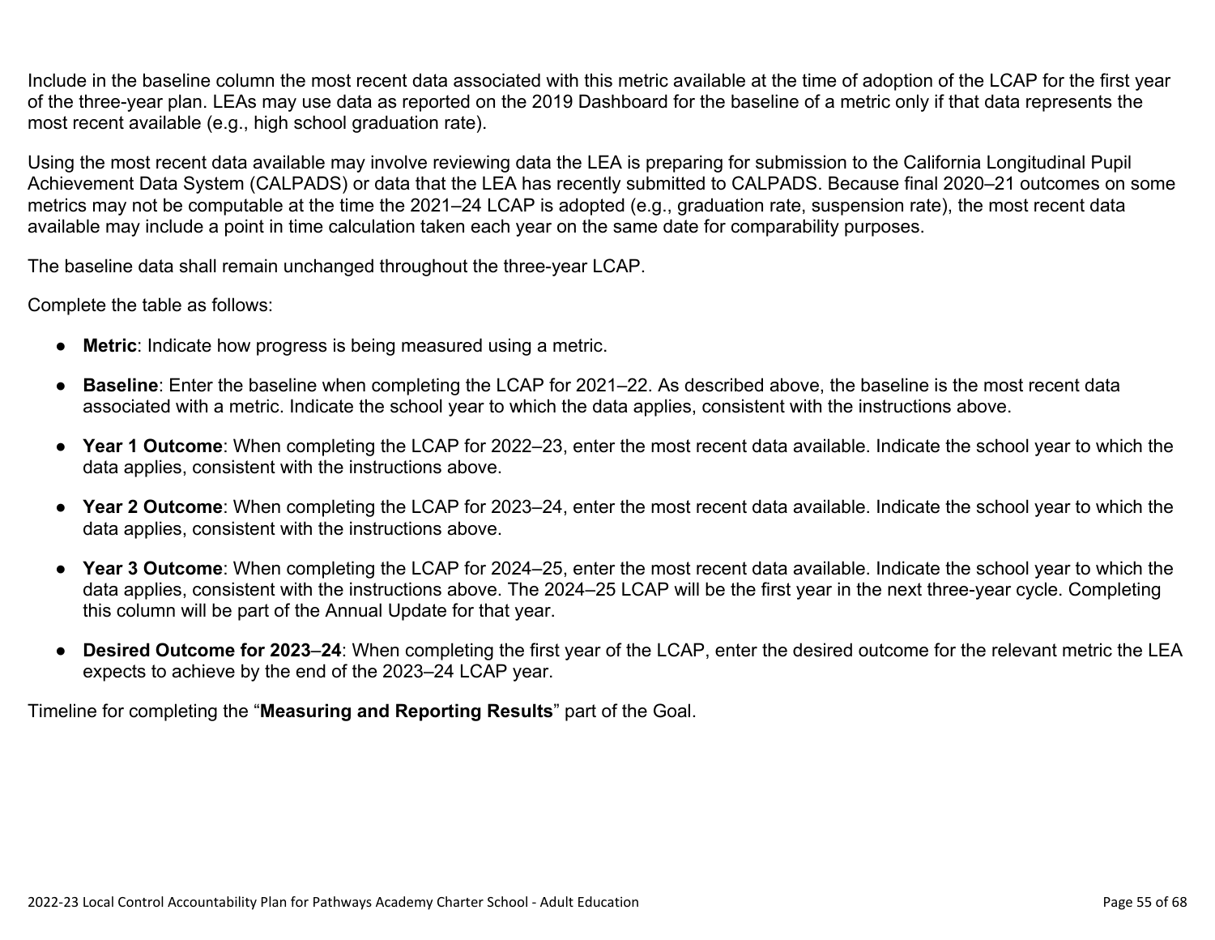Include in the baseline column the most recent data associated with this metric available at the time of adoption of the LCAP for the first year of the three-year plan. LEAs may use data as reported on the 2019 Dashboard for the baseline of a metric only if that data represents the most recent available (e.g., high school graduation rate).

Using the most recent data available may involve reviewing data the LEA is preparing for submission to the California Longitudinal Pupil Achievement Data System (CALPADS) or data that the LEA has recently submitted to CALPADS. Because final 2020–21 outcomes on some metrics may not be computable at the time the 2021–24 LCAP is adopted (e.g., graduation rate, suspension rate), the most recent data available may include a point in time calculation taken each year on the same date for comparability purposes.

The baseline data shall remain unchanged throughout the three-year LCAP.

Complete the table as follows:

- **Metric**: Indicate how progress is being measured using a metric.
- **Baseline**: Enter the baseline when completing the LCAP for 2021–22. As described above, the baseline is the most recent data associated with a metric. Indicate the school year to which the data applies, consistent with the instructions above.
- **Year 1 Outcome**: When completing the LCAP for 2022–23, enter the most recent data available. Indicate the school year to which the data applies, consistent with the instructions above.
- **Year 2 Outcome**: When completing the LCAP for 2023–24, enter the most recent data available. Indicate the school year to which the data applies, consistent with the instructions above.
- **Year 3 Outcome**: When completing the LCAP for 2024–25, enter the most recent data available. Indicate the school year to which the data applies, consistent with the instructions above. The 2024–25 LCAP will be the first year in the next three-year cycle. Completing this column will be part of the Annual Update for that year.
- **Desired Outcome for 2023–24**: When completing the first year of the LCAP, enter the desired outcome for the relevant metric the LEA expects to achieve by the end of the 2023–24 LCAP year.

Timeline for completing the "**Measuring and Reporting Results**" part of the Goal.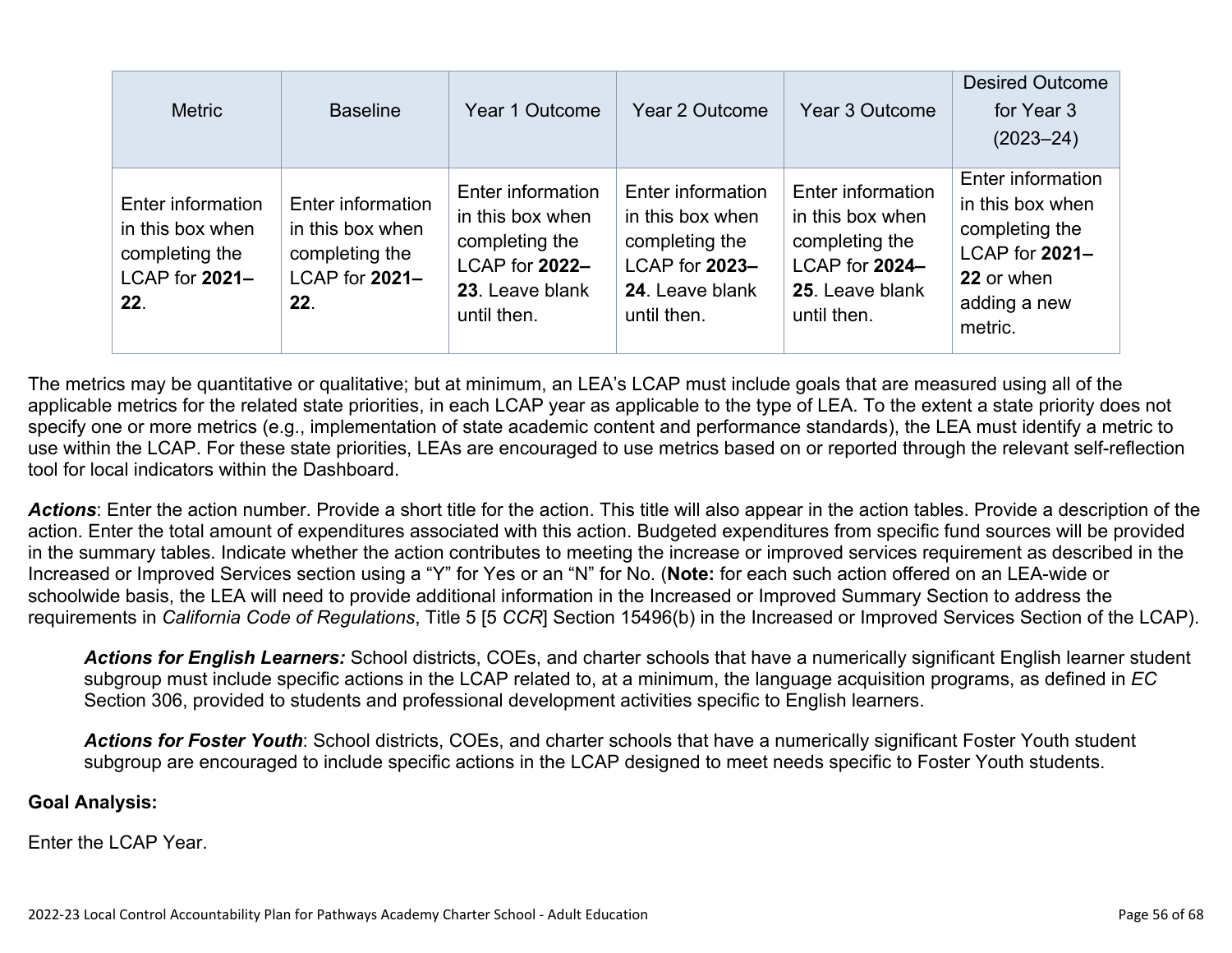| Metric | Baseline | Year 1 Outcome | Year 2 Outcome | Year 3 Outcome | Desired Outcome for Year 3 (2023–24) |
|---|---|---|---|---|---|
| Enter information in this box when completing the LCAP for **2021–22**. | Enter information in this box when completing the LCAP for **2021–22**. | Enter information in this box when completing the LCAP for **2022–23**. Leave blank until then. | Enter information in this box when completing the LCAP for **2023–24**. Leave blank until then. | Enter information in this box when completing the LCAP for **2024–25**. Leave blank until then. | Enter information in this box when completing the LCAP for **2021–22** or when adding a new metric. |

The metrics may be quantitative or qualitative; but at minimum, an LEA's LCAP must include goals that are measured using all of the applicable metrics for the related state priorities, in each LCAP year as applicable to the type of LEA. To the extent a state priority does not specify one or more metrics (e.g., implementation of state academic content and performance standards), the LEA must identify a metric to use within the LCAP. For these state priorities, LEAs are encouraged to use metrics based on or reported through the relevant self-reflection tool for local indicators within the Dashboard.

***Actions***: Enter the action number. Provide a short title for the action. This title will also appear in the action tables. Provide a description of the action. Enter the total amount of expenditures associated with this action. Budgeted expenditures from specific fund sources will be provided in the summary tables. Indicate whether the action contributes to meeting the increase or improved services requirement as described in the Increased or Improved Services section using a "Y" for Yes or an "N" for No. (**Note:** for each such action offered on an LEA-wide or schoolwide basis, the LEA will need to provide additional information in the Increased or Improved Summary Section to address the requirements in *California Code of Regulations*, Title 5 [5 *CCR*] Section 15496(b) in the Increased or Improved Services Section of the LCAP).

> ***Actions for English Learners:*** School districts, COEs, and charter schools that have a numerically significant English learner student subgroup must include specific actions in the LCAP related to, at a minimum, the language acquisition programs, as defined in *EC* Section 306, provided to students and professional development activities specific to English learners.
>
> ***Actions for Foster Youth***: School districts, COEs, and charter schools that have a numerically significant Foster Youth student subgroup are encouraged to include specific actions in the LCAP designed to meet needs specific to Foster Youth students.

**Goal Analysis:**

Enter the LCAP Year.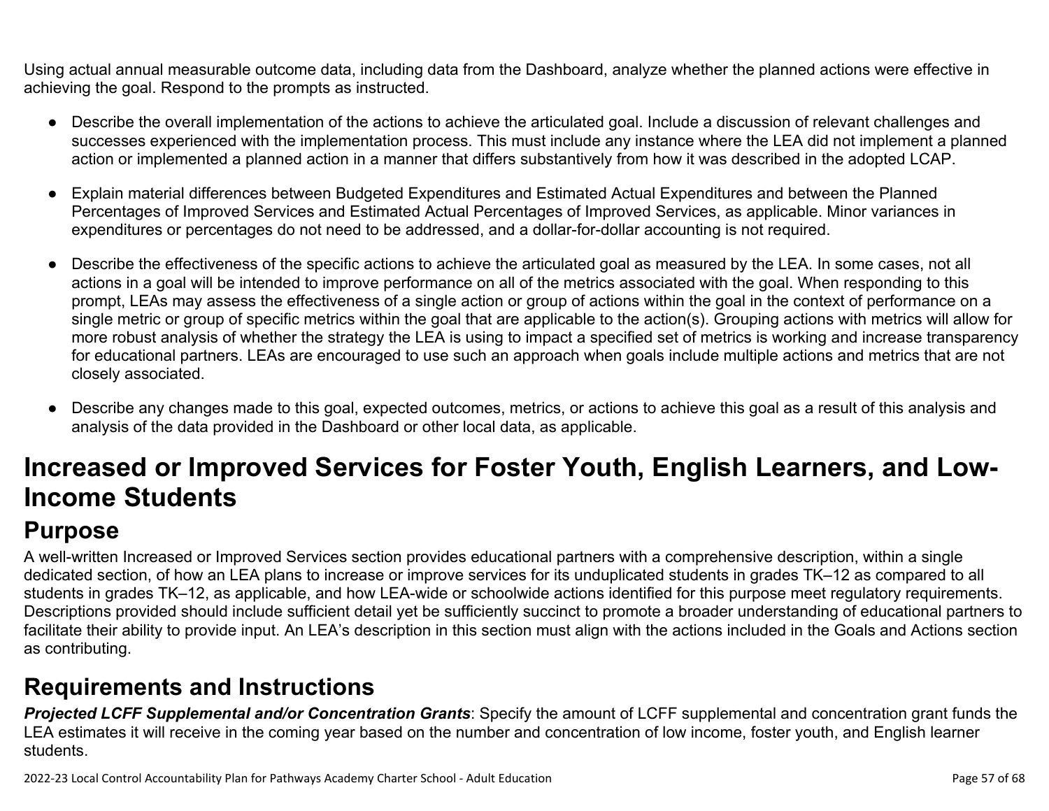Using actual annual measurable outcome data, including data from the Dashboard, analyze whether the planned actions were effective in achieving the goal. Respond to the prompts as instructed.

- Describe the overall implementation of the actions to achieve the articulated goal. Include a discussion of relevant challenges and successes experienced with the implementation process. This must include any instance where the LEA did not implement a planned action or implemented a planned action in a manner that differs substantively from how it was described in the adopted LCAP.
- Explain material differences between Budgeted Expenditures and Estimated Actual Expenditures and between the Planned Percentages of Improved Services and Estimated Actual Percentages of Improved Services, as applicable. Minor variances in expenditures or percentages do not need to be addressed, and a dollar-for-dollar accounting is not required.
- Describe the effectiveness of the specific actions to achieve the articulated goal as measured by the LEA. In some cases, not all actions in a goal will be intended to improve performance on all of the metrics associated with the goal. When responding to this prompt, LEAs may assess the effectiveness of a single action or group of actions within the goal in the context of performance on a single metric or group of specific metrics within the goal that are applicable to the action(s). Grouping actions with metrics will allow for more robust analysis of whether the strategy the LEA is using to impact a specified set of metrics is working and increase transparency for educational partners. LEAs are encouraged to use such an approach when goals include multiple actions and metrics that are not closely associated.
- Describe any changes made to this goal, expected outcomes, metrics, or actions to achieve this goal as a result of this analysis and analysis of the data provided in the Dashboard or other local data, as applicable.

# Increased or Improved Services for Foster Youth, English Learners, and Low-Income Students

## Purpose

A well-written Increased or Improved Services section provides educational partners with a comprehensive description, within a single dedicated section, of how an LEA plans to increase or improve services for its unduplicated students in grades TK–12 as compared to all students in grades TK–12, as applicable, and how LEA-wide or schoolwide actions identified for this purpose meet regulatory requirements. Descriptions provided should include sufficient detail yet be sufficiently succinct to promote a broader understanding of educational partners to facilitate their ability to provide input. An LEA's description in this section must align with the actions included in the Goals and Actions section as contributing.

## Requirements and Instructions

***Projected LCFF Supplemental and/or Concentration Grants***: Specify the amount of LCFF supplemental and concentration grant funds the LEA estimates it will receive in the coming year based on the number and concentration of low income, foster youth, and English learner students.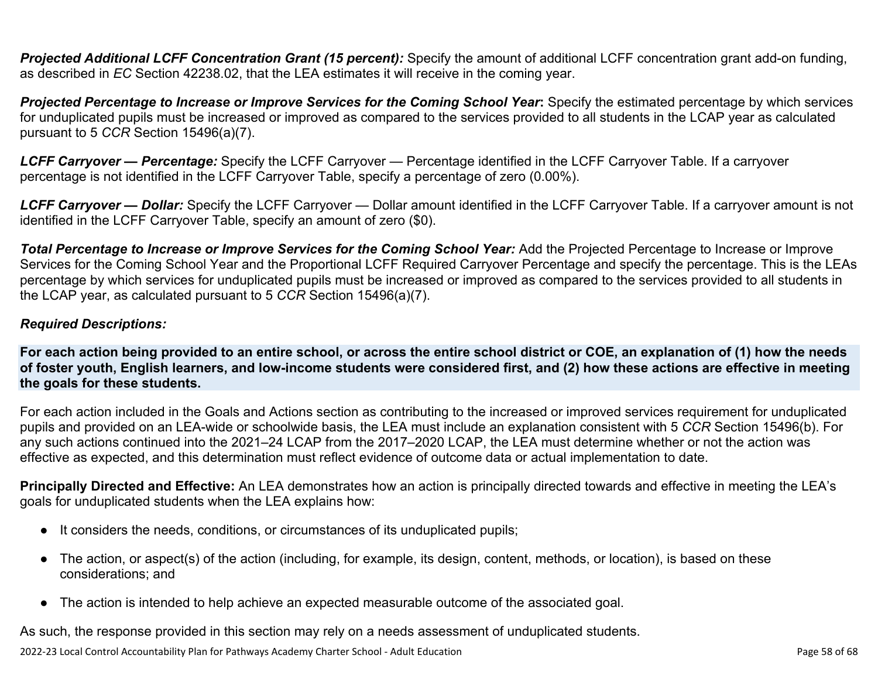***Projected Additional LCFF Concentration Grant (15 percent):*** Specify the amount of additional LCFF concentration grant add-on funding, as described in *EC* Section 42238.02, that the LEA estimates it will receive in the coming year.

***Projected Percentage to Increase or Improve Services for the Coming School Year*:** Specify the estimated percentage by which services for unduplicated pupils must be increased or improved as compared to the services provided to all students in the LCAP year as calculated pursuant to 5 *CCR* Section 15496(a)(7).

***LCFF Carryover — Percentage:*** Specify the LCFF Carryover — Percentage identified in the LCFF Carryover Table. If a carryover percentage is not identified in the LCFF Carryover Table, specify a percentage of zero (0.00%).

***LCFF Carryover — Dollar:*** Specify the LCFF Carryover — Dollar amount identified in the LCFF Carryover Table. If a carryover amount is not identified in the LCFF Carryover Table, specify an amount of zero ($0).

***Total Percentage to Increase or Improve Services for the Coming School Year:*** Add the Projected Percentage to Increase or Improve Services for the Coming School Year and the Proportional LCFF Required Carryover Percentage and specify the percentage. This is the LEAs percentage by which services for unduplicated pupils must be increased or improved as compared to the services provided to all students in the LCAP year, as calculated pursuant to 5 *CCR* Section 15496(a)(7).

***Required Descriptions:***

**For each action being provided to an entire school, or across the entire school district or COE, an explanation of (1) how the needs of foster youth, English learners, and low-income students were considered first, and (2) how these actions are effective in meeting the goals for these students.**

For each action included in the Goals and Actions section as contributing to the increased or improved services requirement for unduplicated pupils and provided on an LEA-wide or schoolwide basis, the LEA must include an explanation consistent with 5 *CCR* Section 15496(b). For any such actions continued into the 2021–24 LCAP from the 2017–2020 LCAP, the LEA must determine whether or not the action was effective as expected, and this determination must reflect evidence of outcome data or actual implementation to date.

**Principally Directed and Effective:** An LEA demonstrates how an action is principally directed towards and effective in meeting the LEA's goals for unduplicated students when the LEA explains how:

- It considers the needs, conditions, or circumstances of its unduplicated pupils;
- The action, or aspect(s) of the action (including, for example, its design, content, methods, or location), is based on these considerations; and
- The action is intended to help achieve an expected measurable outcome of the associated goal.

As such, the response provided in this section may rely on a needs assessment of unduplicated students.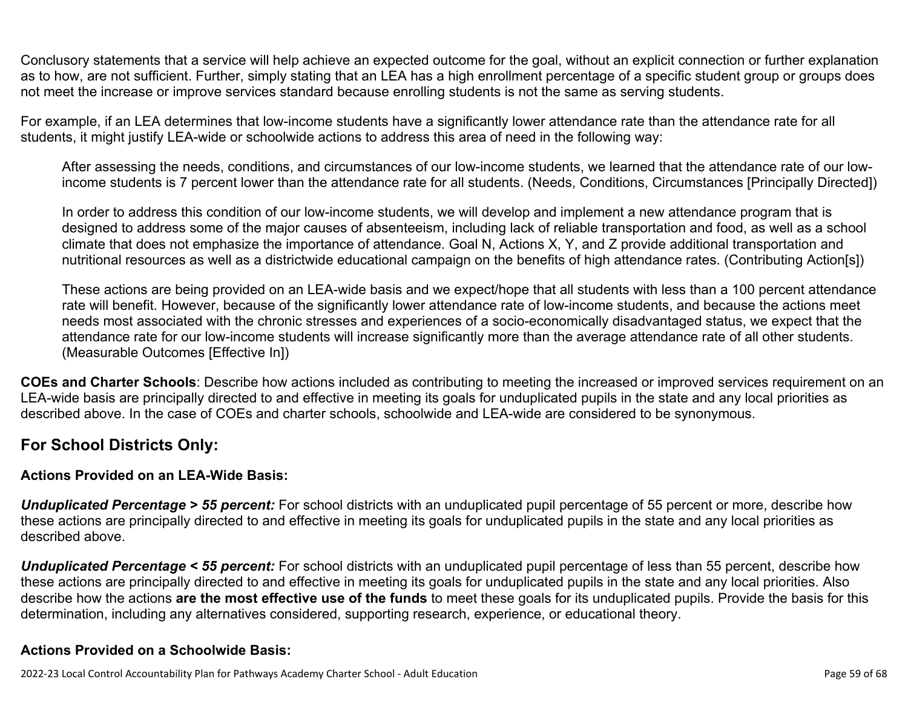Conclusory statements that a service will help achieve an expected outcome for the goal, without an explicit connection or further explanation as to how, are not sufficient. Further, simply stating that an LEA has a high enrollment percentage of a specific student group or groups does not meet the increase or improve services standard because enrolling students is not the same as serving students.

For example, if an LEA determines that low-income students have a significantly lower attendance rate than the attendance rate for all students, it might justify LEA-wide or schoolwide actions to address this area of need in the following way:

> After assessing the needs, conditions, and circumstances of our low-income students, we learned that the attendance rate of our low-income students is 7 percent lower than the attendance rate for all students. (Needs, Conditions, Circumstances [Principally Directed])
>
> In order to address this condition of our low-income students, we will develop and implement a new attendance program that is designed to address some of the major causes of absenteeism, including lack of reliable transportation and food, as well as a school climate that does not emphasize the importance of attendance. Goal N, Actions X, Y, and Z provide additional transportation and nutritional resources as well as a districtwide educational campaign on the benefits of high attendance rates. (Contributing Action[s])
>
> These actions are being provided on an LEA-wide basis and we expect/hope that all students with less than a 100 percent attendance rate will benefit. However, because of the significantly lower attendance rate of low-income students, and because the actions meet needs most associated with the chronic stresses and experiences of a socio-economically disadvantaged status, we expect that the attendance rate for our low-income students will increase significantly more than the average attendance rate of all other students. (Measurable Outcomes [Effective In])

**COEs and Charter Schools**: Describe how actions included as contributing to meeting the increased or improved services requirement on an LEA-wide basis are principally directed to and effective in meeting its goals for unduplicated pupils in the state and any local priorities as described above. In the case of COEs and charter schools, schoolwide and LEA-wide are considered to be synonymous.

## For School Districts Only:

### Actions Provided on an LEA-Wide Basis:

***Unduplicated Percentage > 55 percent:*** For school districts with an unduplicated pupil percentage of 55 percent or more, describe how these actions are principally directed to and effective in meeting its goals for unduplicated pupils in the state and any local priorities as described above.

***Unduplicated Percentage < 55 percent:*** For school districts with an unduplicated pupil percentage of less than 55 percent, describe how these actions are principally directed to and effective in meeting its goals for unduplicated pupils in the state and any local priorities. Also describe how the actions **are the most effective use of the funds** to meet these goals for its unduplicated pupils. Provide the basis for this determination, including any alternatives considered, supporting research, experience, or educational theory.

### Actions Provided on a Schoolwide Basis: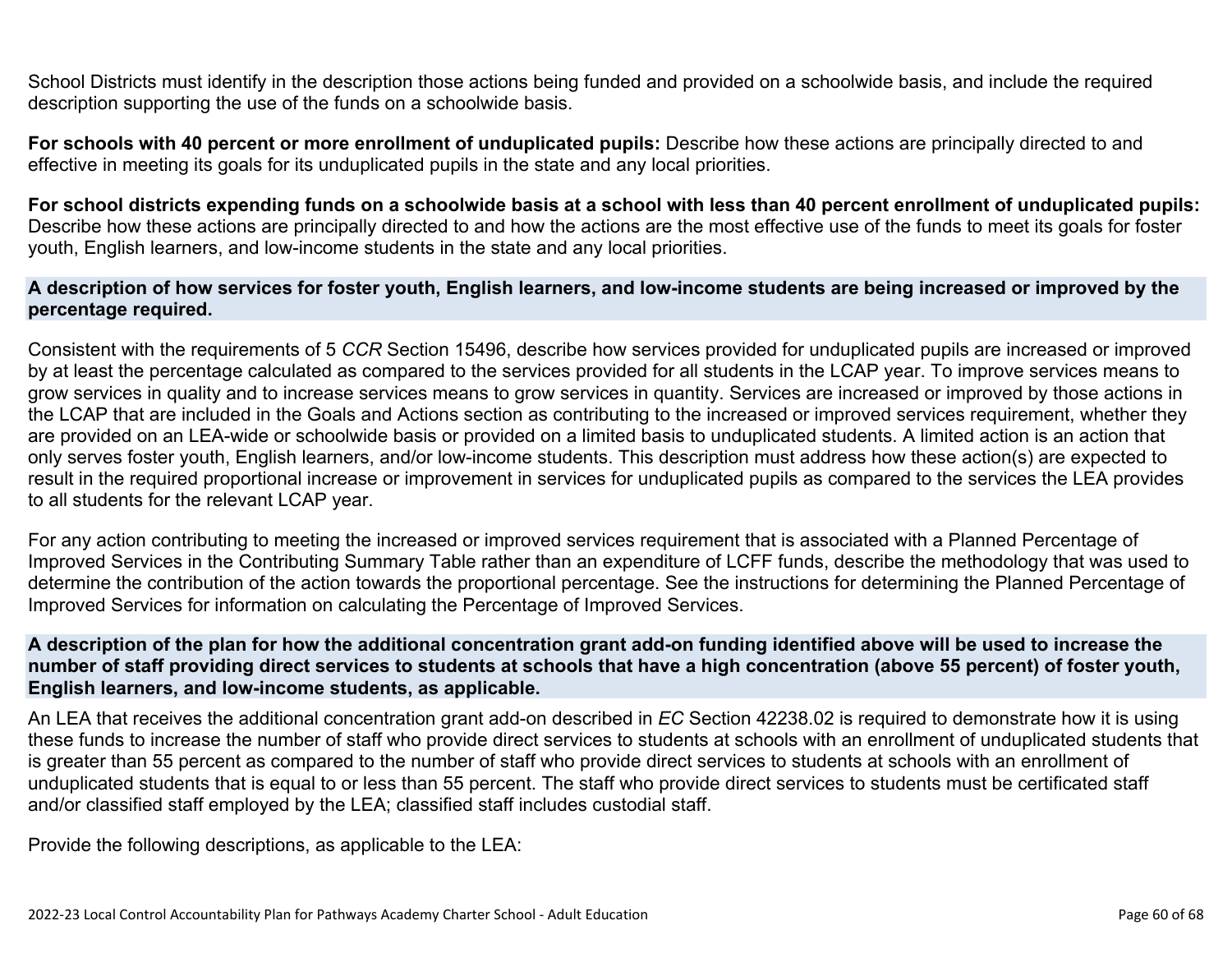School Districts must identify in the description those actions being funded and provided on a schoolwide basis, and include the required description supporting the use of the funds on a schoolwide basis.

**For schools with 40 percent or more enrollment of unduplicated pupils:** Describe how these actions are principally directed to and effective in meeting its goals for its unduplicated pupils in the state and any local priorities.

**For school districts expending funds on a schoolwide basis at a school with less than 40 percent enrollment of unduplicated pupils:** Describe how these actions are principally directed to and how the actions are the most effective use of the funds to meet its goals for foster youth, English learners, and low-income students in the state and any local priorities.

### A description of how services for foster youth, English learners, and low-income students are being increased or improved by the percentage required.

Consistent with the requirements of 5 *CCR* Section 15496, describe how services provided for unduplicated pupils are increased or improved by at least the percentage calculated as compared to the services provided for all students in the LCAP year. To improve services means to grow services in quality and to increase services means to grow services in quantity. Services are increased or improved by those actions in the LCAP that are included in the Goals and Actions section as contributing to the increased or improved services requirement, whether they are provided on an LEA-wide or schoolwide basis or provided on a limited basis to unduplicated students. A limited action is an action that only serves foster youth, English learners, and/or low-income students. This description must address how these action(s) are expected to result in the required proportional increase or improvement in services for unduplicated pupils as compared to the services the LEA provides to all students for the relevant LCAP year.

For any action contributing to meeting the increased or improved services requirement that is associated with a Planned Percentage of Improved Services in the Contributing Summary Table rather than an expenditure of LCFF funds, describe the methodology that was used to determine the contribution of the action towards the proportional percentage. See the instructions for determining the Planned Percentage of Improved Services for information on calculating the Percentage of Improved Services.

### A description of the plan for how the additional concentration grant add-on funding identified above will be used to increase the number of staff providing direct services to students at schools that have a high concentration (above 55 percent) of foster youth, English learners, and low-income students, as applicable.

An LEA that receives the additional concentration grant add-on described in *EC* Section 42238.02 is required to demonstrate how it is using these funds to increase the number of staff who provide direct services to students at schools with an enrollment of unduplicated students that is greater than 55 percent as compared to the number of staff who provide direct services to students at schools with an enrollment of unduplicated students that is equal to or less than 55 percent. The staff who provide direct services to students must be certificated staff and/or classified staff employed by the LEA; classified staff includes custodial staff.

Provide the following descriptions, as applicable to the LEA: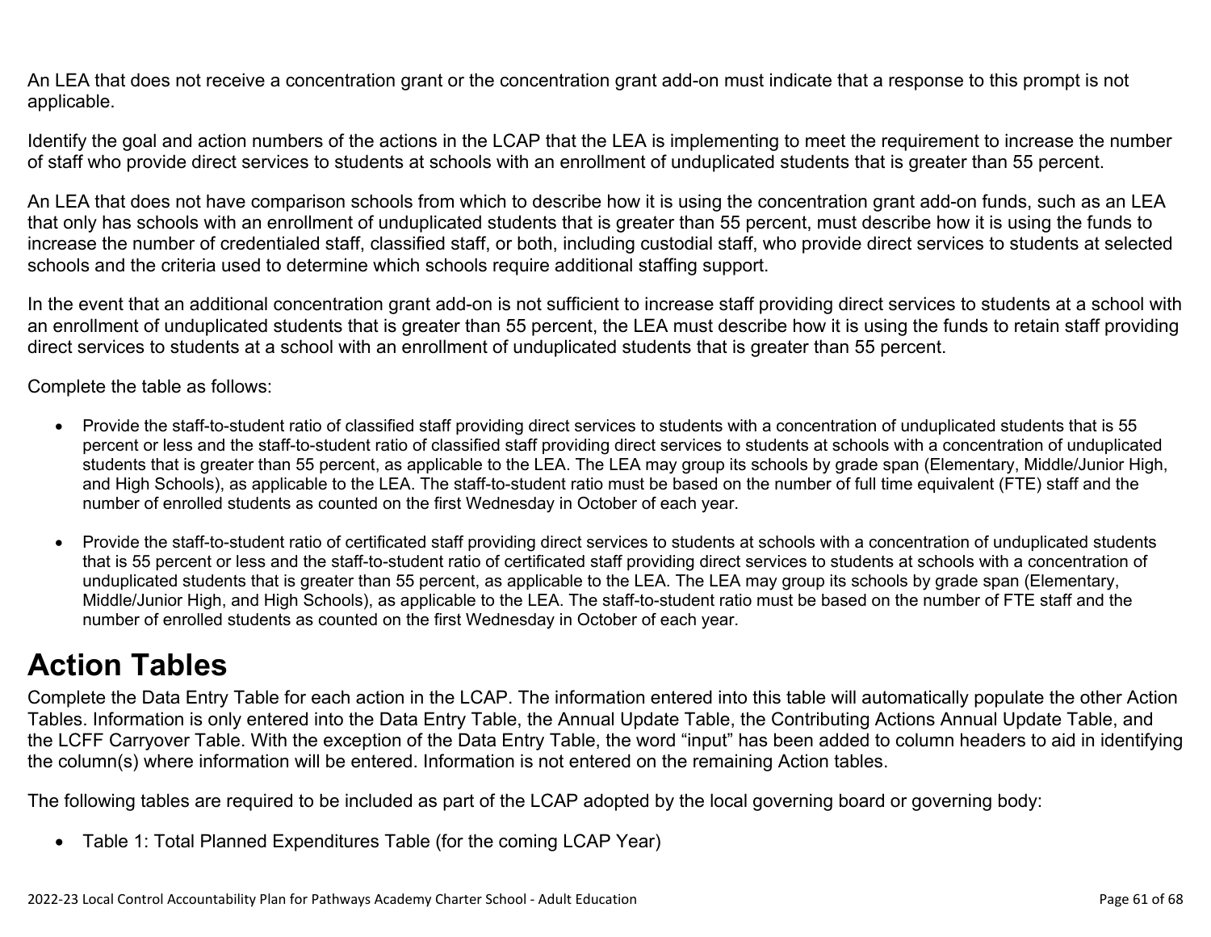An LEA that does not receive a concentration grant or the concentration grant add-on must indicate that a response to this prompt is not applicable.

Identify the goal and action numbers of the actions in the LCAP that the LEA is implementing to meet the requirement to increase the number of staff who provide direct services to students at schools with an enrollment of unduplicated students that is greater than 55 percent.

An LEA that does not have comparison schools from which to describe how it is using the concentration grant add-on funds, such as an LEA that only has schools with an enrollment of unduplicated students that is greater than 55 percent, must describe how it is using the funds to increase the number of credentialed staff, classified staff, or both, including custodial staff, who provide direct services to students at selected schools and the criteria used to determine which schools require additional staffing support.

In the event that an additional concentration grant add-on is not sufficient to increase staff providing direct services to students at a school with an enrollment of unduplicated students that is greater than 55 percent, the LEA must describe how it is using the funds to retain staff providing direct services to students at a school with an enrollment of unduplicated students that is greater than 55 percent.

Complete the table as follows:

- Provide the staff-to-student ratio of classified staff providing direct services to students with a concentration of unduplicated students that is 55 percent or less and the staff-to-student ratio of classified staff providing direct services to students at schools with a concentration of unduplicated students that is greater than 55 percent, as applicable to the LEA. The LEA may group its schools by grade span (Elementary, Middle/Junior High, and High Schools), as applicable to the LEA. The staff-to-student ratio must be based on the number of full time equivalent (FTE) staff and the number of enrolled students as counted on the first Wednesday in October of each year.

- Provide the staff-to-student ratio of certificated staff providing direct services to students at schools with a concentration of unduplicated students that is 55 percent or less and the staff-to-student ratio of certificated staff providing direct services to students at schools with a concentration of unduplicated students that is greater than 55 percent, as applicable to the LEA. The LEA may group its schools by grade span (Elementary, Middle/Junior High, and High Schools), as applicable to the LEA. The staff-to-student ratio must be based on the number of FTE staff and the number of enrolled students as counted on the first Wednesday in October of each year.

# Action Tables

Complete the Data Entry Table for each action in the LCAP. The information entered into this table will automatically populate the other Action Tables. Information is only entered into the Data Entry Table, the Annual Update Table, the Contributing Actions Annual Update Table, and the LCFF Carryover Table. With the exception of the Data Entry Table, the word "input" has been added to column headers to aid in identifying the column(s) where information will be entered. Information is not entered on the remaining Action tables.

The following tables are required to be included as part of the LCAP adopted by the local governing board or governing body:

- Table 1: Total Planned Expenditures Table (for the coming LCAP Year)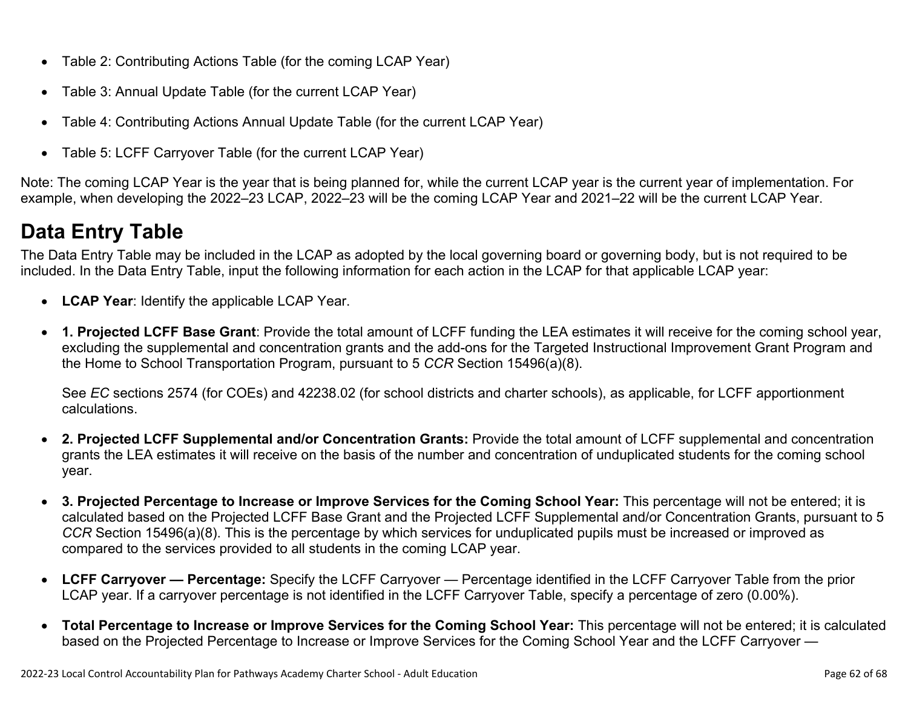- Table 2: Contributing Actions Table (for the coming LCAP Year)
- Table 3: Annual Update Table (for the current LCAP Year)
- Table 4: Contributing Actions Annual Update Table (for the current LCAP Year)
- Table 5: LCFF Carryover Table (for the current LCAP Year)

Note: The coming LCAP Year is the year that is being planned for, while the current LCAP year is the current year of implementation. For example, when developing the 2022–23 LCAP, 2022–23 will be the coming LCAP Year and 2021–22 will be the current LCAP Year.

# Data Entry Table

The Data Entry Table may be included in the LCAP as adopted by the local governing board or governing body, but is not required to be included. In the Data Entry Table, input the following information for each action in the LCAP for that applicable LCAP year:

- **LCAP Year**: Identify the applicable LCAP Year.
- **1. Projected LCFF Base Grant**: Provide the total amount of LCFF funding the LEA estimates it will receive for the coming school year, excluding the supplemental and concentration grants and the add-ons for the Targeted Instructional Improvement Grant Program and the Home to School Transportation Program, pursuant to 5 *CCR* Section 15496(a)(8).

  See *EC* sections 2574 (for COEs) and 42238.02 (for school districts and charter schools), as applicable, for LCFF apportionment calculations.

- **2. Projected LCFF Supplemental and/or Concentration Grants:** Provide the total amount of LCFF supplemental and concentration grants the LEA estimates it will receive on the basis of the number and concentration of unduplicated students for the coming school year.
- **3. Projected Percentage to Increase or Improve Services for the Coming School Year:** This percentage will not be entered; it is calculated based on the Projected LCFF Base Grant and the Projected LCFF Supplemental and/or Concentration Grants, pursuant to 5 *CCR* Section 15496(a)(8). This is the percentage by which services for unduplicated pupils must be increased or improved as compared to the services provided to all students in the coming LCAP year.
- **LCFF Carryover — Percentage:** Specify the LCFF Carryover — Percentage identified in the LCFF Carryover Table from the prior LCAP year. If a carryover percentage is not identified in the LCFF Carryover Table, specify a percentage of zero (0.00%).
- **Total Percentage to Increase or Improve Services for the Coming School Year:** This percentage will not be entered; it is calculated based on the Projected Percentage to Increase or Improve Services for the Coming School Year and the LCFF Carryover —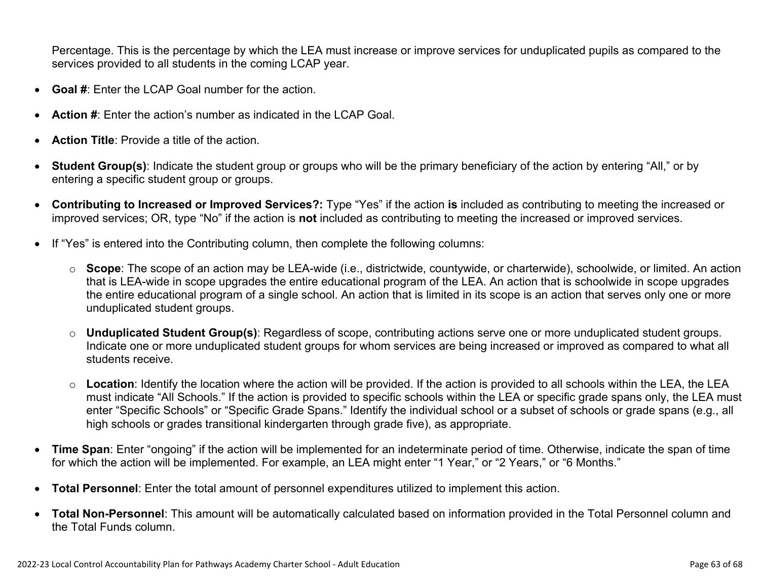Percentage. This is the percentage by which the LEA must increase or improve services for unduplicated pupils as compared to the services provided to all students in the coming LCAP year.

- **Goal #**: Enter the LCAP Goal number for the action.
- **Action #**: Enter the action's number as indicated in the LCAP Goal.
- **Action Title**: Provide a title of the action.
- **Student Group(s)**: Indicate the student group or groups who will be the primary beneficiary of the action by entering "All," or by entering a specific student group or groups.
- **Contributing to Increased or Improved Services?:** Type "Yes" if the action **is** included as contributing to meeting the increased or improved services; OR, type "No" if the action is **not** included as contributing to meeting the increased or improved services.
- If "Yes" is entered into the Contributing column, then complete the following columns:
  - **Scope**: The scope of an action may be LEA-wide (i.e., districtwide, countywide, or charterwide), schoolwide, or limited. An action that is LEA-wide in scope upgrades the entire educational program of the LEA. An action that is schoolwide in scope upgrades the entire educational program of a single school. An action that is limited in its scope is an action that serves only one or more unduplicated student groups.
  - **Unduplicated Student Group(s)**: Regardless of scope, contributing actions serve one or more unduplicated student groups. Indicate one or more unduplicated student groups for whom services are being increased or improved as compared to what all students receive.
  - **Location**: Identify the location where the action will be provided. If the action is provided to all schools within the LEA, the LEA must indicate "All Schools." If the action is provided to specific schools within the LEA or specific grade spans only, the LEA must enter "Specific Schools" or "Specific Grade Spans." Identify the individual school or a subset of schools or grade spans (e.g., all high schools or grades transitional kindergarten through grade five), as appropriate.
- **Time Span**: Enter "ongoing" if the action will be implemented for an indeterminate period of time. Otherwise, indicate the span of time for which the action will be implemented. For example, an LEA might enter "1 Year," or "2 Years," or "6 Months."
- **Total Personnel**: Enter the total amount of personnel expenditures utilized to implement this action.
- **Total Non-Personnel**: This amount will be automatically calculated based on information provided in the Total Personnel column and the Total Funds column.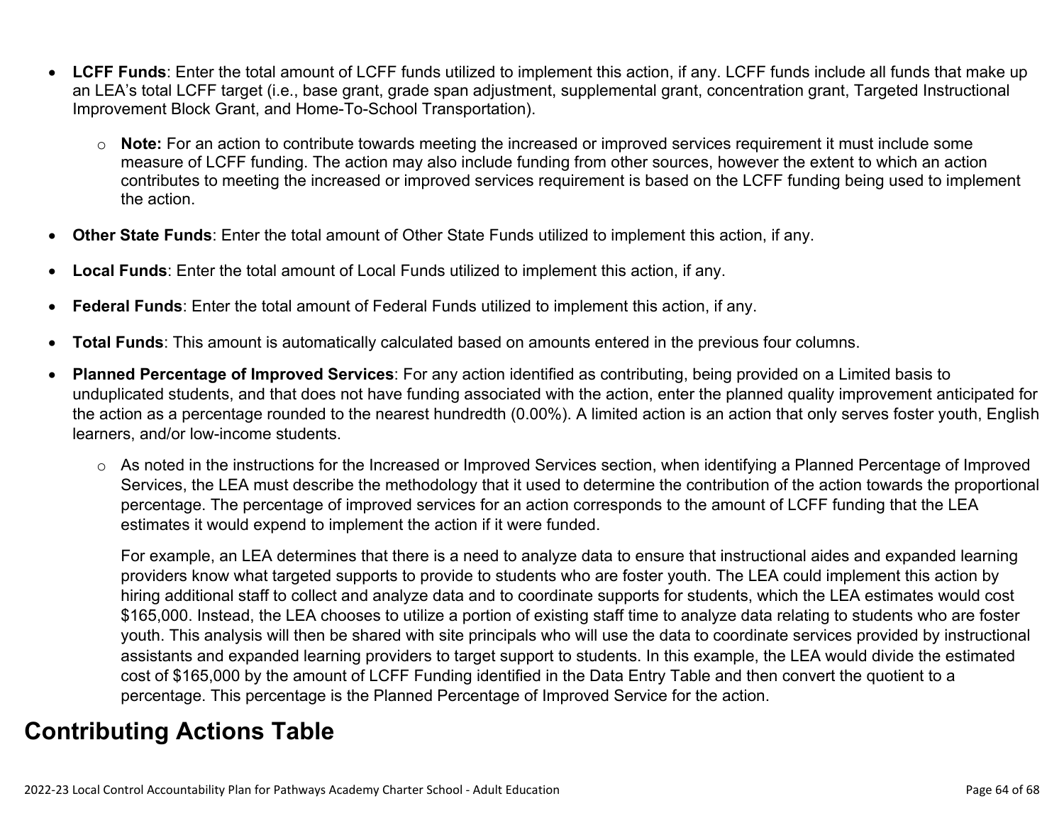- **LCFF Funds**: Enter the total amount of LCFF funds utilized to implement this action, if any. LCFF funds include all funds that make up an LEA's total LCFF target (i.e., base grant, grade span adjustment, supplemental grant, concentration grant, Targeted Instructional Improvement Block Grant, and Home-To-School Transportation).
    - **Note:** For an action to contribute towards meeting the increased or improved services requirement it must include some measure of LCFF funding. The action may also include funding from other sources, however the extent to which an action contributes to meeting the increased or improved services requirement is based on the LCFF funding being used to implement the action.
- **Other State Funds**: Enter the total amount of Other State Funds utilized to implement this action, if any.
- **Local Funds**: Enter the total amount of Local Funds utilized to implement this action, if any.
- **Federal Funds**: Enter the total amount of Federal Funds utilized to implement this action, if any.
- **Total Funds**: This amount is automatically calculated based on amounts entered in the previous four columns.
- **Planned Percentage of Improved Services**: For any action identified as contributing, being provided on a Limited basis to unduplicated students, and that does not have funding associated with the action, enter the planned quality improvement anticipated for the action as a percentage rounded to the nearest hundredth (0.00%). A limited action is an action that only serves foster youth, English learners, and/or low-income students.
    - As noted in the instructions for the Increased or Improved Services section, when identifying a Planned Percentage of Improved Services, the LEA must describe the methodology that it used to determine the contribution of the action towards the proportional percentage. The percentage of improved services for an action corresponds to the amount of LCFF funding that the LEA estimates it would expend to implement the action if it were funded.

      For example, an LEA determines that there is a need to analyze data to ensure that instructional aides and expanded learning providers know what targeted supports to provide to students who are foster youth. The LEA could implement this action by hiring additional staff to collect and analyze data and to coordinate supports for students, which the LEA estimates would cost $165,000. Instead, the LEA chooses to utilize a portion of existing staff time to analyze data relating to students who are foster youth. This analysis will then be shared with site principals who will use the data to coordinate services provided by instructional assistants and expanded learning providers to target support to students. In this example, the LEA would divide the estimated cost of $165,000 by the amount of LCFF Funding identified in the Data Entry Table and then convert the quotient to a percentage. This percentage is the Planned Percentage of Improved Service for the action.

## Contributing Actions Table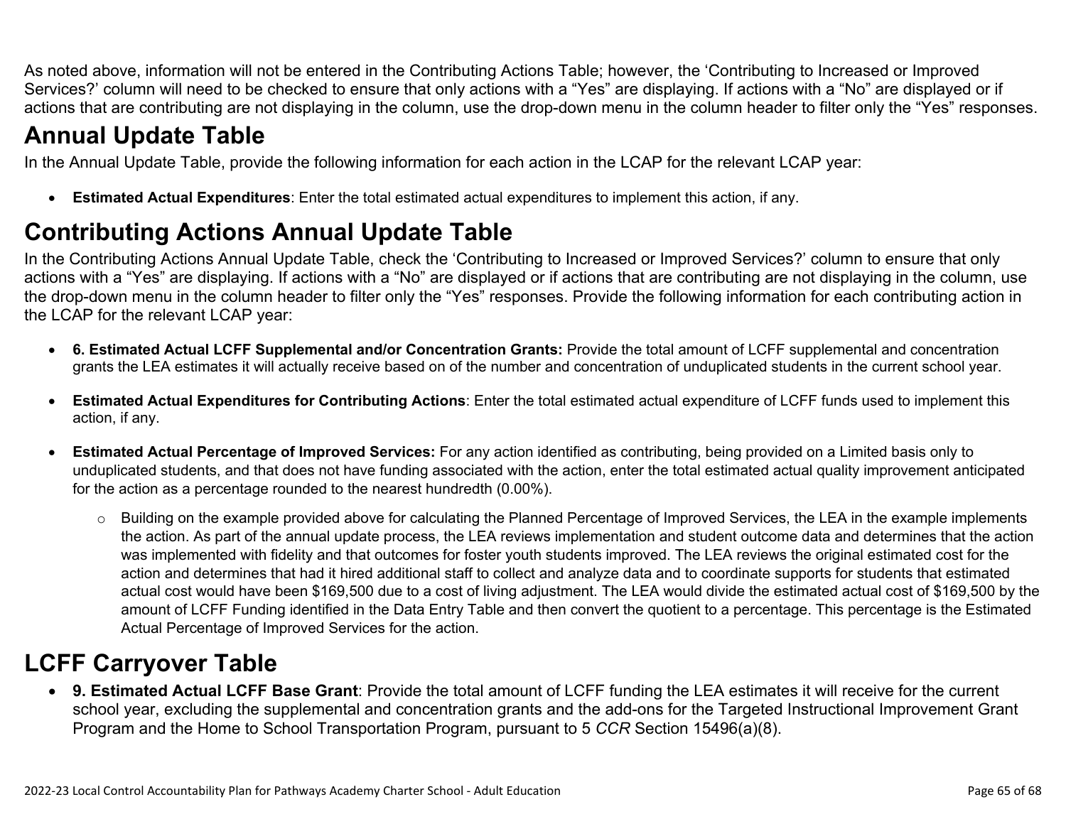As noted above, information will not be entered in the Contributing Actions Table; however, the 'Contributing to Increased or Improved Services?' column will need to be checked to ensure that only actions with a "Yes" are displaying. If actions with a "No" are displayed or if actions that are contributing are not displaying in the column, use the drop-down menu in the column header to filter only the "Yes" responses.

## Annual Update Table

In the Annual Update Table, provide the following information for each action in the LCAP for the relevant LCAP year:

- **Estimated Actual Expenditures**: Enter the total estimated actual expenditures to implement this action, if any.

## Contributing Actions Annual Update Table

In the Contributing Actions Annual Update Table, check the 'Contributing to Increased or Improved Services?' column to ensure that only actions with a "Yes" are displaying. If actions with a "No" are displayed or if actions that are contributing are not displaying in the column, use the drop-down menu in the column header to filter only the "Yes" responses. Provide the following information for each contributing action in the LCAP for the relevant LCAP year:

- **6. Estimated Actual LCFF Supplemental and/or Concentration Grants:** Provide the total amount of LCFF supplemental and concentration grants the LEA estimates it will actually receive based on of the number and concentration of unduplicated students in the current school year.
- **Estimated Actual Expenditures for Contributing Actions**: Enter the total estimated actual expenditure of LCFF funds used to implement this action, if any.
- **Estimated Actual Percentage of Improved Services:** For any action identified as contributing, being provided on a Limited basis only to unduplicated students, and that does not have funding associated with the action, enter the total estimated actual quality improvement anticipated for the action as a percentage rounded to the nearest hundredth (0.00%).
    - Building on the example provided above for calculating the Planned Percentage of Improved Services, the LEA in the example implements the action. As part of the annual update process, the LEA reviews implementation and student outcome data and determines that the action was implemented with fidelity and that outcomes for foster youth students improved. The LEA reviews the original estimated cost for the action and determines that had it hired additional staff to collect and analyze data and to coordinate supports for students that estimated actual cost would have been $169,500 due to a cost of living adjustment. The LEA would divide the estimated actual cost of $169,500 by the amount of LCFF Funding identified in the Data Entry Table and then convert the quotient to a percentage. This percentage is the Estimated Actual Percentage of Improved Services for the action.

## LCFF Carryover Table

- **9. Estimated Actual LCFF Base Grant**: Provide the total amount of LCFF funding the LEA estimates it will receive for the current school year, excluding the supplemental and concentration grants and the add-ons for the Targeted Instructional Improvement Grant Program and the Home to School Transportation Program, pursuant to 5 *CCR* Section 15496(a)(8).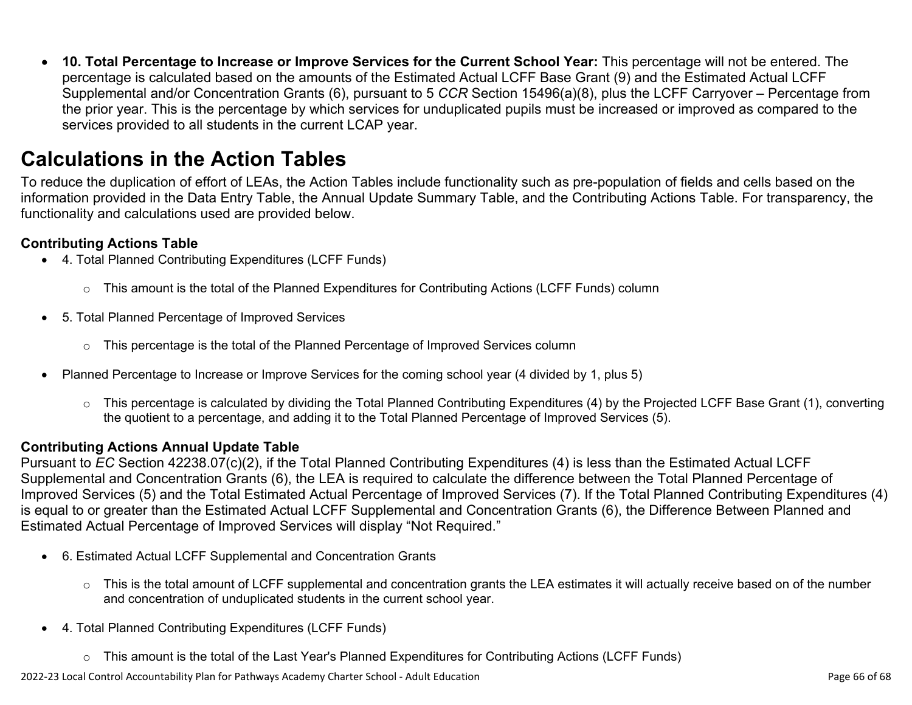- **10. Total Percentage to Increase or Improve Services for the Current School Year:** This percentage will not be entered. The percentage is calculated based on the amounts of the Estimated Actual LCFF Base Grant (9) and the Estimated Actual LCFF Supplemental and/or Concentration Grants (6), pursuant to 5 *CCR* Section 15496(a)(8), plus the LCFF Carryover – Percentage from the prior year. This is the percentage by which services for unduplicated pupils must be increased or improved as compared to the services provided to all students in the current LCAP year.

# Calculations in the Action Tables

To reduce the duplication of effort of LEAs, the Action Tables include functionality such as pre-population of fields and cells based on the information provided in the Data Entry Table, the Annual Update Summary Table, and the Contributing Actions Table. For transparency, the functionality and calculations used are provided below.

### Contributing Actions Table

- 4. Total Planned Contributing Expenditures (LCFF Funds)
  - This amount is the total of the Planned Expenditures for Contributing Actions (LCFF Funds) column
- 5. Total Planned Percentage of Improved Services
  - This percentage is the total of the Planned Percentage of Improved Services column
- Planned Percentage to Increase or Improve Services for the coming school year (4 divided by 1, plus 5)
  - This percentage is calculated by dividing the Total Planned Contributing Expenditures (4) by the Projected LCFF Base Grant (1), converting the quotient to a percentage, and adding it to the Total Planned Percentage of Improved Services (5).

### Contributing Actions Annual Update Table

Pursuant to *EC* Section 42238.07(c)(2), if the Total Planned Contributing Expenditures (4) is less than the Estimated Actual LCFF Supplemental and Concentration Grants (6), the LEA is required to calculate the difference between the Total Planned Percentage of Improved Services (5) and the Total Estimated Actual Percentage of Improved Services (7). If the Total Planned Contributing Expenditures (4) is equal to or greater than the Estimated Actual LCFF Supplemental and Concentration Grants (6), the Difference Between Planned and Estimated Actual Percentage of Improved Services will display "Not Required."

- 6. Estimated Actual LCFF Supplemental and Concentration Grants
  - This is the total amount of LCFF supplemental and concentration grants the LEA estimates it will actually receive based on of the number and concentration of unduplicated students in the current school year.
- 4. Total Planned Contributing Expenditures (LCFF Funds)
  - This amount is the total of the Last Year's Planned Expenditures for Contributing Actions (LCFF Funds)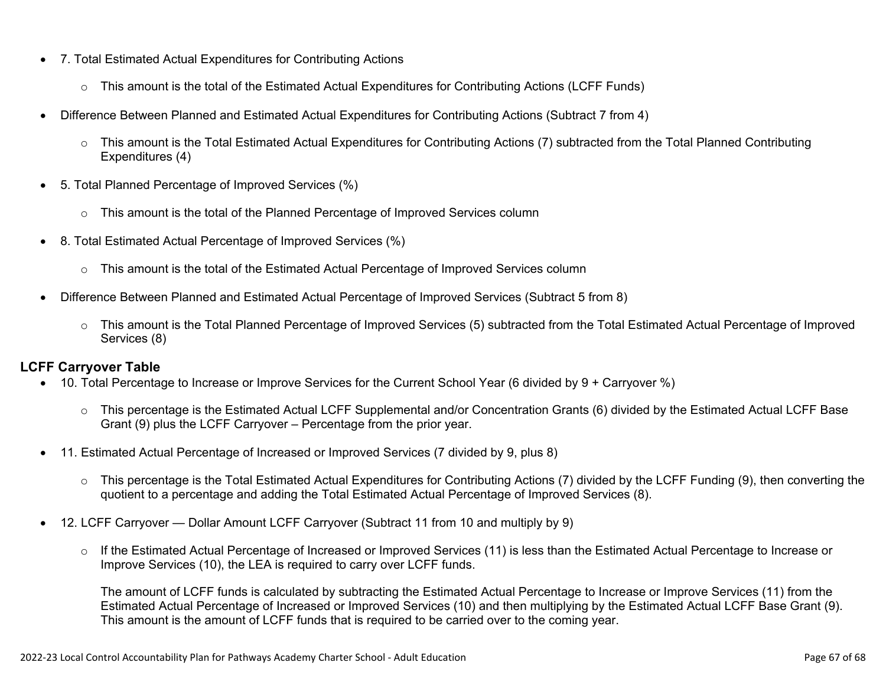- 7. Total Estimated Actual Expenditures for Contributing Actions
  - This amount is the total of the Estimated Actual Expenditures for Contributing Actions (LCFF Funds)
- Difference Between Planned and Estimated Actual Expenditures for Contributing Actions (Subtract 7 from 4)
  - This amount is the Total Estimated Actual Expenditures for Contributing Actions (7) subtracted from the Total Planned Contributing Expenditures (4)
- 5. Total Planned Percentage of Improved Services (%)
  - This amount is the total of the Planned Percentage of Improved Services column
- 8. Total Estimated Actual Percentage of Improved Services (%)
  - This amount is the total of the Estimated Actual Percentage of Improved Services column
- Difference Between Planned and Estimated Actual Percentage of Improved Services (Subtract 5 from 8)
  - This amount is the Total Planned Percentage of Improved Services (5) subtracted from the Total Estimated Actual Percentage of Improved Services (8)

**LCFF Carryover Table**

- 10. Total Percentage to Increase or Improve Services for the Current School Year (6 divided by 9 + Carryover %)
  - This percentage is the Estimated Actual LCFF Supplemental and/or Concentration Grants (6) divided by the Estimated Actual LCFF Base Grant (9) plus the LCFF Carryover – Percentage from the prior year.
- 11. Estimated Actual Percentage of Increased or Improved Services (7 divided by 9, plus 8)
  - This percentage is the Total Estimated Actual Expenditures for Contributing Actions (7) divided by the LCFF Funding (9), then converting the quotient to a percentage and adding the Total Estimated Actual Percentage of Improved Services (8).
- 12. LCFF Carryover — Dollar Amount LCFF Carryover (Subtract 11 from 10 and multiply by 9)
  - If the Estimated Actual Percentage of Increased or Improved Services (11) is less than the Estimated Actual Percentage to Increase or Improve Services (10), the LEA is required to carry over LCFF funds.

    The amount of LCFF funds is calculated by subtracting the Estimated Actual Percentage to Increase or Improve Services (11) from the Estimated Actual Percentage of Increased or Improved Services (10) and then multiplying by the Estimated Actual LCFF Base Grant (9). This amount is the amount of LCFF funds that is required to be carried over to the coming year.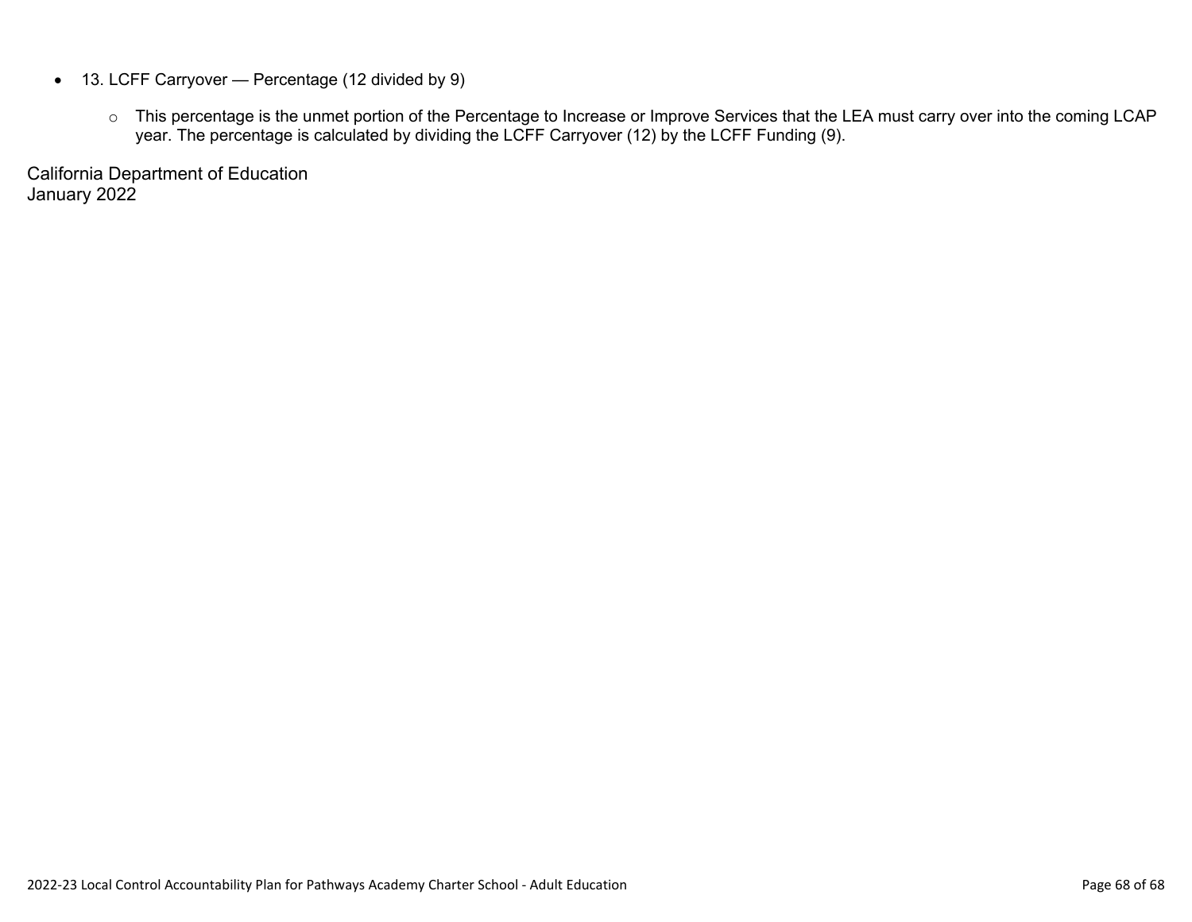- 13. LCFF Carryover — Percentage (12 divided by 9)
    - This percentage is the unmet portion of the Percentage to Increase or Improve Services that the LEA must carry over into the coming LCAP year. The percentage is calculated by dividing the LCFF Carryover (12) by the LCFF Funding (9).

California Department of Education
January 2022